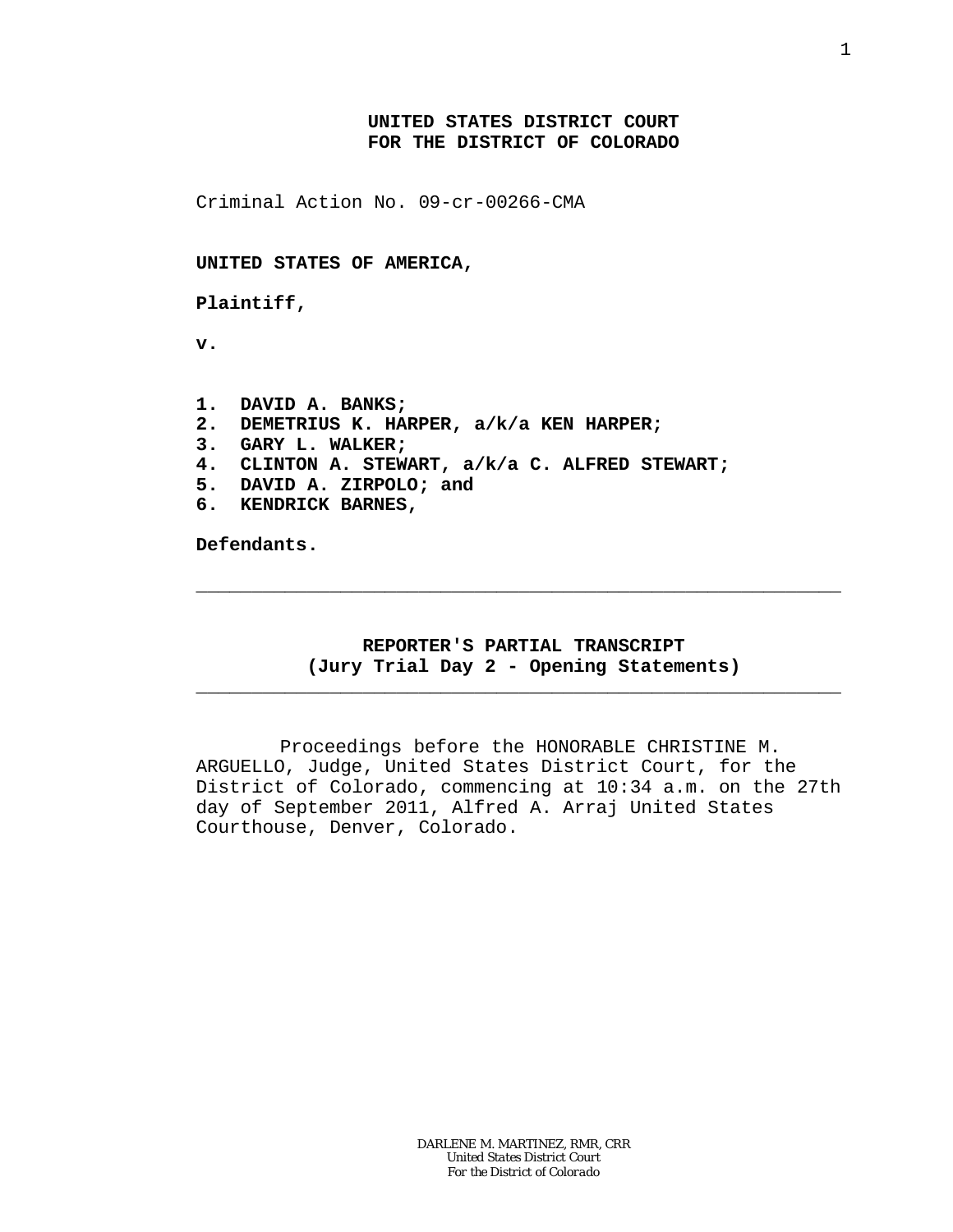**UNITED STATES DISTRICT COURT**
**FOR THE DISTRICT OF COLORADO**

Criminal Action No. 09-cr-00266-CMA

**UNITED STATES OF AMERICA,**

**Plaintiff,**

**v.**

**1. DAVID A. BANKS;**
**2. DEMETRIUS K. HARPER, a/k/a KEN HARPER;**
**3. GARY L. WALKER;**
**4. CLINTON A. STEWART, a/k/a C. ALFRED STEWART;**
**5. DAVID A. ZIRPOLO; and**
**6. KENDRICK BARNES,**

**Defendants.**

---

**REPORTER'S PARTIAL TRANSCRIPT**
**(Jury Trial Day 2 - Opening Statements)**

---

Proceedings before the HONORABLE CHRISTINE M. ARGUELLO, Judge, United States District Court, for the District of Colorado, commencing at 10:34 a.m. on the 27th day of September 2011, Alfred A. Arraj United States Courthouse, Denver, Colorado.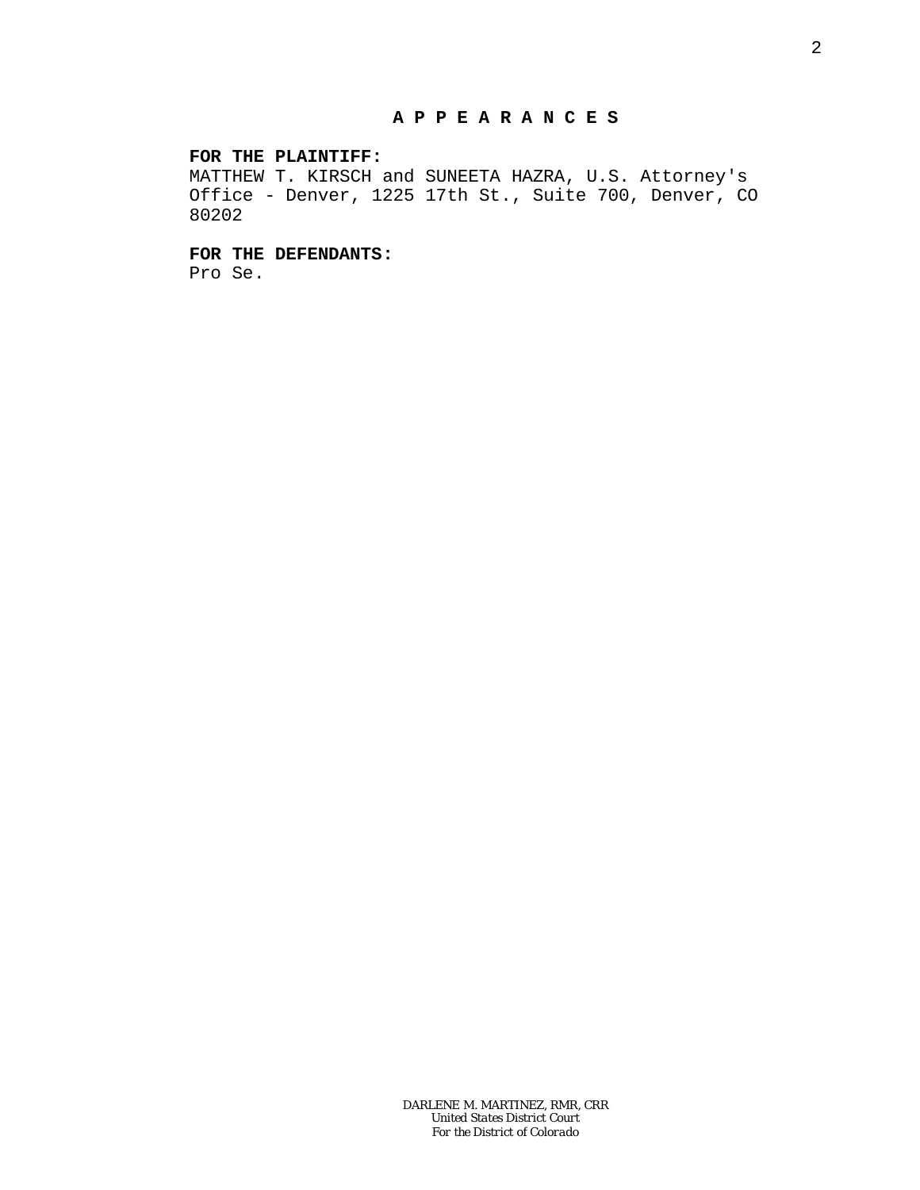# A P P E A R A N C E S

**FOR THE PLAINTIFF:**
MATTHEW T. KIRSCH and SUNEETA HAZRA, U.S. Attorney's Office - Denver, 1225 17th St., Suite 700, Denver, CO 80202

**FOR THE DEFENDANTS:**
Pro Se.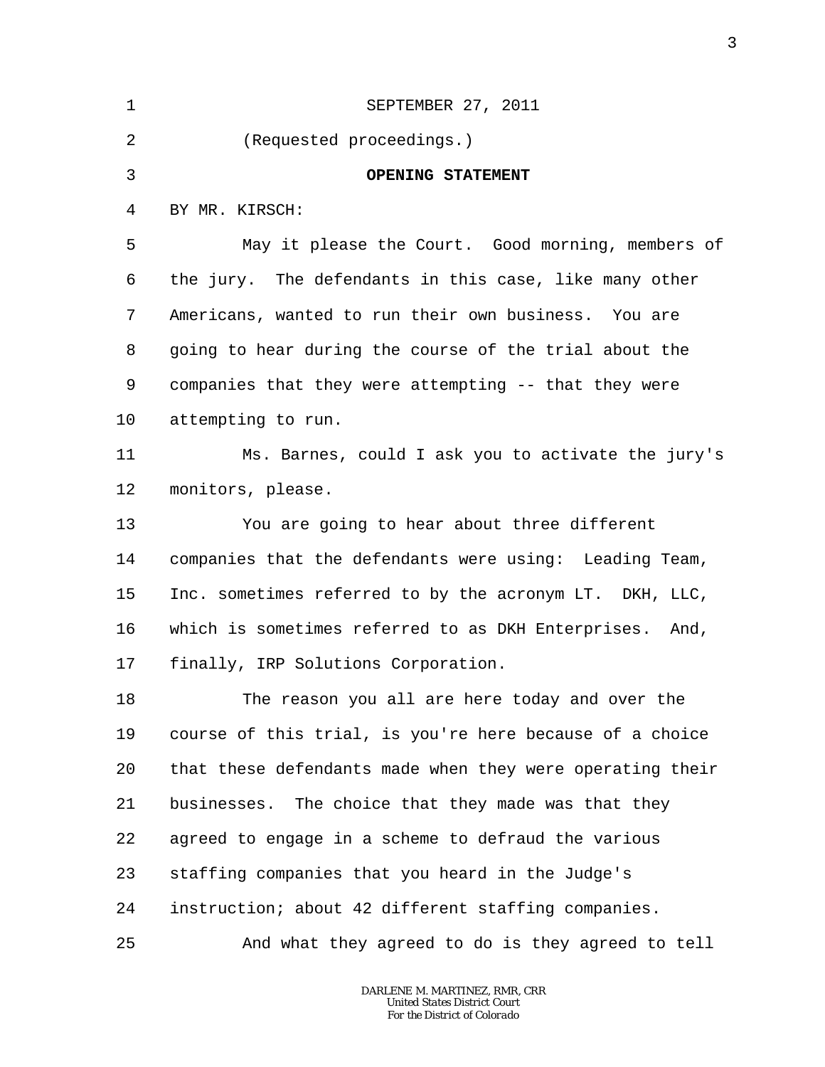SEPTEMBER 27, 2011

(Requested proceedings.)

## OPENING STATEMENT

BY MR. KIRSCH:

May it please the Court. Good morning, members of the jury. The defendants in this case, like many other Americans, wanted to run their own business. You are going to hear during the course of the trial about the companies that they were attempting -- that they were attempting to run.

Ms. Barnes, could I ask you to activate the jury's monitors, please.

You are going to hear about three different companies that the defendants were using: Leading Team, Inc. sometimes referred to by the acronym LT. DKH, LLC, which is sometimes referred to as DKH Enterprises. And, finally, IRP Solutions Corporation.

The reason you all are here today and over the course of this trial, is you're here because of a choice that these defendants made when they were operating their businesses. The choice that they made was that they agreed to engage in a scheme to defraud the various staffing companies that you heard in the Judge's instruction; about 42 different staffing companies.

And what they agreed to do is they agreed to tell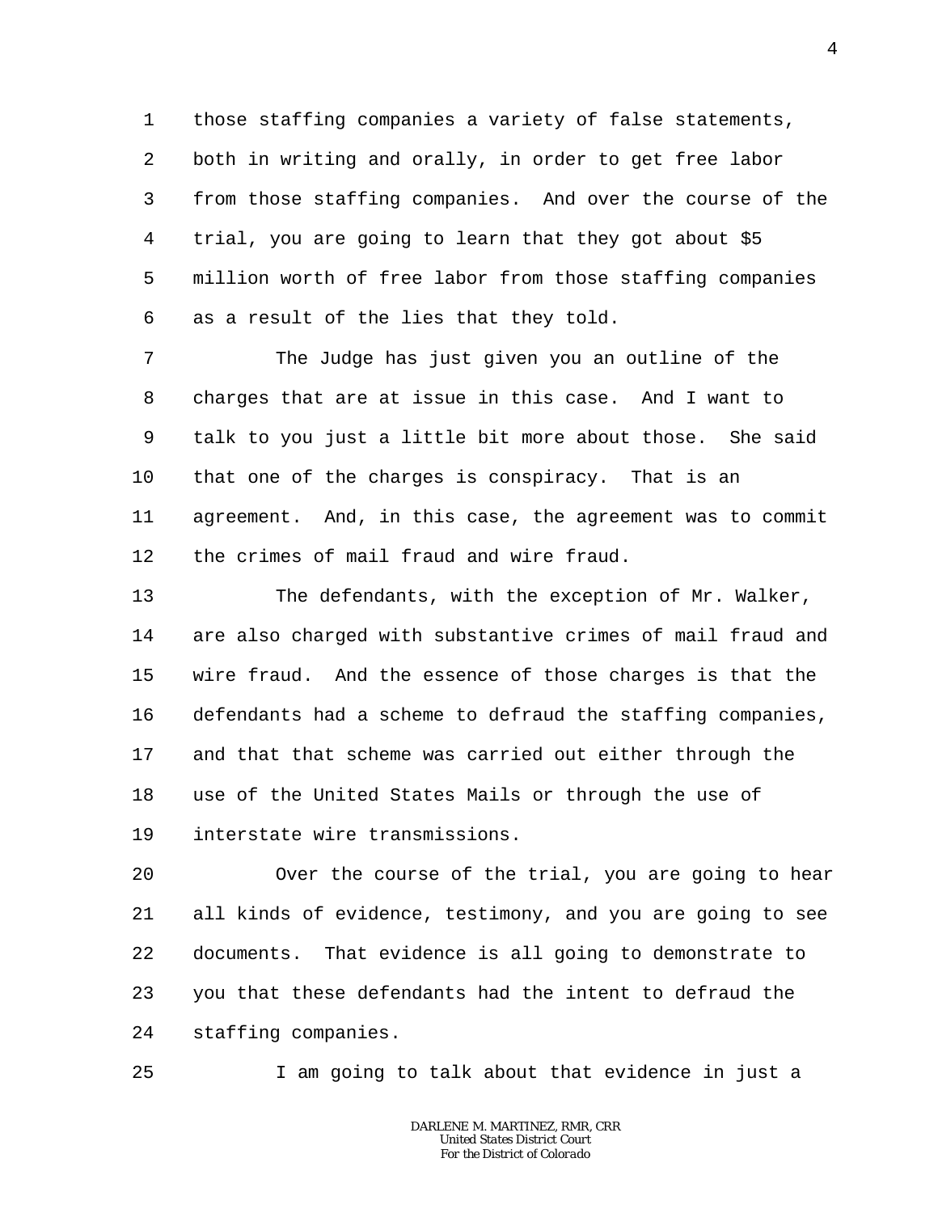1 those staffing companies a variety of false statements,
2 both in writing and orally, in order to get free labor
3 from those staffing companies. And over the course of the
4 trial, you are going to learn that they got about $5
5 million worth of free labor from those staffing companies
6 as a result of the lies that they told.

7 The Judge has just given you an outline of the
8 charges that are at issue in this case. And I want to
9 talk to you just a little bit more about those. She said
10 that one of the charges is conspiracy. That is an
11 agreement. And, in this case, the agreement was to commit
12 the crimes of mail fraud and wire fraud.

13 The defendants, with the exception of Mr. Walker,
14 are also charged with substantive crimes of mail fraud and
15 wire fraud. And the essence of those charges is that the
16 defendants had a scheme to defraud the staffing companies,
17 and that that scheme was carried out either through the
18 use of the United States Mails or through the use of
19 interstate wire transmissions.

20 Over the course of the trial, you are going to hear
21 all kinds of evidence, testimony, and you are going to see
22 documents. That evidence is all going to demonstrate to
23 you that these defendants had the intent to defraud the
24 staffing companies.

25 I am going to talk about that evidence in just a

DARLENE M. MARTINEZ, RMR, CRR
United States District Court
For the District of Colorado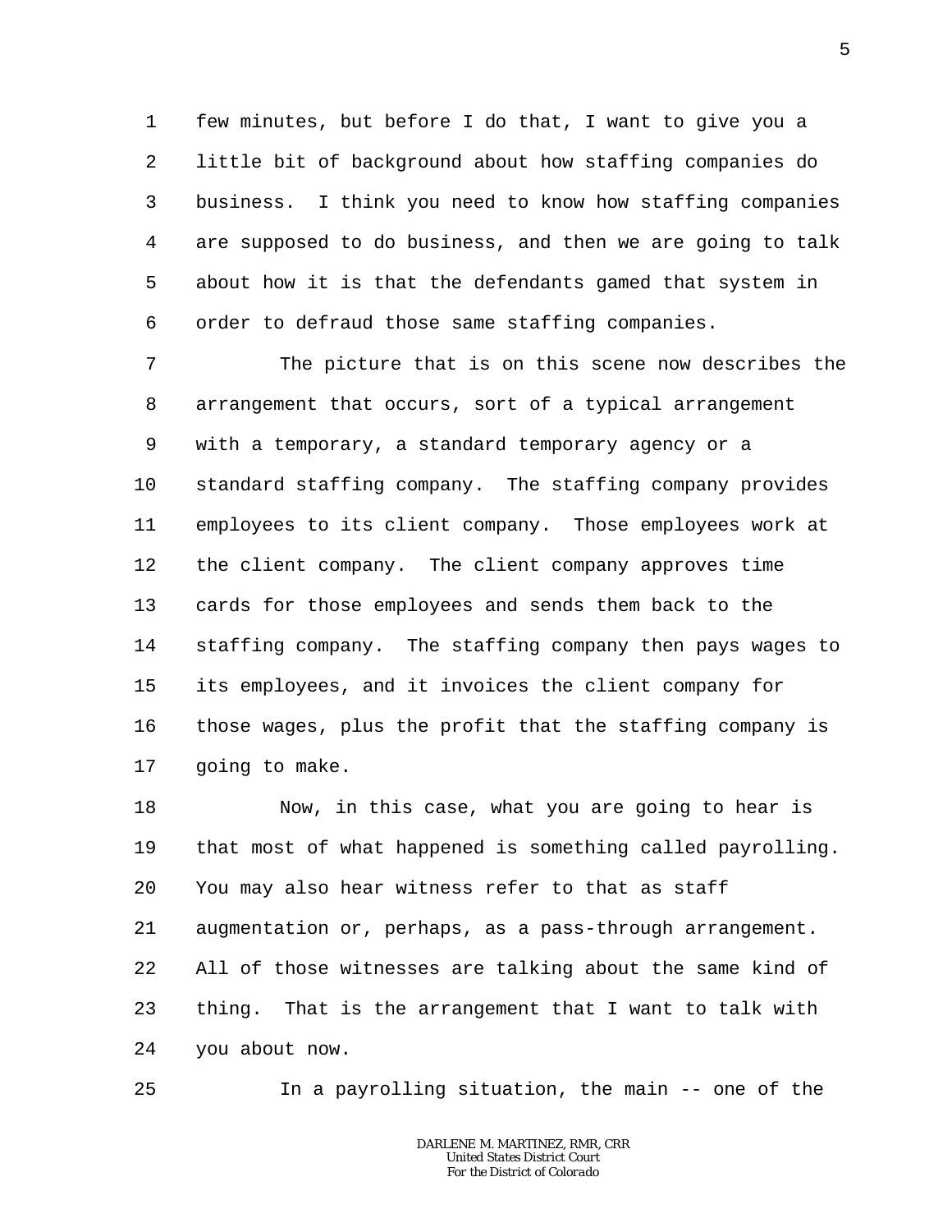few minutes, but before I do that, I want to give you a little bit of background about how staffing companies do business. I think you need to know how staffing companies are supposed to do business, and then we are going to talk about how it is that the defendants gamed that system in order to defraud those same staffing companies.

The picture that is on this scene now describes the arrangement that occurs, sort of a typical arrangement with a temporary, a standard temporary agency or a standard staffing company. The staffing company provides employees to its client company. Those employees work at the client company. The client company approves time cards for those employees and sends them back to the staffing company. The staffing company then pays wages to its employees, and it invoices the client company for those wages, plus the profit that the staffing company is going to make.

Now, in this case, what you are going to hear is that most of what happened is something called payrolling. You may also hear witness refer to that as staff augmentation or, perhaps, as a pass-through arrangement. All of those witnesses are talking about the same kind of thing. That is the arrangement that I want to talk with you about now.

In a payrolling situation, the main -- one of the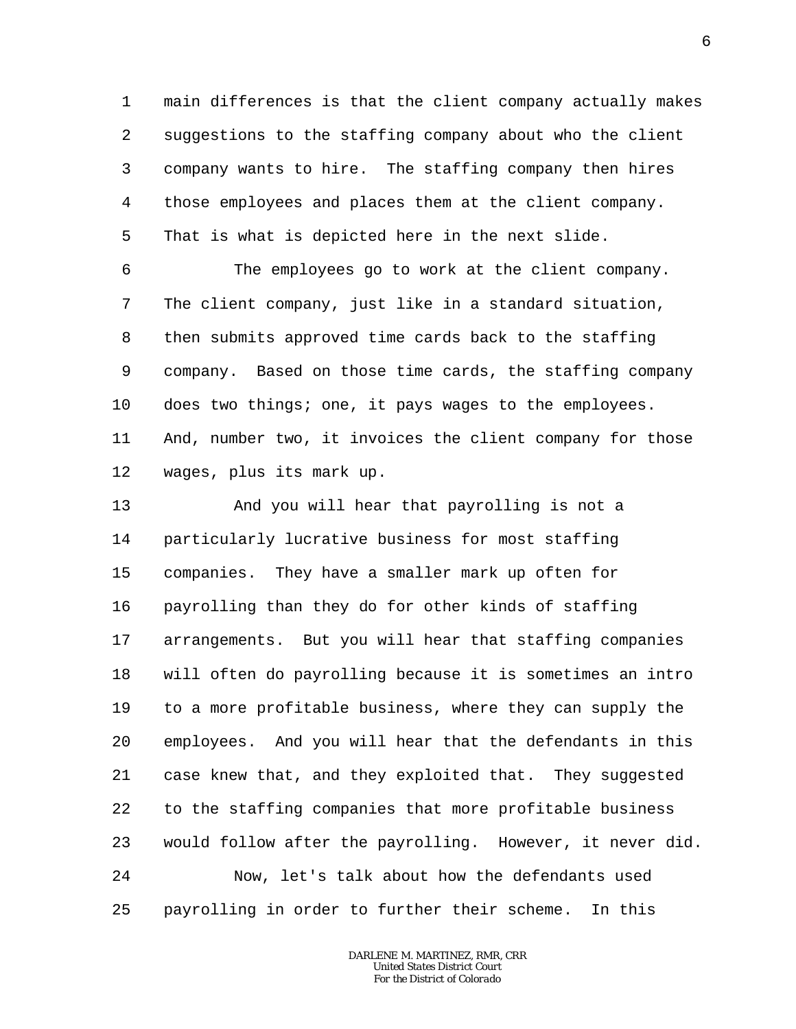main differences is that the client company actually makes suggestions to the staffing company about who the client company wants to hire. The staffing company then hires those employees and places them at the client company. That is what is depicted here in the next slide.

The employees go to work at the client company. The client company, just like in a standard situation, then submits approved time cards back to the staffing company. Based on those time cards, the staffing company does two things; one, it pays wages to the employees. And, number two, it invoices the client company for those wages, plus its mark up.

And you will hear that payrolling is not a particularly lucrative business for most staffing companies. They have a smaller mark up often for payrolling than they do for other kinds of staffing arrangements. But you will hear that staffing companies will often do payrolling because it is sometimes an intro to a more profitable business, where they can supply the employees. And you will hear that the defendants in this case knew that, and they exploited that. They suggested to the staffing companies that more profitable business would follow after the payrolling. However, it never did.

Now, let's talk about how the defendants used payrolling in order to further their scheme. In this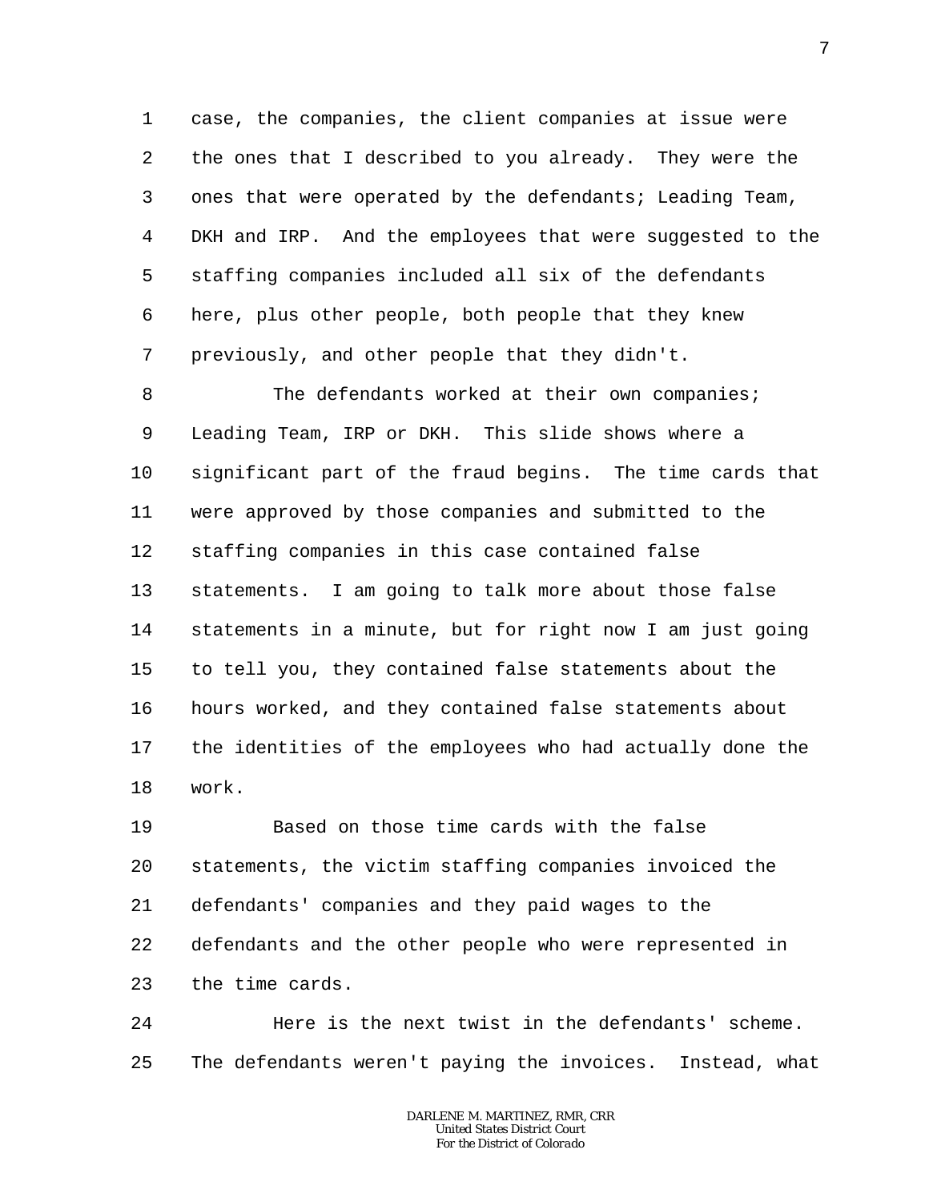case, the companies, the client companies at issue were the ones that I described to you already. They were the ones that were operated by the defendants; Leading Team, DKH and IRP. And the employees that were suggested to the staffing companies included all six of the defendants here, plus other people, both people that they knew previously, and other people that they didn't.

The defendants worked at their own companies; Leading Team, IRP or DKH. This slide shows where a significant part of the fraud begins. The time cards that were approved by those companies and submitted to the staffing companies in this case contained false statements. I am going to talk more about those false statements in a minute, but for right now I am just going to tell you, they contained false statements about the hours worked, and they contained false statements about the identities of the employees who had actually done the work.

Based on those time cards with the false statements, the victim staffing companies invoiced the defendants' companies and they paid wages to the defendants and the other people who were represented in the time cards.

Here is the next twist in the defendants' scheme. The defendants weren't paying the invoices. Instead, what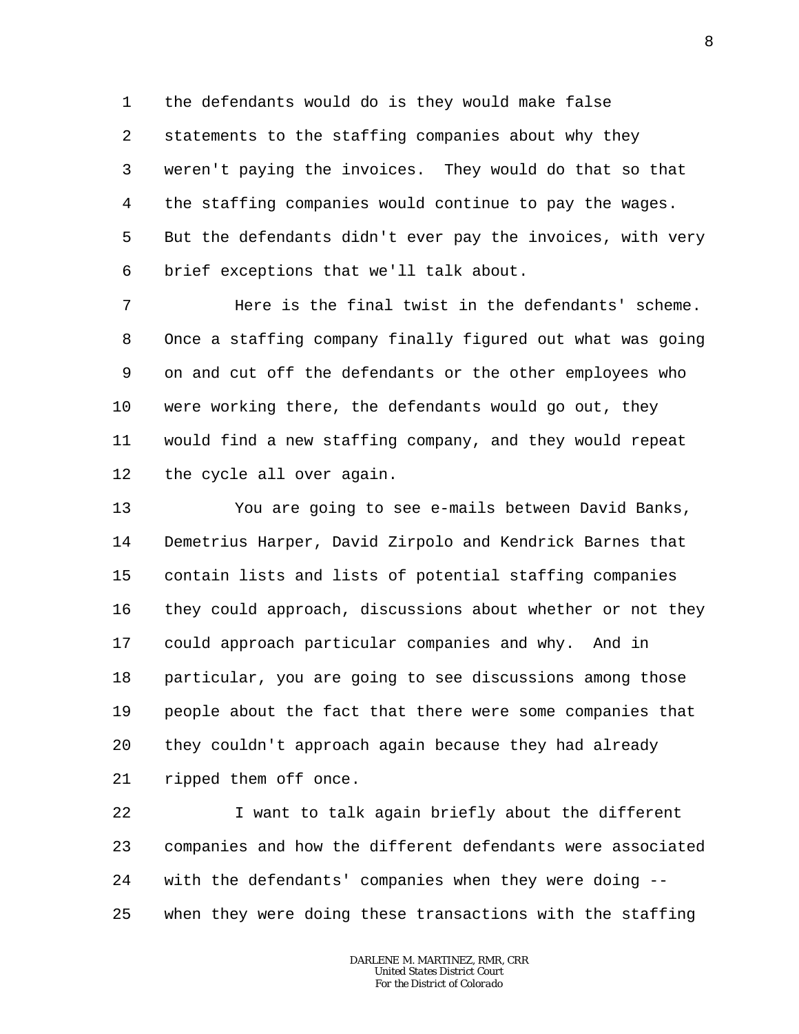the defendants would do is they would make false statements to the staffing companies about why they weren't paying the invoices. They would do that so that the staffing companies would continue to pay the wages. But the defendants didn't ever pay the invoices, with very brief exceptions that we'll talk about.

Here is the final twist in the defendants' scheme. Once a staffing company finally figured out what was going on and cut off the defendants or the other employees who were working there, the defendants would go out, they would find a new staffing company, and they would repeat the cycle all over again.

You are going to see e-mails between David Banks, Demetrius Harper, David Zirpolo and Kendrick Barnes that contain lists and lists of potential staffing companies they could approach, discussions about whether or not they could approach particular companies and why. And in particular, you are going to see discussions among those people about the fact that there were some companies that they couldn't approach again because they had already ripped them off once.

I want to talk again briefly about the different companies and how the different defendants were associated with the defendants' companies when they were doing -- when they were doing these transactions with the staffing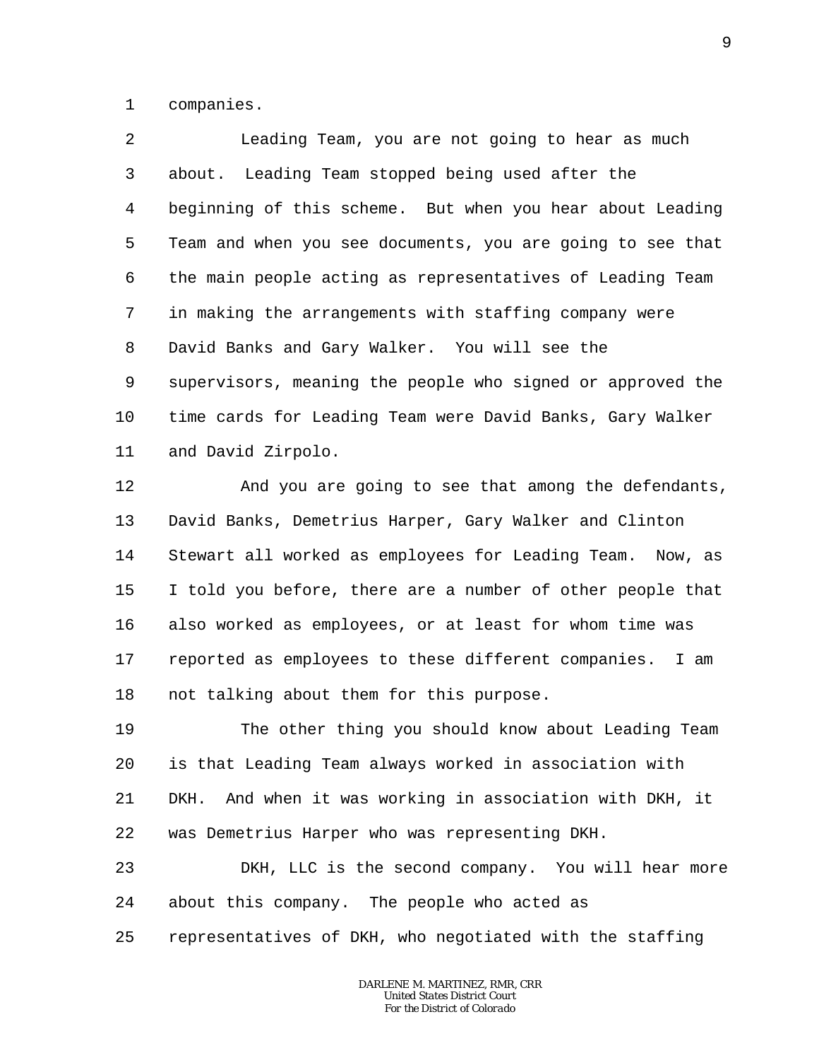companies.

Leading Team, you are not going to hear as much about. Leading Team stopped being used after the beginning of this scheme. But when you hear about Leading Team and when you see documents, you are going to see that the main people acting as representatives of Leading Team in making the arrangements with staffing company were David Banks and Gary Walker. You will see the supervisors, meaning the people who signed or approved the time cards for Leading Team were David Banks, Gary Walker and David Zirpolo.

And you are going to see that among the defendants, David Banks, Demetrius Harper, Gary Walker and Clinton Stewart all worked as employees for Leading Team. Now, as I told you before, there are a number of other people that also worked as employees, or at least for whom time was reported as employees to these different companies. I am not talking about them for this purpose.

The other thing you should know about Leading Team is that Leading Team always worked in association with DKH. And when it was working in association with DKH, it was Demetrius Harper who was representing DKH.

DKH, LLC is the second company. You will hear more about this company. The people who acted as representatives of DKH, who negotiated with the staffing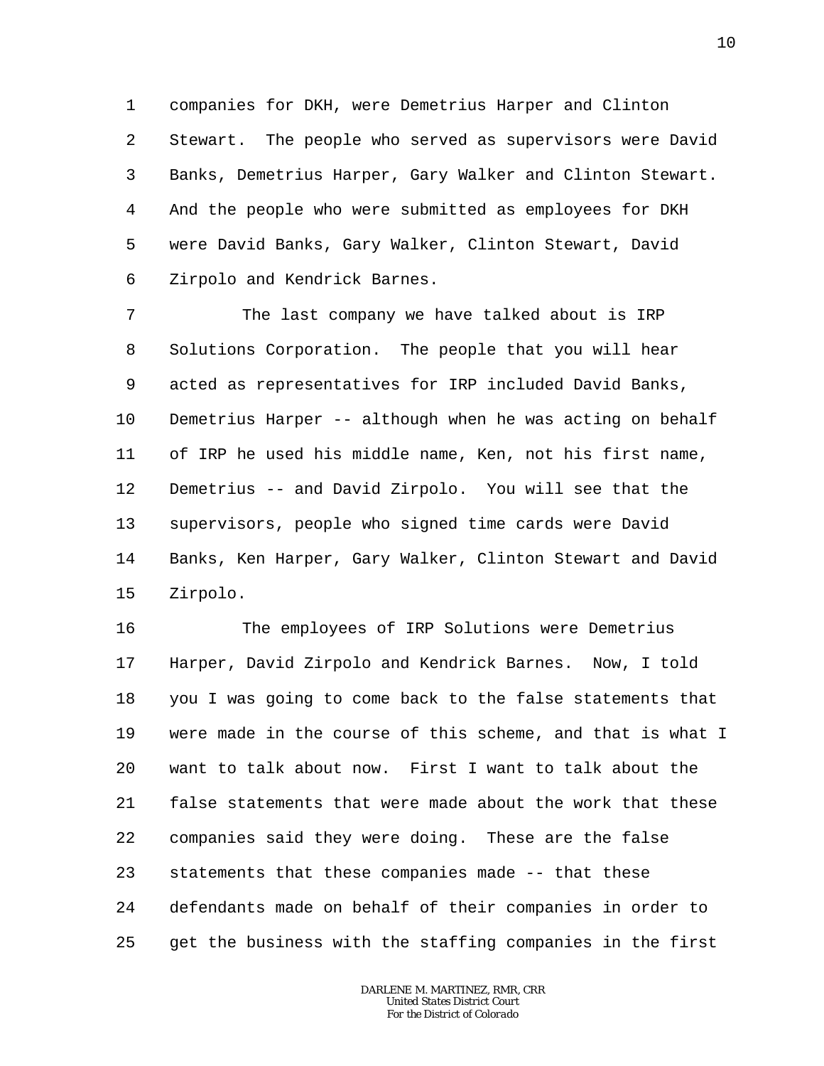companies for DKH, were Demetrius Harper and Clinton Stewart. The people who served as supervisors were David Banks, Demetrius Harper, Gary Walker and Clinton Stewart. And the people who were submitted as employees for DKH were David Banks, Gary Walker, Clinton Stewart, David Zirpolo and Kendrick Barnes.

The last company we have talked about is IRP Solutions Corporation. The people that you will hear acted as representatives for IRP included David Banks, Demetrius Harper -- although when he was acting on behalf of IRP he used his middle name, Ken, not his first name, Demetrius -- and David Zirpolo. You will see that the supervisors, people who signed time cards were David Banks, Ken Harper, Gary Walker, Clinton Stewart and David Zirpolo.

The employees of IRP Solutions were Demetrius Harper, David Zirpolo and Kendrick Barnes. Now, I told you I was going to come back to the false statements that were made in the course of this scheme, and that is what I want to talk about now. First I want to talk about the false statements that were made about the work that these companies said they were doing. These are the false statements that these companies made -- that these defendants made on behalf of their companies in order to get the business with the staffing companies in the first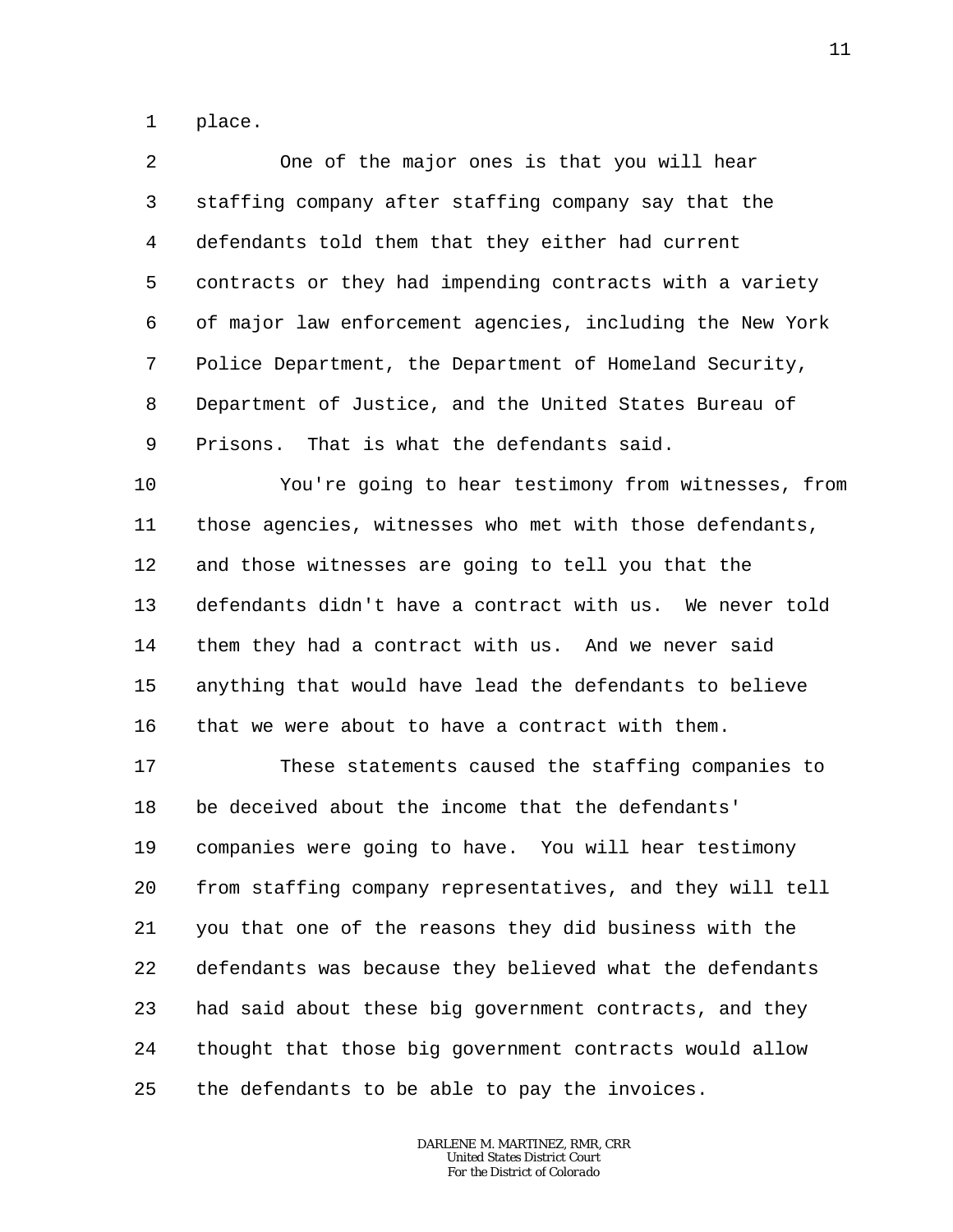place.

One of the major ones is that you will hear staffing company after staffing company say that the defendants told them that they either had current contracts or they had impending contracts with a variety of major law enforcement agencies, including the New York Police Department, the Department of Homeland Security, Department of Justice, and the United States Bureau of Prisons. That is what the defendants said.

You're going to hear testimony from witnesses, from those agencies, witnesses who met with those defendants, and those witnesses are going to tell you that the defendants didn't have a contract with us. We never told them they had a contract with us. And we never said anything that would have lead the defendants to believe that we were about to have a contract with them.

These statements caused the staffing companies to be deceived about the income that the defendants' companies were going to have. You will hear testimony from staffing company representatives, and they will tell you that one of the reasons they did business with the defendants was because they believed what the defendants had said about these big government contracts, and they thought that those big government contracts would allow the defendants to be able to pay the invoices.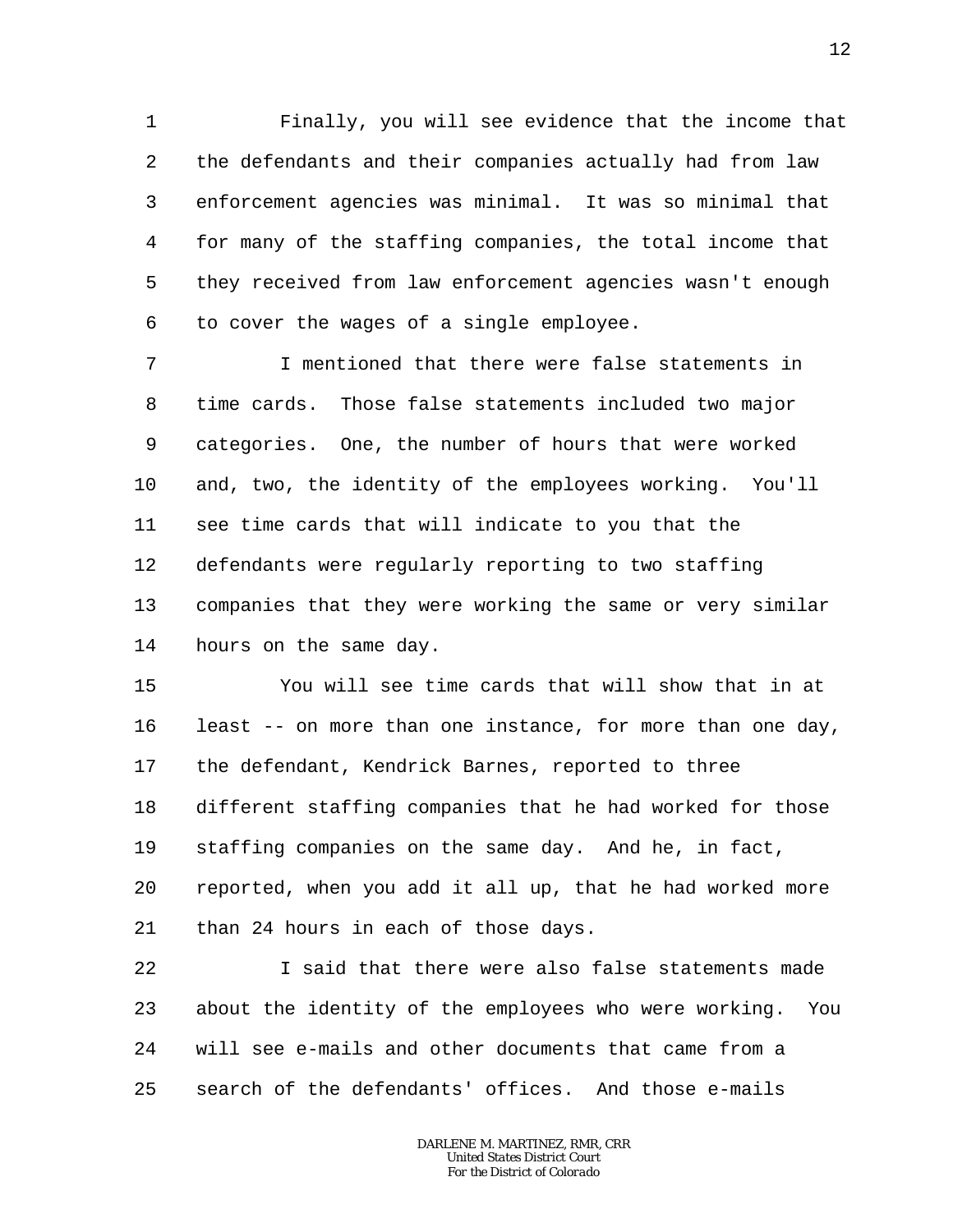Finally, you will see evidence that the income that the defendants and their companies actually had from law enforcement agencies was minimal. It was so minimal that for many of the staffing companies, the total income that they received from law enforcement agencies wasn't enough to cover the wages of a single employee.

I mentioned that there were false statements in time cards. Those false statements included two major categories. One, the number of hours that were worked and, two, the identity of the employees working. You'll see time cards that will indicate to you that the defendants were regularly reporting to two staffing companies that they were working the same or very similar hours on the same day.

You will see time cards that will show that in at least -- on more than one instance, for more than one day, the defendant, Kendrick Barnes, reported to three different staffing companies that he had worked for those staffing companies on the same day. And he, in fact, reported, when you add it all up, that he had worked more than 24 hours in each of those days.

I said that there were also false statements made about the identity of the employees who were working. You will see e-mails and other documents that came from a search of the defendants' offices. And those e-mails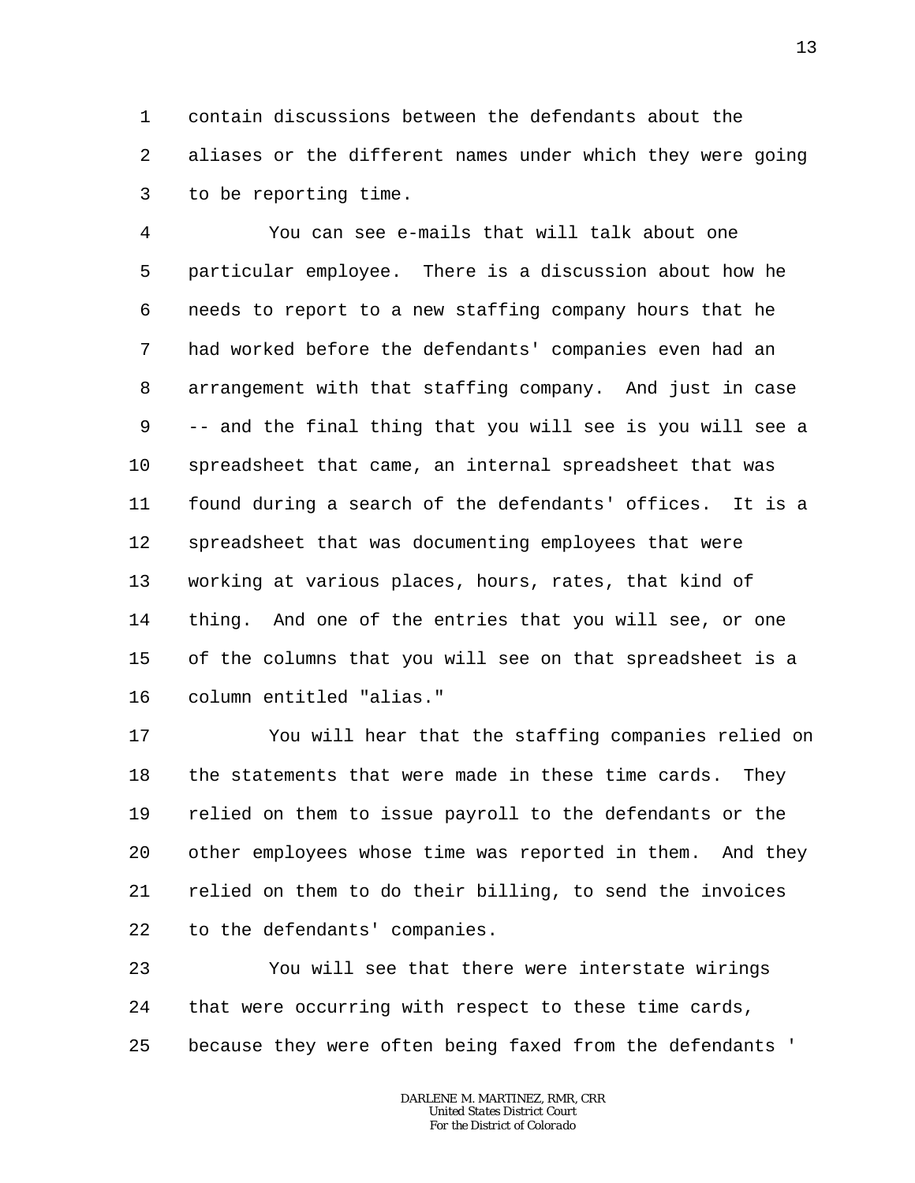contain discussions between the defendants about the aliases or the different names under which they were going to be reporting time.

You can see e-mails that will talk about one particular employee. There is a discussion about how he needs to report to a new staffing company hours that he had worked before the defendants' companies even had an arrangement with that staffing company. And just in case -- and the final thing that you will see is you will see a spreadsheet that came, an internal spreadsheet that was found during a search of the defendants' offices. It is a spreadsheet that was documenting employees that were working at various places, hours, rates, that kind of thing. And one of the entries that you will see, or one of the columns that you will see on that spreadsheet is a column entitled "alias."

You will hear that the staffing companies relied on the statements that were made in these time cards. They relied on them to issue payroll to the defendants or the other employees whose time was reported in them. And they relied on them to do their billing, to send the invoices to the defendants' companies.

You will see that there were interstate wirings that were occurring with respect to these time cards, because they were often being faxed from the defendants '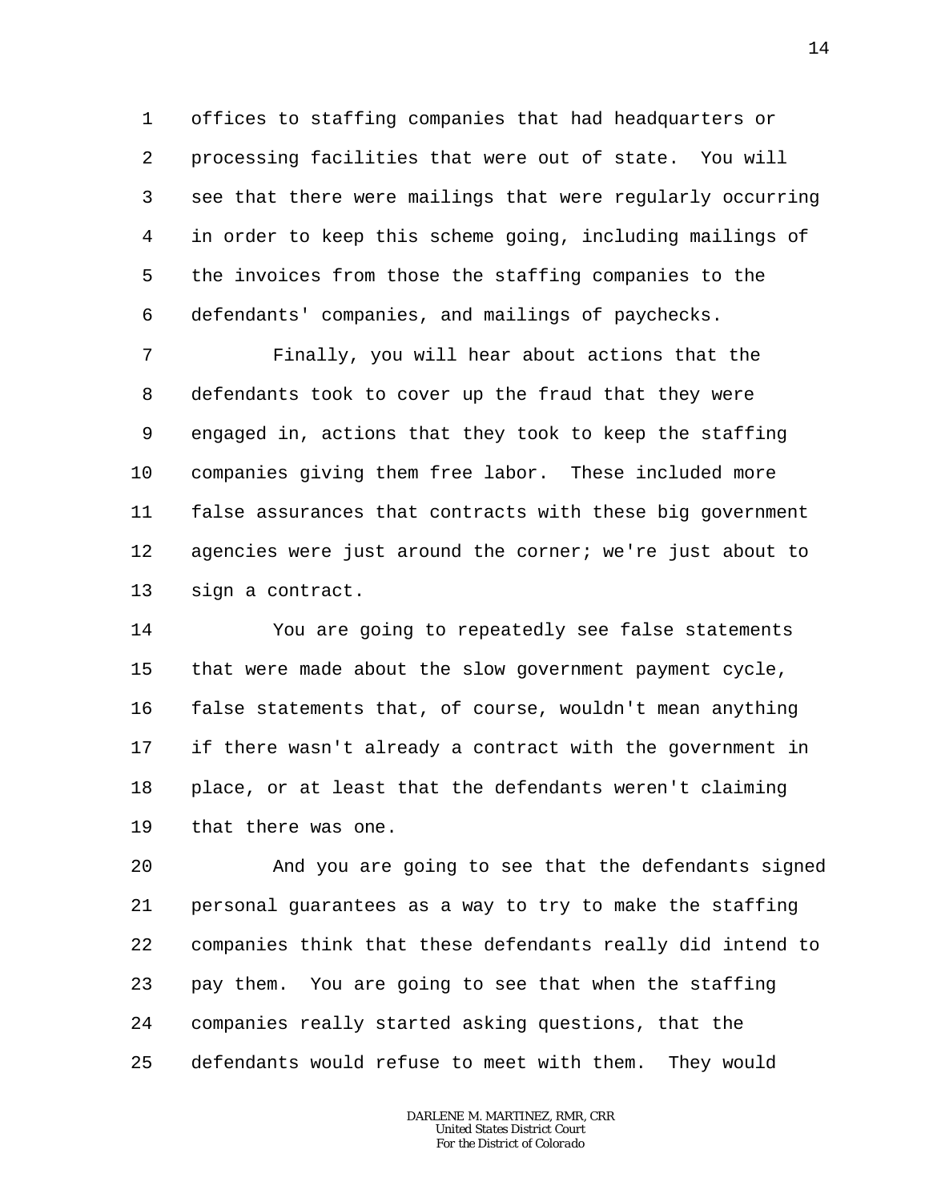offices to staffing companies that had headquarters or processing facilities that were out of state. You will see that there were mailings that were regularly occurring in order to keep this scheme going, including mailings of the invoices from those the staffing companies to the defendants' companies, and mailings of paychecks.

Finally, you will hear about actions that the defendants took to cover up the fraud that they were engaged in, actions that they took to keep the staffing companies giving them free labor. These included more false assurances that contracts with these big government agencies were just around the corner; we're just about to sign a contract.

You are going to repeatedly see false statements that were made about the slow government payment cycle, false statements that, of course, wouldn't mean anything if there wasn't already a contract with the government in place, or at least that the defendants weren't claiming that there was one.

And you are going to see that the defendants signed personal guarantees as a way to try to make the staffing companies think that these defendants really did intend to pay them. You are going to see that when the staffing companies really started asking questions, that the defendants would refuse to meet with them. They would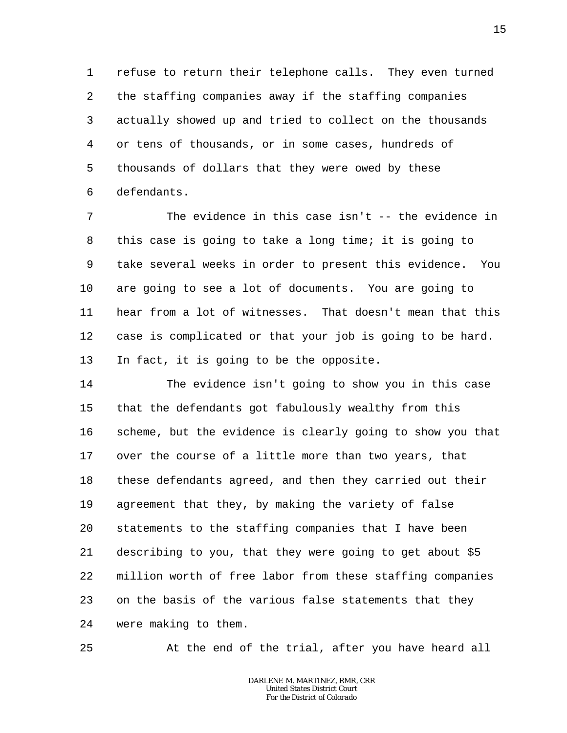refuse to return their telephone calls. They even turned the staffing companies away if the staffing companies actually showed up and tried to collect on the thousands or tens of thousands, or in some cases, hundreds of thousands of dollars that they were owed by these defendants.

The evidence in this case isn't -- the evidence in this case is going to take a long time; it is going to take several weeks in order to present this evidence. You are going to see a lot of documents. You are going to hear from a lot of witnesses. That doesn't mean that this case is complicated or that your job is going to be hard. In fact, it is going to be the opposite.

The evidence isn't going to show you in this case that the defendants got fabulously wealthy from this scheme, but the evidence is clearly going to show you that over the course of a little more than two years, that these defendants agreed, and then they carried out their agreement that they, by making the variety of false statements to the staffing companies that I have been describing to you, that they were going to get about $5 million worth of free labor from these staffing companies on the basis of the various false statements that they were making to them.

At the end of the trial, after you have heard all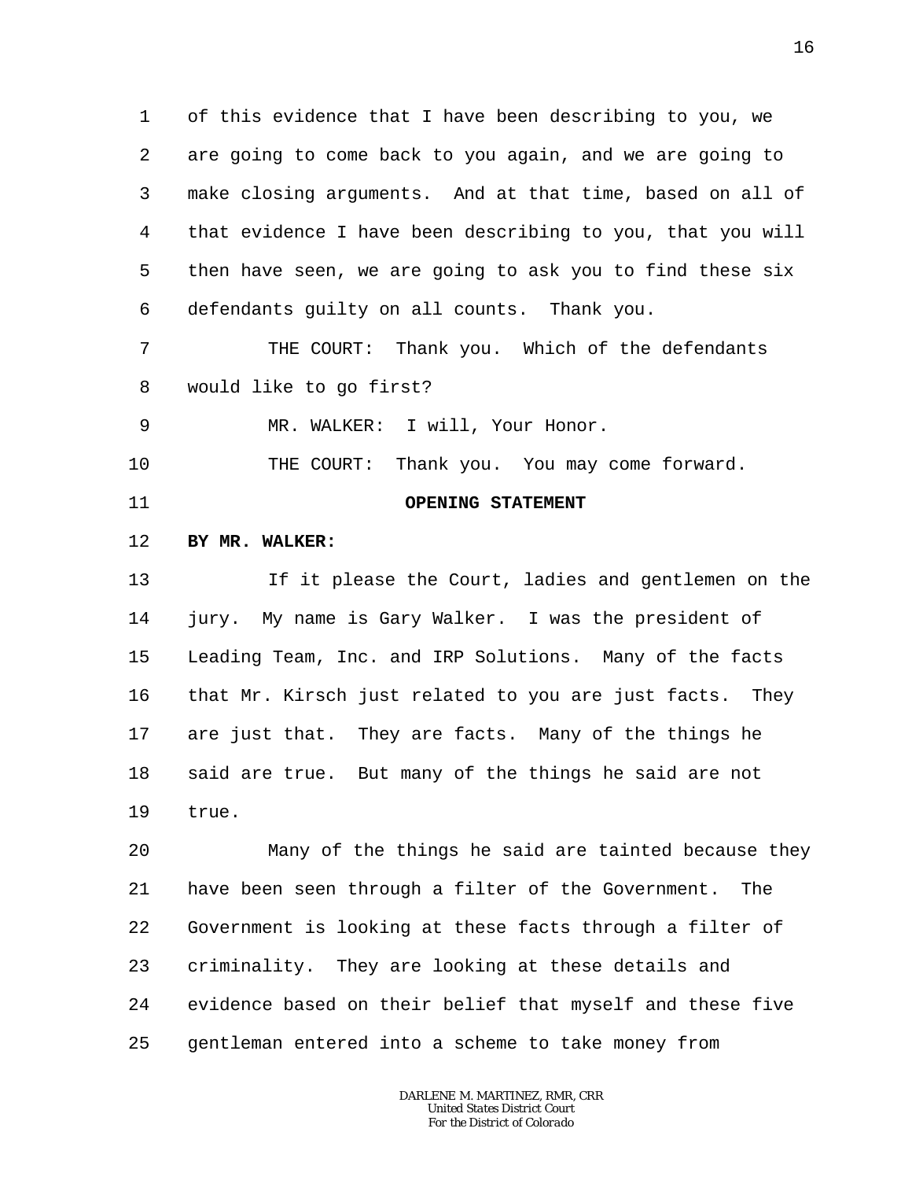of this evidence that I have been describing to you, we are going to come back to you again, and we are going to make closing arguments. And at that time, based on all of that evidence I have been describing to you, that you will then have seen, we are going to ask you to find these six defendants guilty on all counts. Thank you.

THE COURT: Thank you. Which of the defendants would like to go first?

MR. WALKER: I will, Your Honor.

THE COURT: Thank you. You may come forward.

**OPENING STATEMENT**

**BY MR. WALKER:**

If it please the Court, ladies and gentlemen on the jury. My name is Gary Walker. I was the president of Leading Team, Inc. and IRP Solutions. Many of the facts that Mr. Kirsch just related to you are just facts. They are just that. They are facts. Many of the things he said are true. But many of the things he said are not true.

Many of the things he said are tainted because they have been seen through a filter of the Government. The Government is looking at these facts through a filter of criminality. They are looking at these details and evidence based on their belief that myself and these five gentleman entered into a scheme to take money from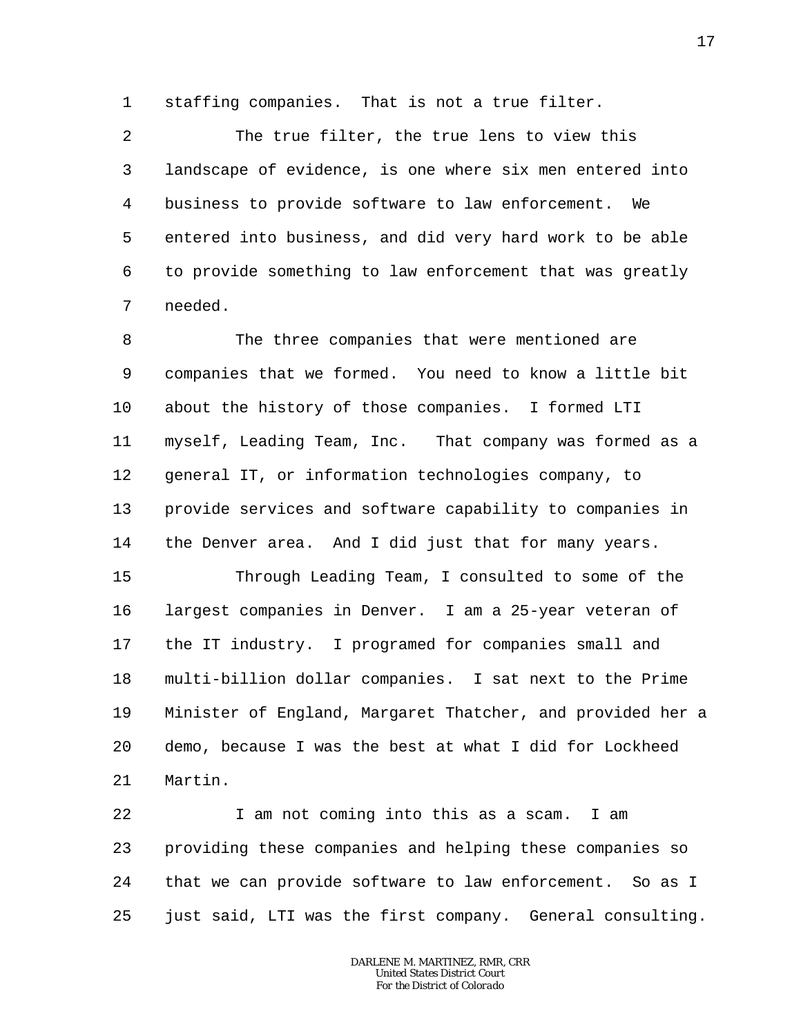staffing companies. That is not a true filter.

The true filter, the true lens to view this landscape of evidence, is one where six men entered into business to provide software to law enforcement. We entered into business, and did very hard work to be able to provide something to law enforcement that was greatly needed.

The three companies that were mentioned are companies that we formed. You need to know a little bit about the history of those companies. I formed LTI myself, Leading Team, Inc. That company was formed as a general IT, or information technologies company, to provide services and software capability to companies in the Denver area. And I did just that for many years.

Through Leading Team, I consulted to some of the largest companies in Denver. I am a 25-year veteran of the IT industry. I programed for companies small and multi-billion dollar companies. I sat next to the Prime Minister of England, Margaret Thatcher, and provided her a demo, because I was the best at what I did for Lockheed Martin.

I am not coming into this as a scam. I am providing these companies and helping these companies so that we can provide software to law enforcement. So as I just said, LTI was the first company. General consulting.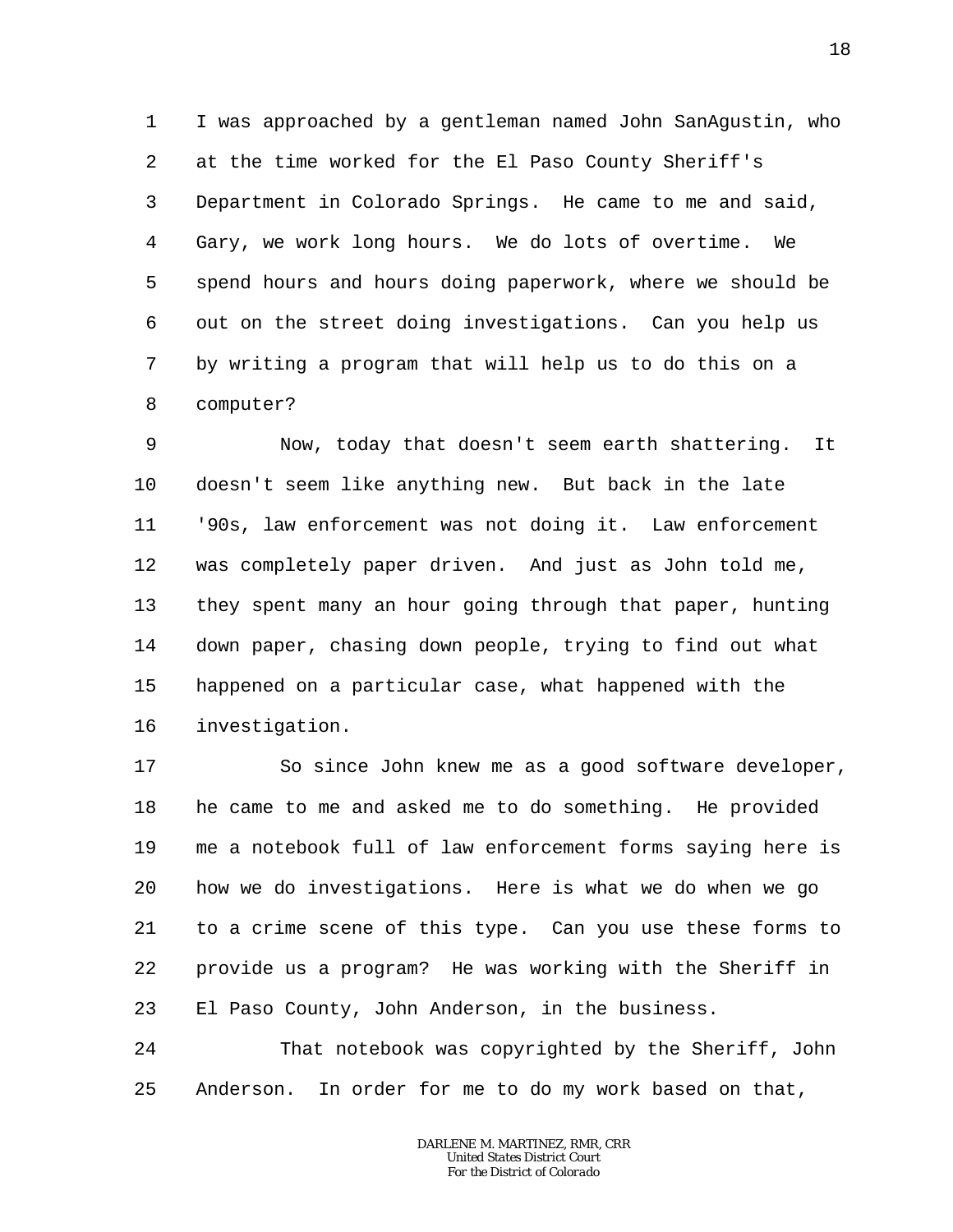I was approached by a gentleman named John SanAgustin, who at the time worked for the El Paso County Sheriff's Department in Colorado Springs. He came to me and said, Gary, we work long hours. We do lots of overtime. We spend hours and hours doing paperwork, where we should be out on the street doing investigations. Can you help us by writing a program that will help us to do this on a computer?

Now, today that doesn't seem earth shattering. It doesn't seem like anything new. But back in the late '90s, law enforcement was not doing it. Law enforcement was completely paper driven. And just as John told me, they spent many an hour going through that paper, hunting down paper, chasing down people, trying to find out what happened on a particular case, what happened with the investigation.

So since John knew me as a good software developer, he came to me and asked me to do something. He provided me a notebook full of law enforcement forms saying here is how we do investigations. Here is what we do when we go to a crime scene of this type. Can you use these forms to provide us a program? He was working with the Sheriff in El Paso County, John Anderson, in the business.

That notebook was copyrighted by the Sheriff, John Anderson. In order for me to do my work based on that,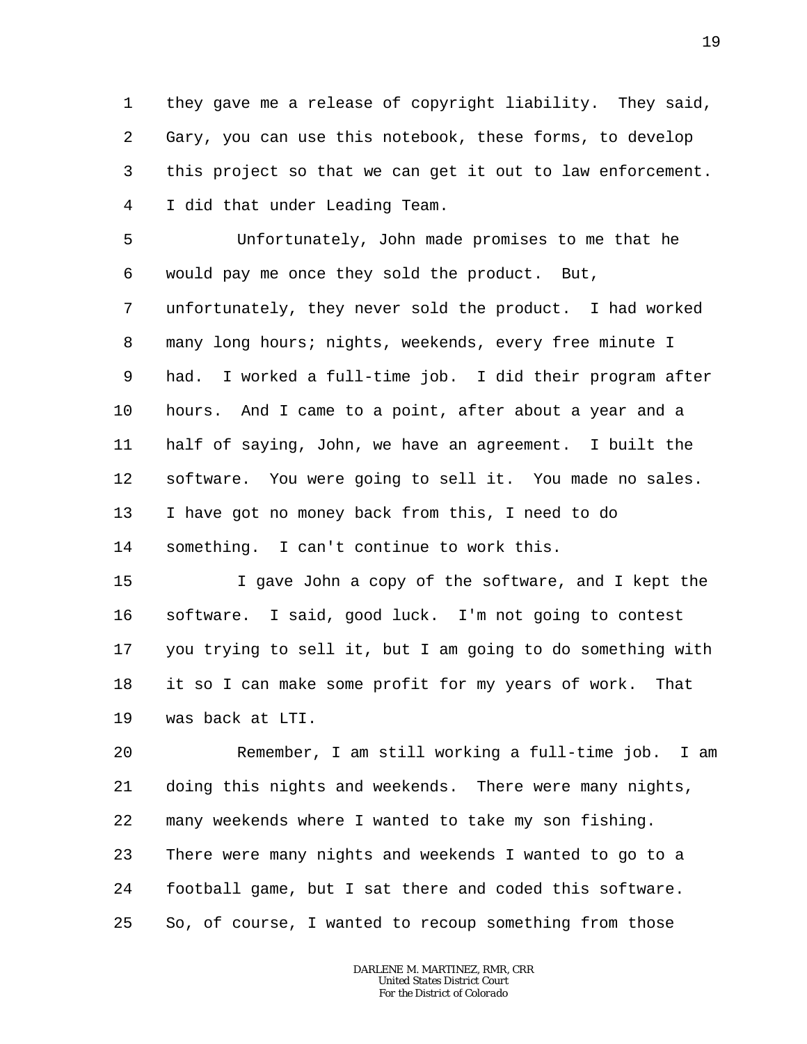they gave me a release of copyright liability. They said, Gary, you can use this notebook, these forms, to develop this project so that we can get it out to law enforcement. I did that under Leading Team.

Unfortunately, John made promises to me that he would pay me once they sold the product. But, unfortunately, they never sold the product. I had worked many long hours; nights, weekends, every free minute I had. I worked a full-time job. I did their program after hours. And I came to a point, after about a year and a half of saying, John, we have an agreement. I built the software. You were going to sell it. You made no sales. I have got no money back from this, I need to do something. I can't continue to work this.

I gave John a copy of the software, and I kept the software. I said, good luck. I'm not going to contest you trying to sell it, but I am going to do something with it so I can make some profit for my years of work. That was back at LTI.

Remember, I am still working a full-time job. I am doing this nights and weekends. There were many nights, many weekends where I wanted to take my son fishing. There were many nights and weekends I wanted to go to a football game, but I sat there and coded this software. So, of course, I wanted to recoup something from those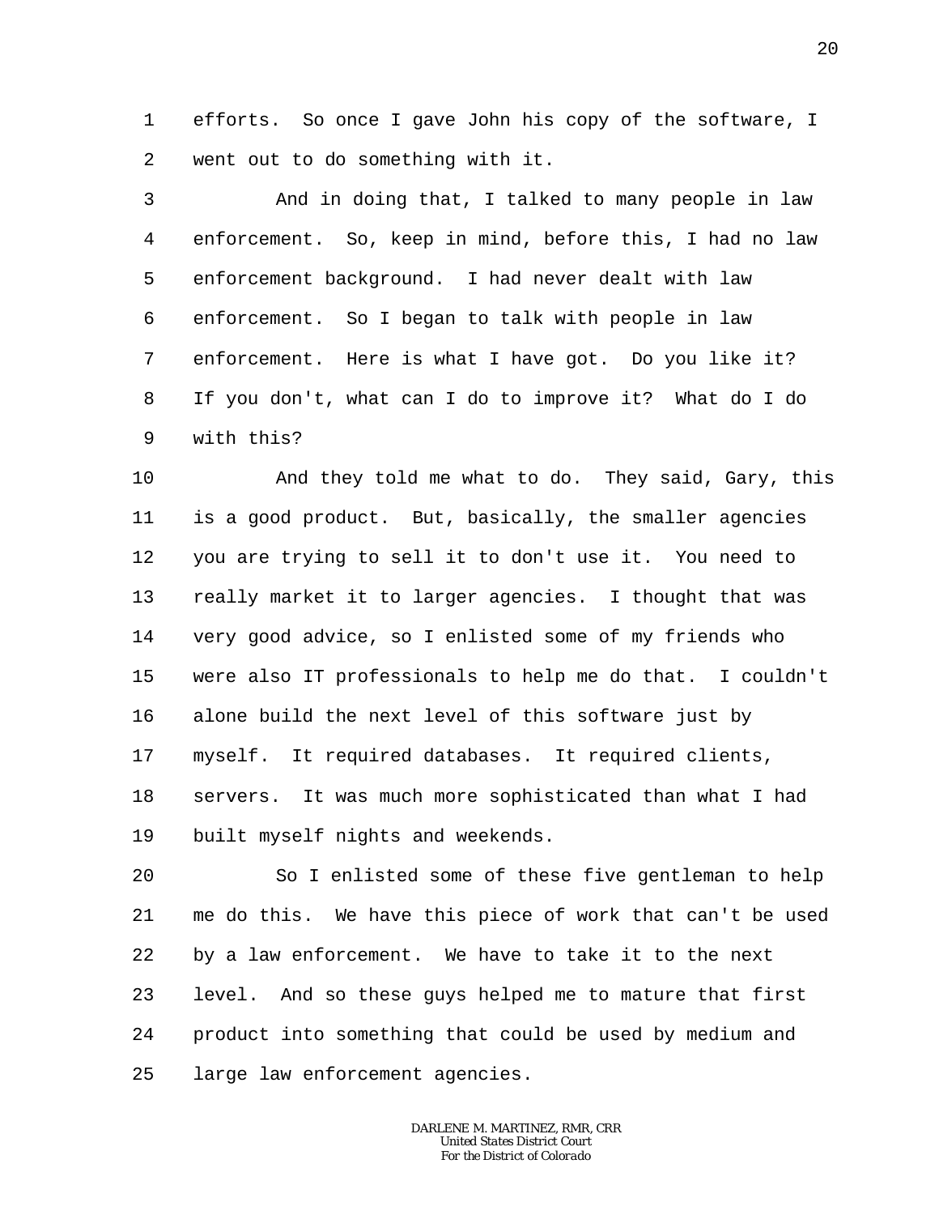efforts. So once I gave John his copy of the software, I went out to do something with it.

And in doing that, I talked to many people in law enforcement. So, keep in mind, before this, I had no law enforcement background. I had never dealt with law enforcement. So I began to talk with people in law enforcement. Here is what I have got. Do you like it? If you don't, what can I do to improve it? What do I do with this?

And they told me what to do. They said, Gary, this is a good product. But, basically, the smaller agencies you are trying to sell it to don't use it. You need to really market it to larger agencies. I thought that was very good advice, so I enlisted some of my friends who were also IT professionals to help me do that. I couldn't alone build the next level of this software just by myself. It required databases. It required clients, servers. It was much more sophisticated than what I had built myself nights and weekends.

So I enlisted some of these five gentleman to help me do this. We have this piece of work that can't be used by a law enforcement. We have to take it to the next level. And so these guys helped me to mature that first product into something that could be used by medium and large law enforcement agencies.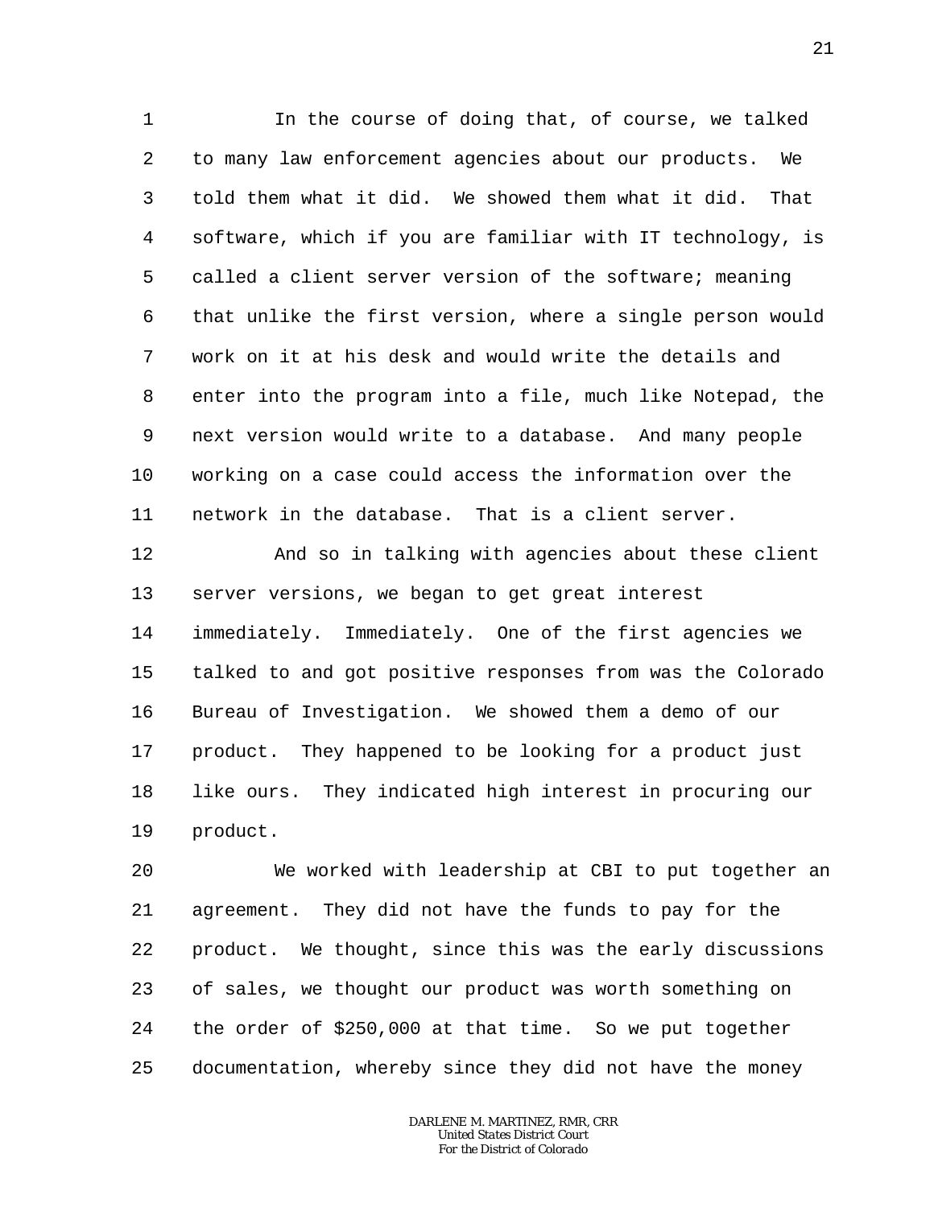In the course of doing that, of course, we talked to many law enforcement agencies about our products. We told them what it did. We showed them what it did. That software, which if you are familiar with IT technology, is called a client server version of the software; meaning that unlike the first version, where a single person would work on it at his desk and would write the details and enter into the program into a file, much like Notepad, the next version would write to a database. And many people working on a case could access the information over the network in the database. That is a client server.

And so in talking with agencies about these client server versions, we began to get great interest immediately. Immediately. One of the first agencies we talked to and got positive responses from was the Colorado Bureau of Investigation. We showed them a demo of our product. They happened to be looking for a product just like ours. They indicated high interest in procuring our product.

We worked with leadership at CBI to put together an agreement. They did not have the funds to pay for the product. We thought, since this was the early discussions of sales, we thought our product was worth something on the order of $250,000 at that time. So we put together documentation, whereby since they did not have the money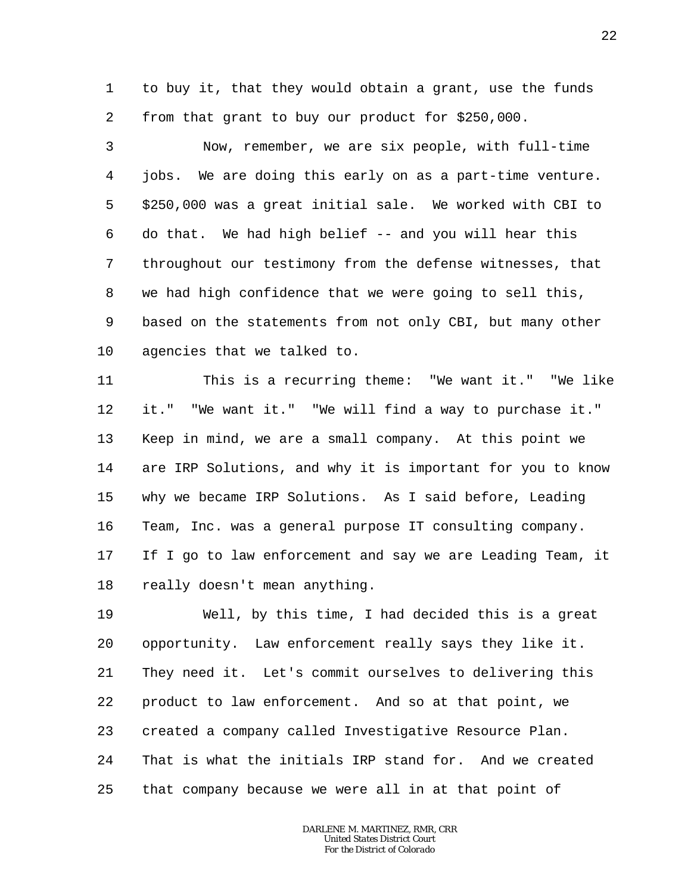to buy it, that they would obtain a grant, use the funds from that grant to buy our product for $250,000.

Now, remember, we are six people, with full-time jobs. We are doing this early on as a part-time venture. $250,000 was a great initial sale. We worked with CBI to do that. We had high belief -- and you will hear this throughout our testimony from the defense witnesses, that we had high confidence that we were going to sell this, based on the statements from not only CBI, but many other agencies that we talked to.

This is a recurring theme: "We want it." "We like it." "We want it." "We will find a way to purchase it." Keep in mind, we are a small company. At this point we are IRP Solutions, and why it is important for you to know why we became IRP Solutions. As I said before, Leading Team, Inc. was a general purpose IT consulting company. If I go to law enforcement and say we are Leading Team, it really doesn't mean anything.

Well, by this time, I had decided this is a great opportunity. Law enforcement really says they like it. They need it. Let's commit ourselves to delivering this product to law enforcement. And so at that point, we created a company called Investigative Resource Plan. That is what the initials IRP stand for. And we created that company because we were all in at that point of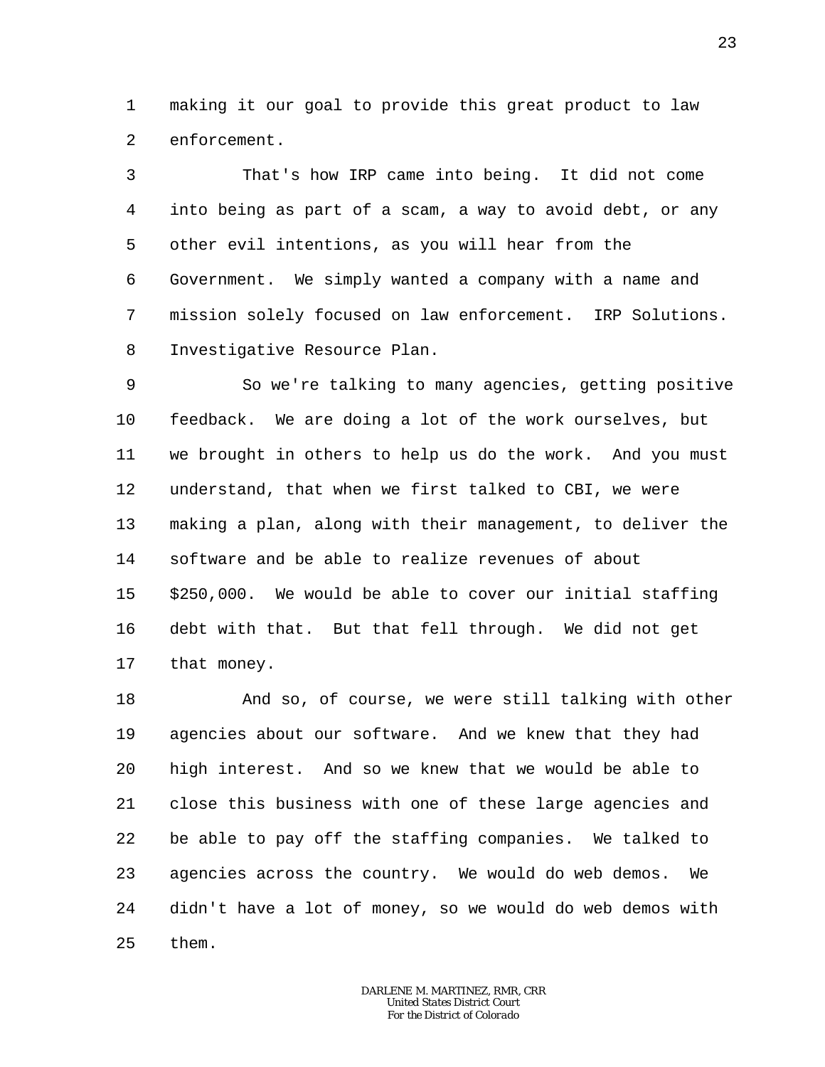making it our goal to provide this great product to law enforcement.

That's how IRP came into being. It did not come into being as part of a scam, a way to avoid debt, or any other evil intentions, as you will hear from the Government. We simply wanted a company with a name and mission solely focused on law enforcement. IRP Solutions. Investigative Resource Plan.

So we're talking to many agencies, getting positive feedback. We are doing a lot of the work ourselves, but we brought in others to help us do the work. And you must understand, that when we first talked to CBI, we were making a plan, along with their management, to deliver the software and be able to realize revenues of about \$250,000. We would be able to cover our initial staffing debt with that. But that fell through. We did not get that money.

And so, of course, we were still talking with other agencies about our software. And we knew that they had high interest. And so we knew that we would be able to close this business with one of these large agencies and be able to pay off the staffing companies. We talked to agencies across the country. We would do web demos. We didn't have a lot of money, so we would do web demos with them.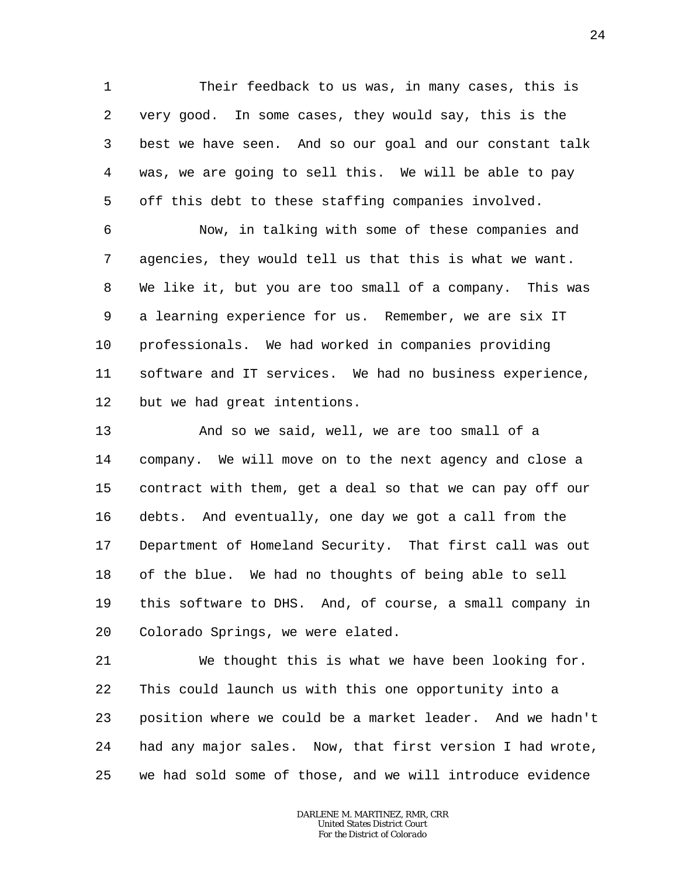Their feedback to us was, in many cases, this is very good. In some cases, they would say, this is the best we have seen. And so our goal and our constant talk was, we are going to sell this. We will be able to pay off this debt to these staffing companies involved.

Now, in talking with some of these companies and agencies, they would tell us that this is what we want. We like it, but you are too small of a company. This was a learning experience for us. Remember, we are six IT professionals. We had worked in companies providing software and IT services. We had no business experience, but we had great intentions.

And so we said, well, we are too small of a company. We will move on to the next agency and close a contract with them, get a deal so that we can pay off our debts. And eventually, one day we got a call from the Department of Homeland Security. That first call was out of the blue. We had no thoughts of being able to sell this software to DHS. And, of course, a small company in Colorado Springs, we were elated.

We thought this is what we have been looking for. This could launch us with this one opportunity into a position where we could be a market leader. And we hadn't had any major sales. Now, that first version I had wrote, we had sold some of those, and we will introduce evidence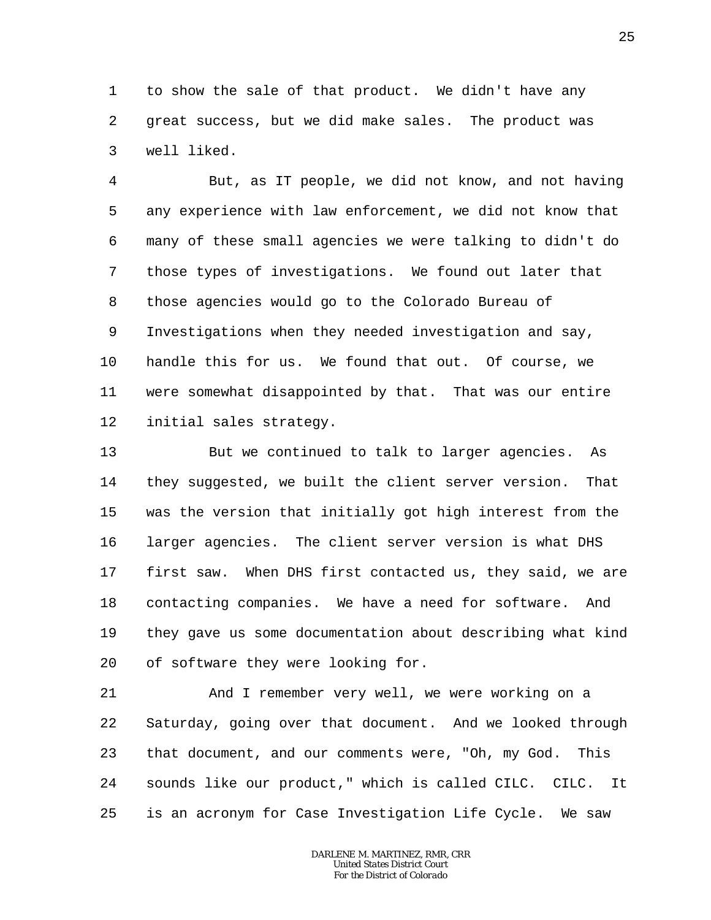to show the sale of that product. We didn't have any great success, but we did make sales. The product was well liked.

But, as IT people, we did not know, and not having any experience with law enforcement, we did not know that many of these small agencies we were talking to didn't do those types of investigations. We found out later that those agencies would go to the Colorado Bureau of Investigations when they needed investigation and say, handle this for us. We found that out. Of course, we were somewhat disappointed by that. That was our entire initial sales strategy.

But we continued to talk to larger agencies. As they suggested, we built the client server version. That was the version that initially got high interest from the larger agencies. The client server version is what DHS first saw. When DHS first contacted us, they said, we are contacting companies. We have a need for software. And they gave us some documentation about describing what kind of software they were looking for.

And I remember very well, we were working on a Saturday, going over that document. And we looked through that document, and our comments were, "Oh, my God. This sounds like our product," which is called CILC. CILC. It is an acronym for Case Investigation Life Cycle. We saw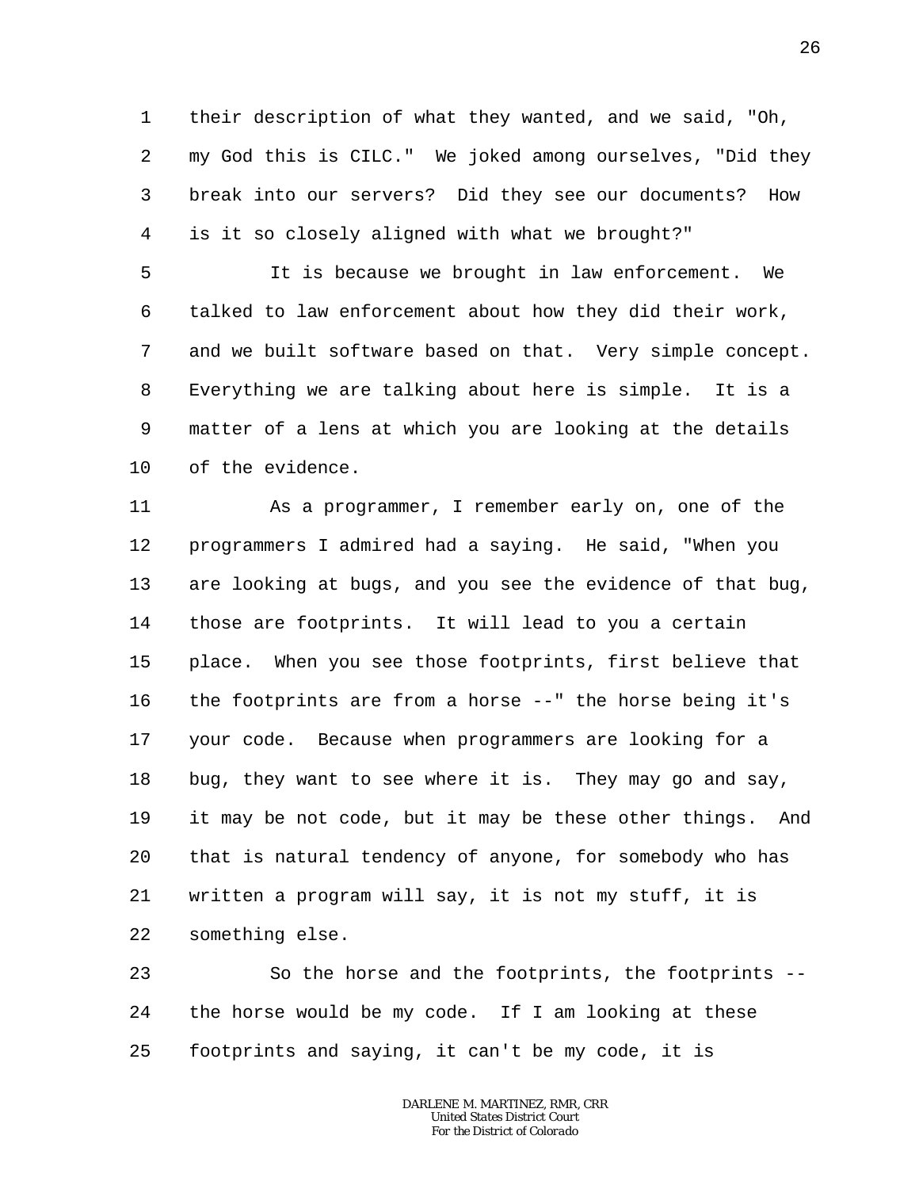1 their description of what they wanted, and we said, "Oh,
2 my God this is CILC." We joked among ourselves, "Did they
3 break into our servers? Did they see our documents? How
4 is it so closely aligned with what we brought?"

5 It is because we brought in law enforcement. We
6 talked to law enforcement about how they did their work,
7 and we built software based on that. Very simple concept.
8 Everything we are talking about here is simple. It is a
9 matter of a lens at which you are looking at the details
10 of the evidence.

11 As a programmer, I remember early on, one of the
12 programmers I admired had a saying. He said, "When you
13 are looking at bugs, and you see the evidence of that bug,
14 those are footprints. It will lead to you a certain
15 place. When you see those footprints, first believe that
16 the footprints are from a horse --" the horse being it's
17 your code. Because when programmers are looking for a
18 bug, they want to see where it is. They may go and say,
19 it may be not code, but it may be these other things. And
20 that is natural tendency of anyone, for somebody who has
21 written a program will say, it is not my stuff, it is
22 something else.

23 So the horse and the footprints, the footprints --
24 the horse would be my code. If I am looking at these
25 footprints and saying, it can't be my code, it is

DARLENE M. MARTINEZ, RMR, CRR
United States District Court
For the District of Colorado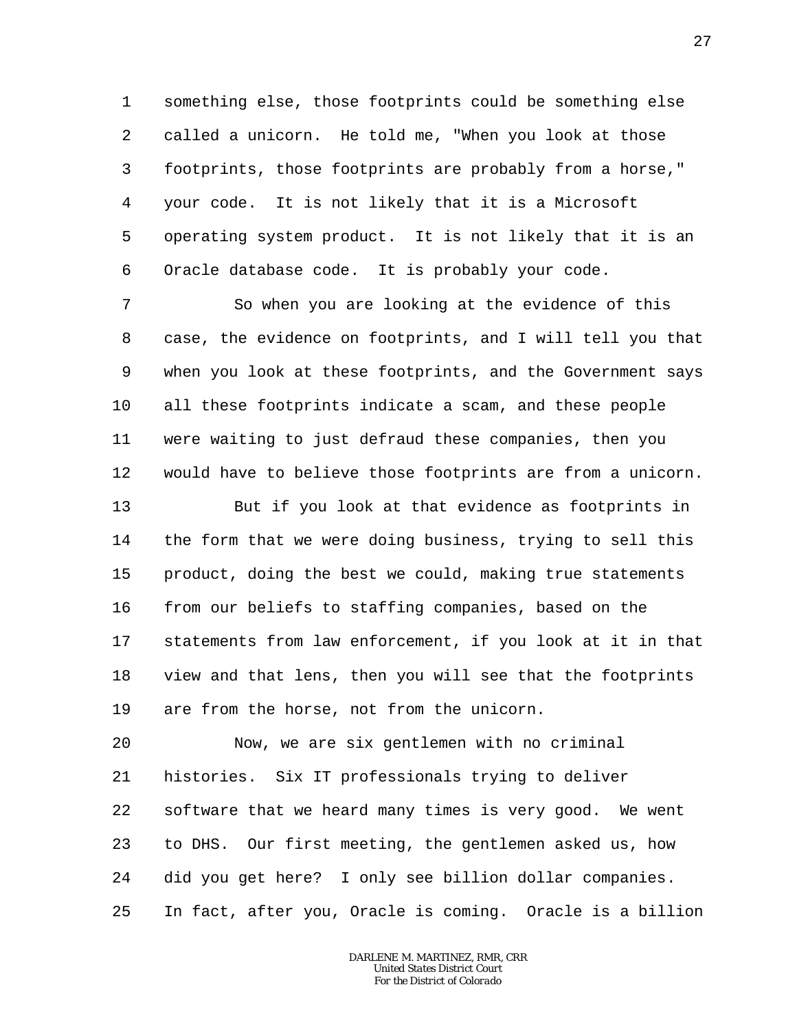something else, those footprints could be something else called a unicorn. He told me, "When you look at those footprints, those footprints are probably from a horse," your code. It is not likely that it is a Microsoft operating system product. It is not likely that it is an Oracle database code. It is probably your code.

So when you are looking at the evidence of this case, the evidence on footprints, and I will tell you that when you look at these footprints, and the Government says all these footprints indicate a scam, and these people were waiting to just defraud these companies, then you would have to believe those footprints are from a unicorn.

But if you look at that evidence as footprints in the form that we were doing business, trying to sell this product, doing the best we could, making true statements from our beliefs to staffing companies, based on the statements from law enforcement, if you look at it in that view and that lens, then you will see that the footprints are from the horse, not from the unicorn.

Now, we are six gentlemen with no criminal histories. Six IT professionals trying to deliver software that we heard many times is very good. We went to DHS. Our first meeting, the gentlemen asked us, how did you get here? I only see billion dollar companies. In fact, after you, Oracle is coming. Oracle is a billion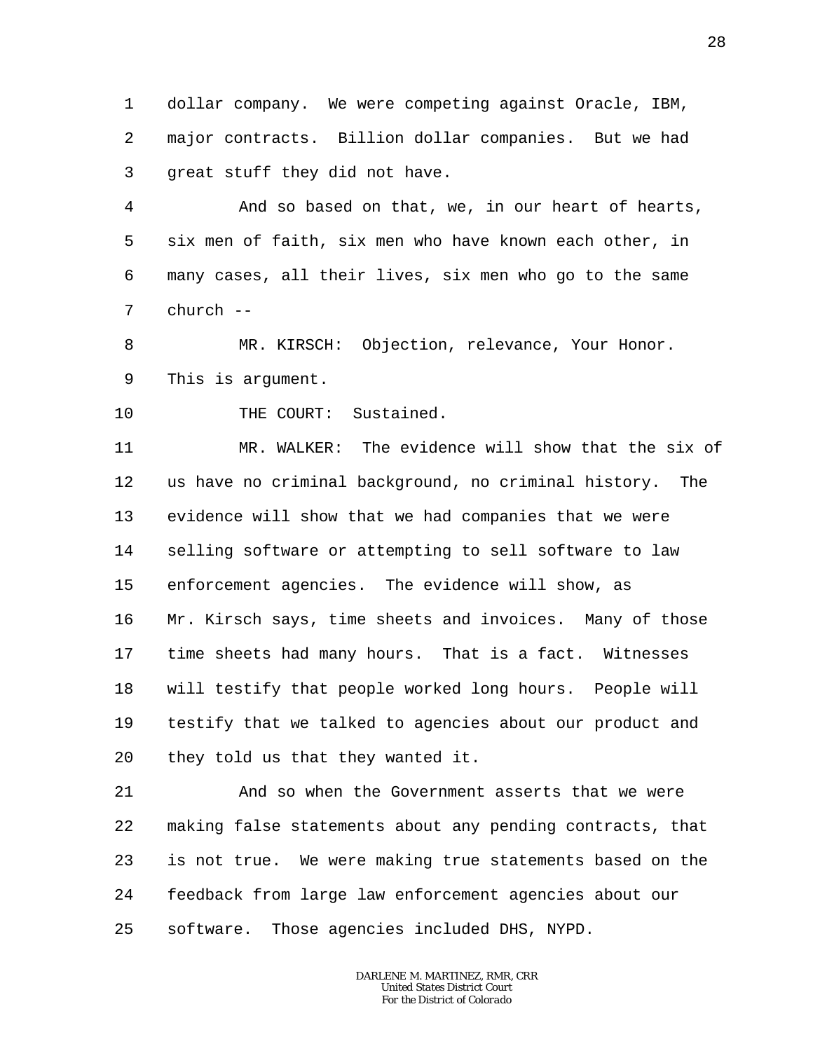dollar company. We were competing against Oracle, IBM, major contracts. Billion dollar companies. But we had great stuff they did not have.

And so based on that, we, in our heart of hearts, six men of faith, six men who have known each other, in many cases, all their lives, six men who go to the same church --

MR. KIRSCH: Objection, relevance, Your Honor. This is argument.

THE COURT: Sustained.

MR. WALKER: The evidence will show that the six of us have no criminal background, no criminal history. The evidence will show that we had companies that we were selling software or attempting to sell software to law enforcement agencies. The evidence will show, as Mr. Kirsch says, time sheets and invoices. Many of those time sheets had many hours. That is a fact. Witnesses will testify that people worked long hours. People will testify that we talked to agencies about our product and they told us that they wanted it.

And so when the Government asserts that we were making false statements about any pending contracts, that is not true. We were making true statements based on the feedback from large law enforcement agencies about our software. Those agencies included DHS, NYPD.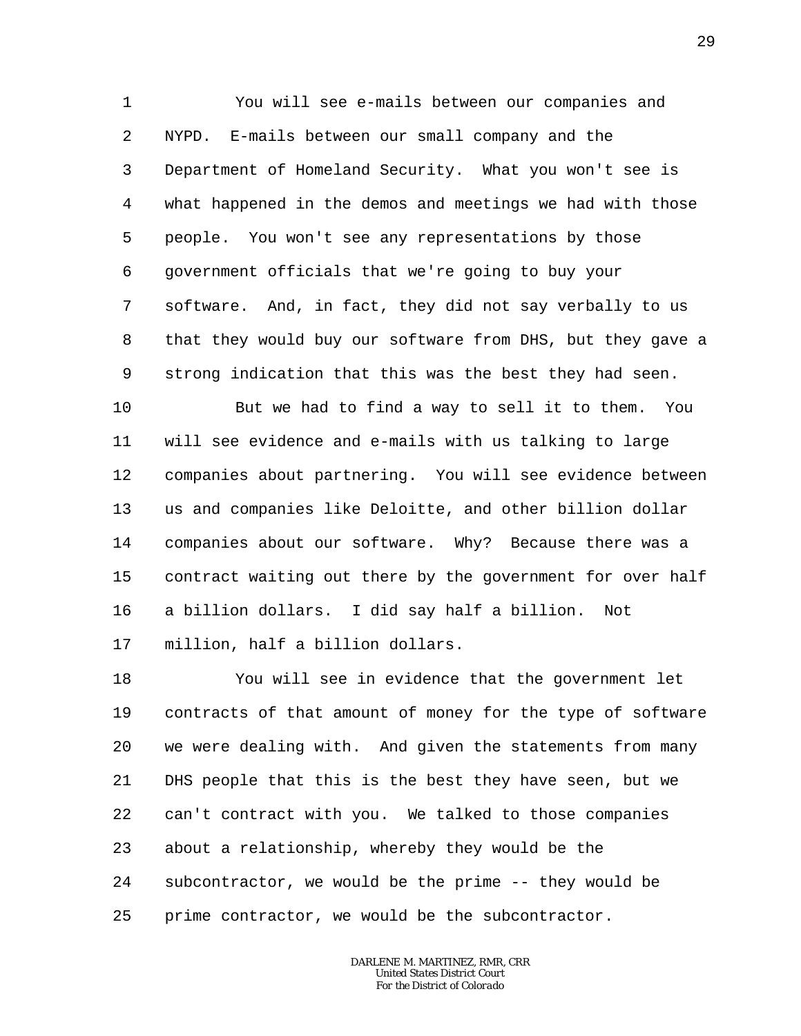You will see e-mails between our companies and NYPD. E-mails between our small company and the Department of Homeland Security. What you won't see is what happened in the demos and meetings we had with those people. You won't see any representations by those government officials that we're going to buy your software. And, in fact, they did not say verbally to us that they would buy our software from DHS, but they gave a strong indication that this was the best they had seen.

But we had to find a way to sell it to them. You will see evidence and e-mails with us talking to large companies about partnering. You will see evidence between us and companies like Deloitte, and other billion dollar companies about our software. Why? Because there was a contract waiting out there by the government for over half a billion dollars. I did say half a billion. Not million, half a billion dollars.

You will see in evidence that the government let contracts of that amount of money for the type of software we were dealing with. And given the statements from many DHS people that this is the best they have seen, but we can't contract with you. We talked to those companies about a relationship, whereby they would be the subcontractor, we would be the prime -- they would be prime contractor, we would be the subcontractor.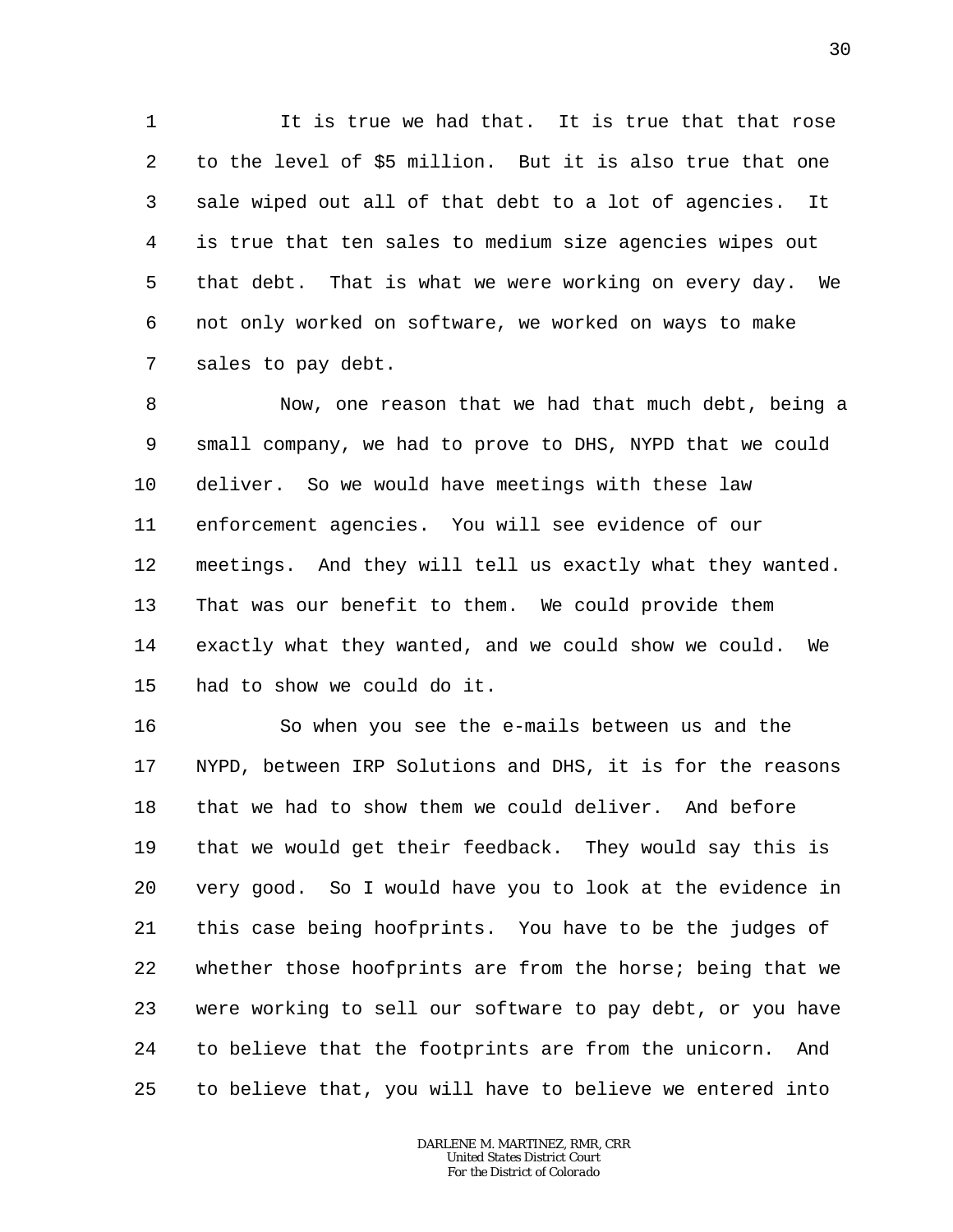It is true we had that. It is true that that rose to the level of $5 million. But it is also true that one sale wiped out all of that debt to a lot of agencies. It is true that ten sales to medium size agencies wipes out that debt. That is what we were working on every day. We not only worked on software, we worked on ways to make sales to pay debt.

Now, one reason that we had that much debt, being a small company, we had to prove to DHS, NYPD that we could deliver. So we would have meetings with these law enforcement agencies. You will see evidence of our meetings. And they will tell us exactly what they wanted. That was our benefit to them. We could provide them exactly what they wanted, and we could show we could. We had to show we could do it.

So when you see the e-mails between us and the NYPD, between IRP Solutions and DHS, it is for the reasons that we had to show them we could deliver. And before that we would get their feedback. They would say this is very good. So I would have you to look at the evidence in this case being hoofprints. You have to be the judges of whether those hoofprints are from the horse; being that we were working to sell our software to pay debt, or you have to believe that the footprints are from the unicorn. And to believe that, you will have to believe we entered into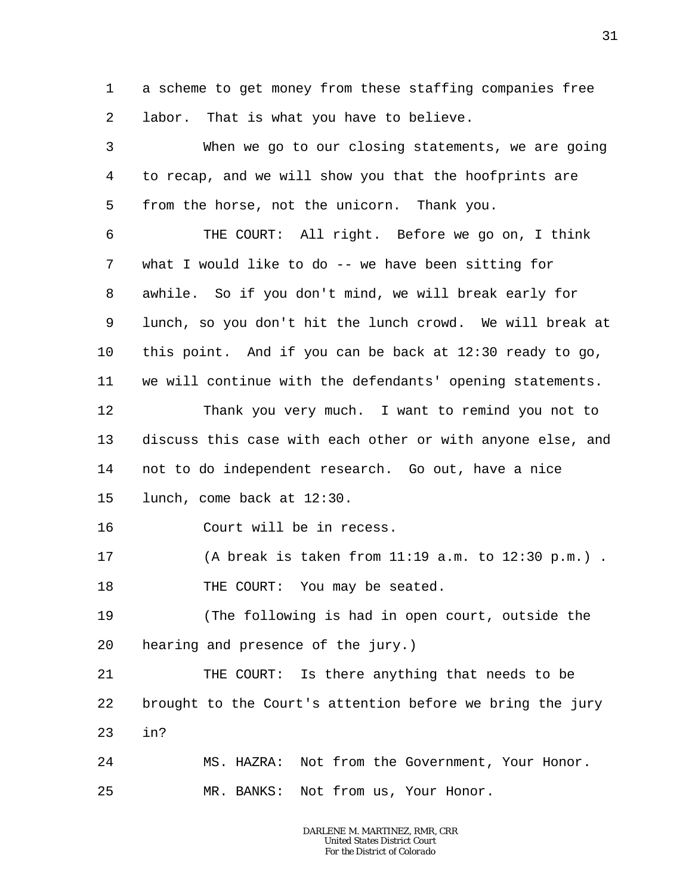a scheme to get money from these staffing companies free labor. That is what you have to believe.

When we go to our closing statements, we are going to recap, and we will show you that the hoofprints are from the horse, not the unicorn. Thank you.

THE COURT: All right. Before we go on, I think what I would like to do -- we have been sitting for awhile. So if you don't mind, we will break early for lunch, so you don't hit the lunch crowd. We will break at this point. And if you can be back at 12:30 ready to go, we will continue with the defendants' opening statements.

Thank you very much. I want to remind you not to discuss this case with each other or with anyone else, and not to do independent research. Go out, have a nice lunch, come back at 12:30.

Court will be in recess.

(A break is taken from 11:19 a.m. to 12:30 p.m.) .

THE COURT: You may be seated.

(The following is had in open court, outside the hearing and presence of the jury.)

THE COURT: Is there anything that needs to be brought to the Court's attention before we bring the jury in?

MS. HAZRA: Not from the Government, Your Honor.

MR. BANKS: Not from us, Your Honor.

DARLENE M. MARTINEZ, RMR, CRR
United States District Court
For the District of Colorado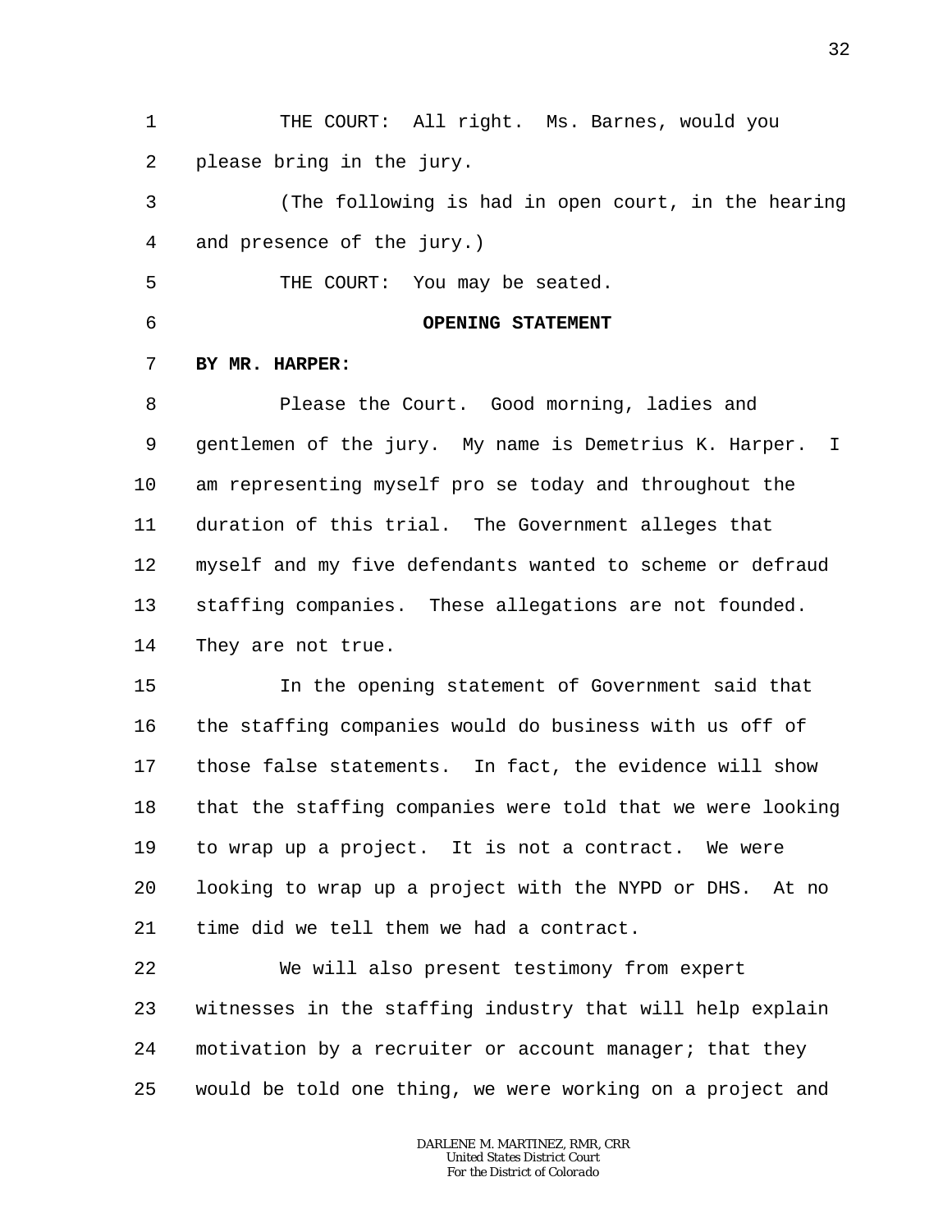THE COURT: All right. Ms. Barnes, would you please bring in the jury.

(The following is had in open court, in the hearing and presence of the jury.)

THE COURT: You may be seated.

**OPENING STATEMENT**

**BY MR. HARPER:**

Please the Court. Good morning, ladies and gentlemen of the jury. My name is Demetrius K. Harper. I am representing myself pro se today and throughout the duration of this trial. The Government alleges that myself and my five defendants wanted to scheme or defraud staffing companies. These allegations are not founded. They are not true.

In the opening statement of Government said that the staffing companies would do business with us off of those false statements. In fact, the evidence will show that the staffing companies were told that we were looking to wrap up a project. It is not a contract. We were looking to wrap up a project with the NYPD or DHS. At no time did we tell them we had a contract.

We will also present testimony from expert witnesses in the staffing industry that will help explain motivation by a recruiter or account manager; that they would be told one thing, we were working on a project and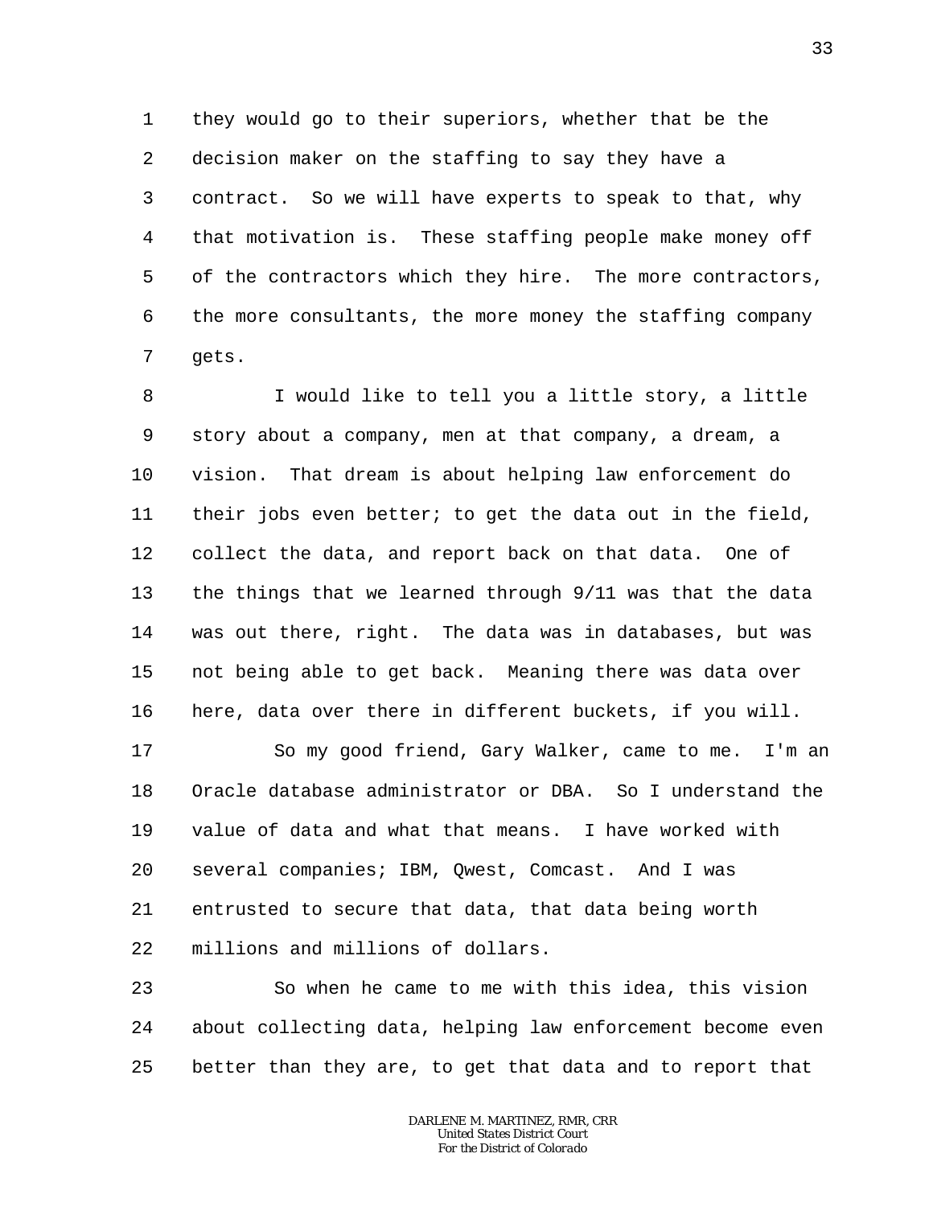1 they would go to their superiors, whether that be the
2 decision maker on the staffing to say they have a
3 contract. So we will have experts to speak to that, why
4 that motivation is. These staffing people make money off
5 of the contractors which they hire. The more contractors,
6 the more consultants, the more money the staffing company
7 gets.

8 I would like to tell you a little story, a little
9 story about a company, men at that company, a dream, a
10 vision. That dream is about helping law enforcement do
11 their jobs even better; to get the data out in the field,
12 collect the data, and report back on that data. One of
13 the things that we learned through 9/11 was that the data
14 was out there, right. The data was in databases, but was
15 not being able to get back. Meaning there was data over
16 here, data over there in different buckets, if you will.

17 So my good friend, Gary Walker, came to me. I'm an
18 Oracle database administrator or DBA. So I understand the
19 value of data and what that means. I have worked with
20 several companies; IBM, Qwest, Comcast. And I was
21 entrusted to secure that data, that data being worth
22 millions and millions of dollars.

23 So when he came to me with this idea, this vision
24 about collecting data, helping law enforcement become even
25 better than they are, to get that data and to report that

DARLENE M. MARTINEZ, RMR, CRR
United States District Court
For the District of Colorado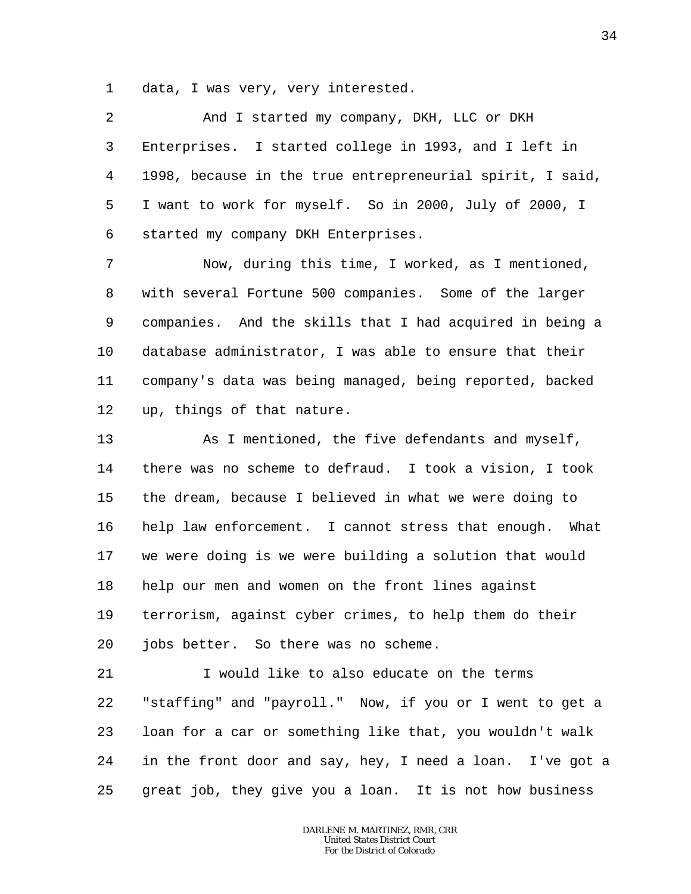data, I was very, very interested.

And I started my company, DKH, LLC or DKH Enterprises. I started college in 1993, and I left in 1998, because in the true entrepreneurial spirit, I said, I want to work for myself. So in 2000, July of 2000, I started my company DKH Enterprises.

Now, during this time, I worked, as I mentioned, with several Fortune 500 companies. Some of the larger companies. And the skills that I had acquired in being a database administrator, I was able to ensure that their company's data was being managed, being reported, backed up, things of that nature.

As I mentioned, the five defendants and myself, there was no scheme to defraud. I took a vision, I took the dream, because I believed in what we were doing to help law enforcement. I cannot stress that enough. What we were doing is we were building a solution that would help our men and women on the front lines against terrorism, against cyber crimes, to help them do their jobs better. So there was no scheme.

I would like to also educate on the terms "staffing" and "payroll." Now, if you or I went to get a loan for a car or something like that, you wouldn't walk in the front door and say, hey, I need a loan. I've got a great job, they give you a loan. It is not how business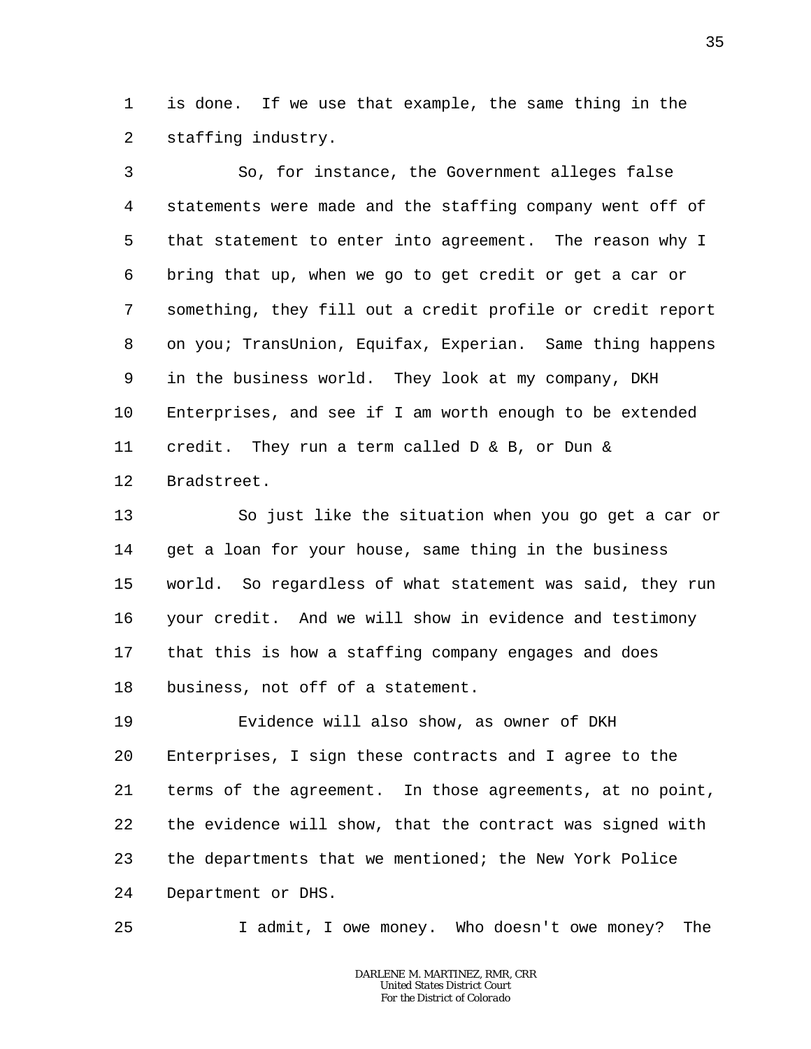is done. If we use that example, the same thing in the staffing industry.

So, for instance, the Government alleges false statements were made and the staffing company went off of that statement to enter into agreement. The reason why I bring that up, when we go to get credit or get a car or something, they fill out a credit profile or credit report on you; TransUnion, Equifax, Experian. Same thing happens in the business world. They look at my company, DKH Enterprises, and see if I am worth enough to be extended credit. They run a term called D & B, or Dun & Bradstreet.

So just like the situation when you go get a car or get a loan for your house, same thing in the business world. So regardless of what statement was said, they run your credit. And we will show in evidence and testimony that this is how a staffing company engages and does business, not off of a statement.

Evidence will also show, as owner of DKH Enterprises, I sign these contracts and I agree to the terms of the agreement. In those agreements, at no point, the evidence will show, that the contract was signed with the departments that we mentioned; the New York Police Department or DHS.

I admit, I owe money. Who doesn't owe money? The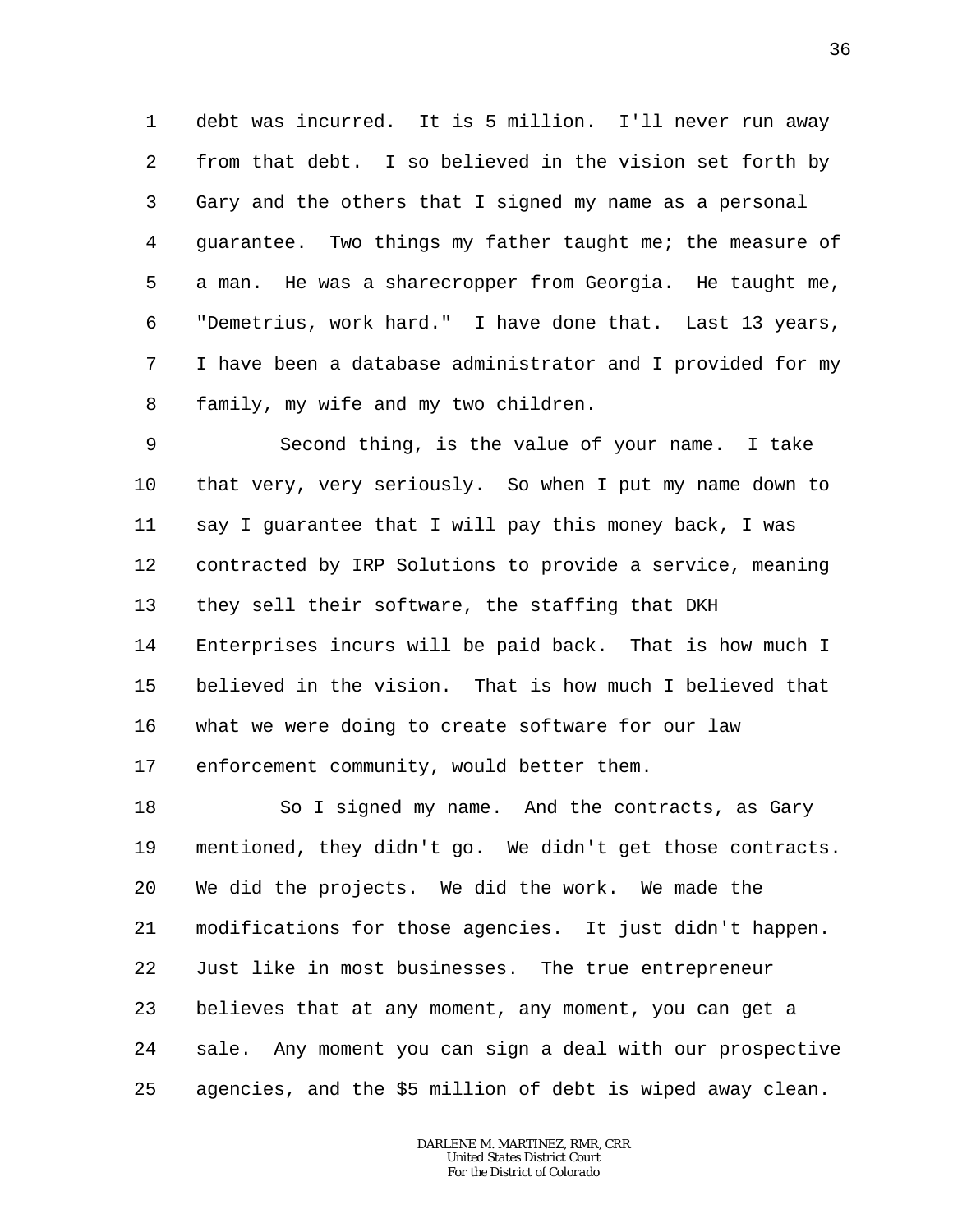debt was incurred. It is 5 million. I'll never run away from that debt. I so believed in the vision set forth by Gary and the others that I signed my name as a personal guarantee. Two things my father taught me; the measure of a man. He was a sharecropper from Georgia. He taught me, "Demetrius, work hard." I have done that. Last 13 years, I have been a database administrator and I provided for my family, my wife and my two children.

Second thing, is the value of your name. I take that very, very seriously. So when I put my name down to say I guarantee that I will pay this money back, I was contracted by IRP Solutions to provide a service, meaning they sell their software, the staffing that DKH Enterprises incurs will be paid back. That is how much I believed in the vision. That is how much I believed that what we were doing to create software for our law enforcement community, would better them.

So I signed my name. And the contracts, as Gary mentioned, they didn't go. We didn't get those contracts. We did the projects. We did the work. We made the modifications for those agencies. It just didn't happen. Just like in most businesses. The true entrepreneur believes that at any moment, any moment, you can get a sale. Any moment you can sign a deal with our prospective agencies, and the $5 million of debt is wiped away clean.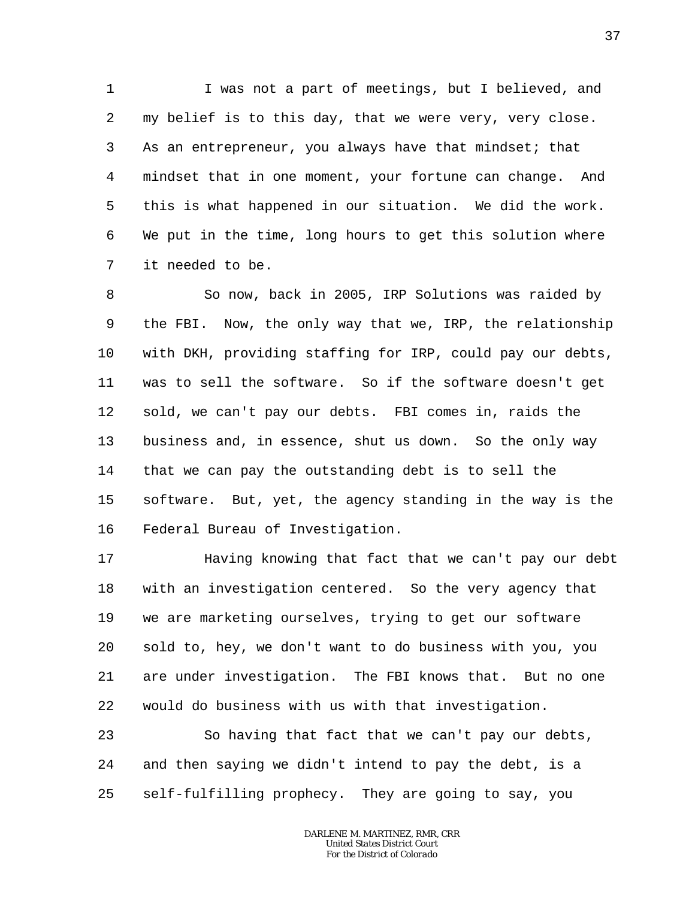I was not a part of meetings, but I believed, and my belief is to this day, that we were very, very close. As an entrepreneur, you always have that mindset; that mindset that in one moment, your fortune can change. And this is what happened in our situation. We did the work. We put in the time, long hours to get this solution where it needed to be.

So now, back in 2005, IRP Solutions was raided by the FBI. Now, the only way that we, IRP, the relationship with DKH, providing staffing for IRP, could pay our debts, was to sell the software. So if the software doesn't get sold, we can't pay our debts. FBI comes in, raids the business and, in essence, shut us down. So the only way that we can pay the outstanding debt is to sell the software. But, yet, the agency standing in the way is the Federal Bureau of Investigation.

Having knowing that fact that we can't pay our debt with an investigation centered. So the very agency that we are marketing ourselves, trying to get our software sold to, hey, we don't want to do business with you, you are under investigation. The FBI knows that. But no one would do business with us with that investigation.

So having that fact that we can't pay our debts, and then saying we didn't intend to pay the debt, is a self-fulfilling prophecy. They are going to say, you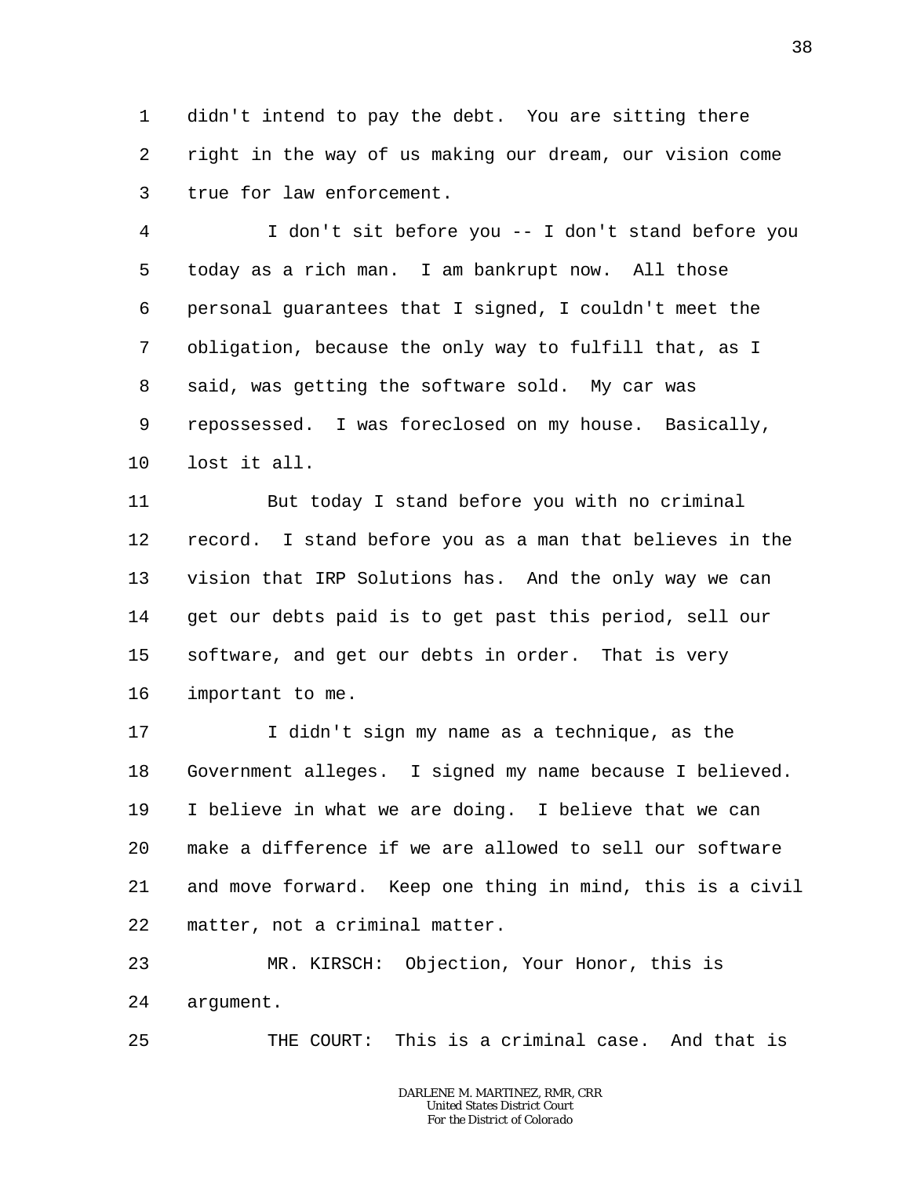didn't intend to pay the debt. You are sitting there right in the way of us making our dream, our vision come true for law enforcement.

I don't sit before you -- I don't stand before you today as a rich man. I am bankrupt now. All those personal guarantees that I signed, I couldn't meet the obligation, because the only way to fulfill that, as I said, was getting the software sold. My car was repossessed. I was foreclosed on my house. Basically, lost it all.

But today I stand before you with no criminal record. I stand before you as a man that believes in the vision that IRP Solutions has. And the only way we can get our debts paid is to get past this period, sell our software, and get our debts in order. That is very important to me.

I didn't sign my name as a technique, as the Government alleges. I signed my name because I believed. I believe in what we are doing. I believe that we can make a difference if we are allowed to sell our software and move forward. Keep one thing in mind, this is a civil matter, not a criminal matter.

MR. KIRSCH: Objection, Your Honor, this is argument.

THE COURT: This is a criminal case. And that is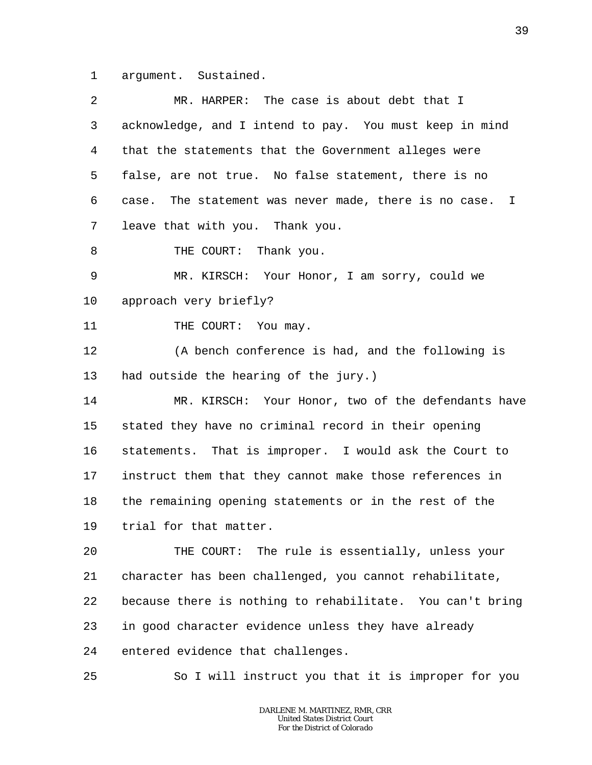1 argument. Sustained.

2 MR. HARPER: The case is about debt that I

3 acknowledge, and I intend to pay. You must keep in mind

4 that the statements that the Government alleges were

5 false, are not true. No false statement, there is no

6 case. The statement was never made, there is no case. I

7 leave that with you. Thank you.

8 THE COURT: Thank you.

9 MR. KIRSCH: Your Honor, I am sorry, could we

10 approach very briefly?

11 THE COURT: You may.

12 (A bench conference is had, and the following is

13 had outside the hearing of the jury.)

14 MR. KIRSCH: Your Honor, two of the defendants have

15 stated they have no criminal record in their opening

16 statements. That is improper. I would ask the Court to

17 instruct them that they cannot make those references in

18 the remaining opening statements or in the rest of the

19 trial for that matter.

20 THE COURT: The rule is essentially, unless your

21 character has been challenged, you cannot rehabilitate,

22 because there is nothing to rehabilitate. You can't bring

23 in good character evidence unless they have already

24 entered evidence that challenges.

25 So I will instruct you that it is improper for you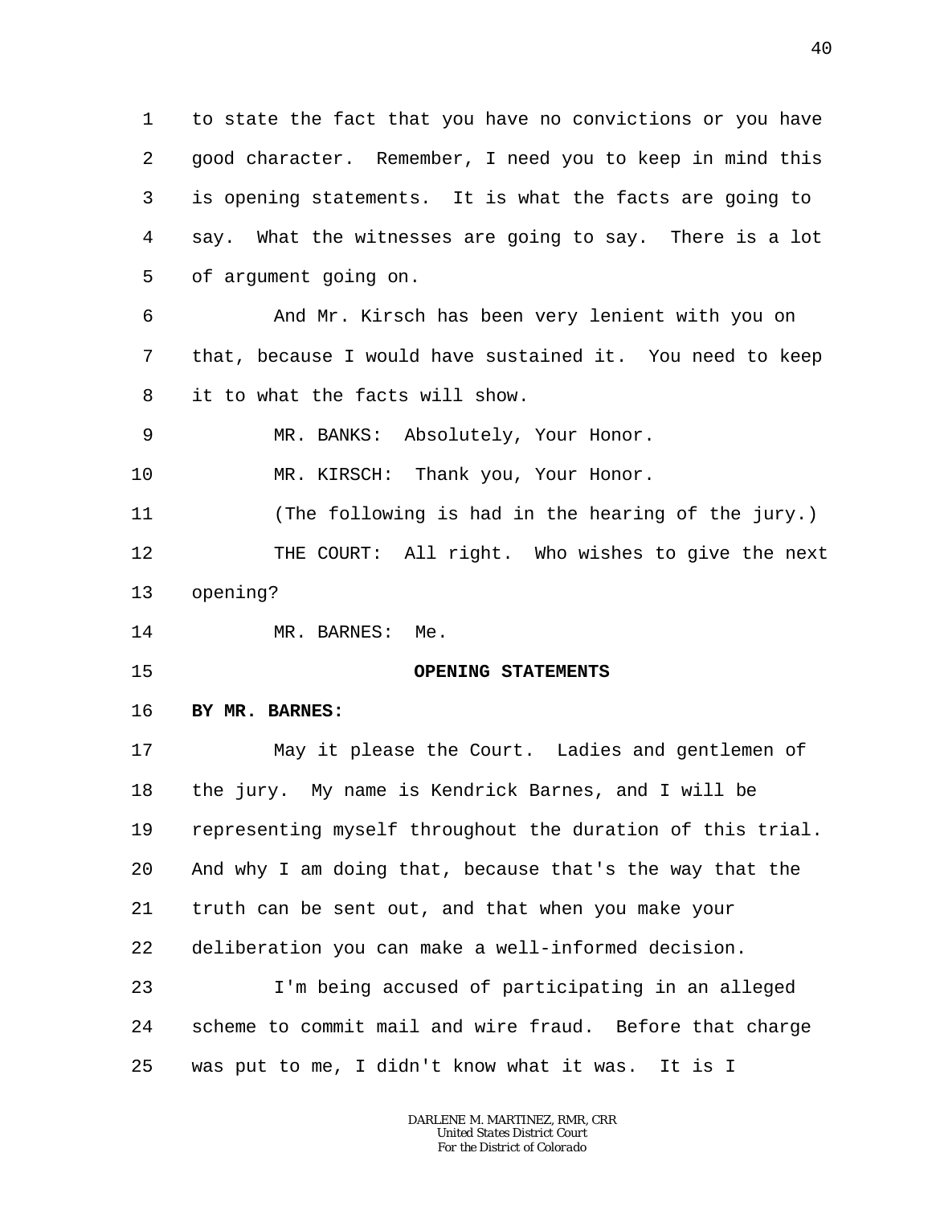to state the fact that you have no convictions or you have good character. Remember, I need you to keep in mind this is opening statements. It is what the facts are going to say. What the witnesses are going to say. There is a lot of argument going on.

And Mr. Kirsch has been very lenient with you on that, because I would have sustained it. You need to keep it to what the facts will show.

MR. BANKS: Absolutely, Your Honor.

MR. KIRSCH: Thank you, Your Honor.

(The following is had in the hearing of the jury.)

THE COURT: All right. Who wishes to give the next opening?

MR. BARNES: Me.

**OPENING STATEMENTS**

**BY MR. BARNES:**

May it please the Court. Ladies and gentlemen of the jury. My name is Kendrick Barnes, and I will be representing myself throughout the duration of this trial. And why I am doing that, because that's the way that the truth can be sent out, and that when you make your deliberation you can make a well-informed decision.

I'm being accused of participating in an alleged scheme to commit mail and wire fraud. Before that charge was put to me, I didn't know what it was. It is I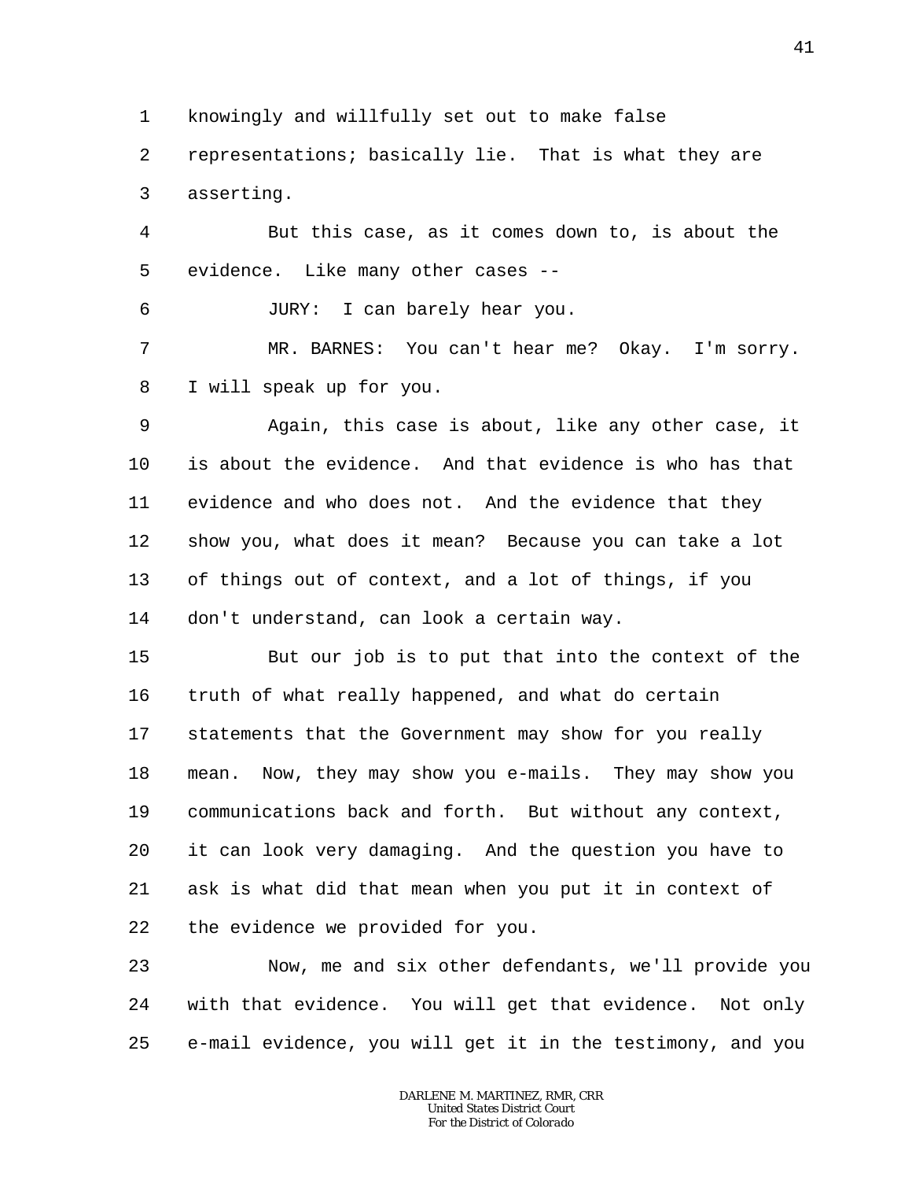knowingly and willfully set out to make false representations; basically lie. That is what they are asserting.

But this case, as it comes down to, is about the evidence. Like many other cases --

JURY: I can barely hear you.

MR. BARNES: You can't hear me? Okay. I'm sorry. I will speak up for you.

Again, this case is about, like any other case, it is about the evidence. And that evidence is who has that evidence and who does not. And the evidence that they show you, what does it mean? Because you can take a lot of things out of context, and a lot of things, if you don't understand, can look a certain way.

But our job is to put that into the context of the truth of what really happened, and what do certain statements that the Government may show for you really mean. Now, they may show you e-mails. They may show you communications back and forth. But without any context, it can look very damaging. And the question you have to ask is what did that mean when you put it in context of the evidence we provided for you.

Now, me and six other defendants, we'll provide you with that evidence. You will get that evidence. Not only e-mail evidence, you will get it in the testimony, and you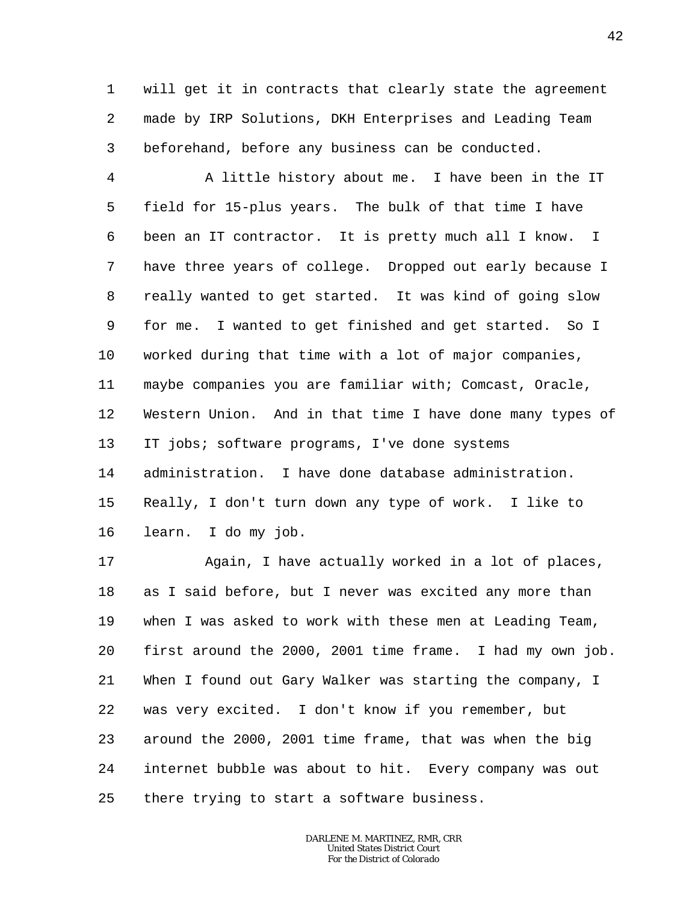will get it in contracts that clearly state the agreement made by IRP Solutions, DKH Enterprises and Leading Team beforehand, before any business can be conducted.

A little history about me. I have been in the IT field for 15-plus years. The bulk of that time I have been an IT contractor. It is pretty much all I know. I have three years of college. Dropped out early because I really wanted to get started. It was kind of going slow for me. I wanted to get finished and get started. So I worked during that time with a lot of major companies, maybe companies you are familiar with; Comcast, Oracle, Western Union. And in that time I have done many types of IT jobs; software programs, I've done systems administration. I have done database administration. Really, I don't turn down any type of work. I like to learn. I do my job.

Again, I have actually worked in a lot of places, as I said before, but I never was excited any more than when I was asked to work with these men at Leading Team, first around the 2000, 2001 time frame. I had my own job. When I found out Gary Walker was starting the company, I was very excited. I don't know if you remember, but around the 2000, 2001 time frame, that was when the big internet bubble was about to hit. Every company was out there trying to start a software business.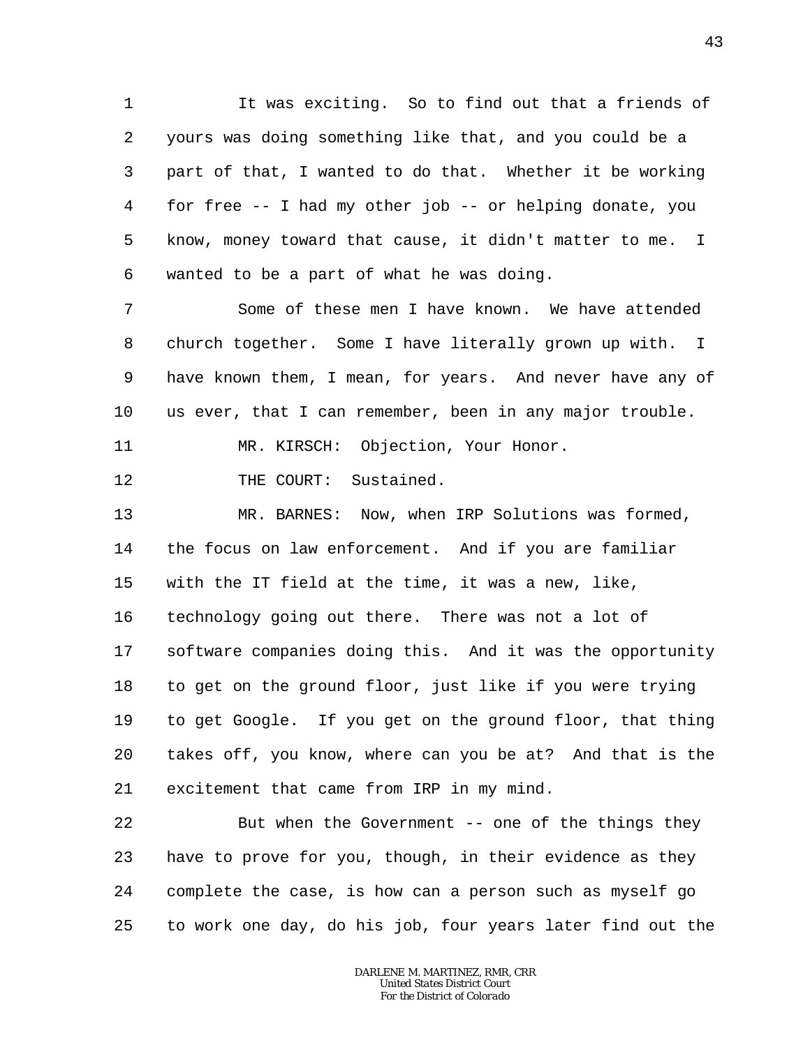It was exciting. So to find out that a friends of yours was doing something like that, and you could be a part of that, I wanted to do that. Whether it be working for free -- I had my other job -- or helping donate, you know, money toward that cause, it didn't matter to me. I wanted to be a part of what he was doing.

Some of these men I have known. We have attended church together. Some I have literally grown up with. I have known them, I mean, for years. And never have any of us ever, that I can remember, been in any major trouble.

MR. KIRSCH: Objection, Your Honor.

THE COURT: Sustained.

MR. BARNES: Now, when IRP Solutions was formed, the focus on law enforcement. And if you are familiar with the IT field at the time, it was a new, like, technology going out there. There was not a lot of software companies doing this. And it was the opportunity to get on the ground floor, just like if you were trying to get Google. If you get on the ground floor, that thing takes off, you know, where can you be at? And that is the excitement that came from IRP in my mind.

But when the Government -- one of the things they have to prove for you, though, in their evidence as they complete the case, is how can a person such as myself go to work one day, do his job, four years later find out the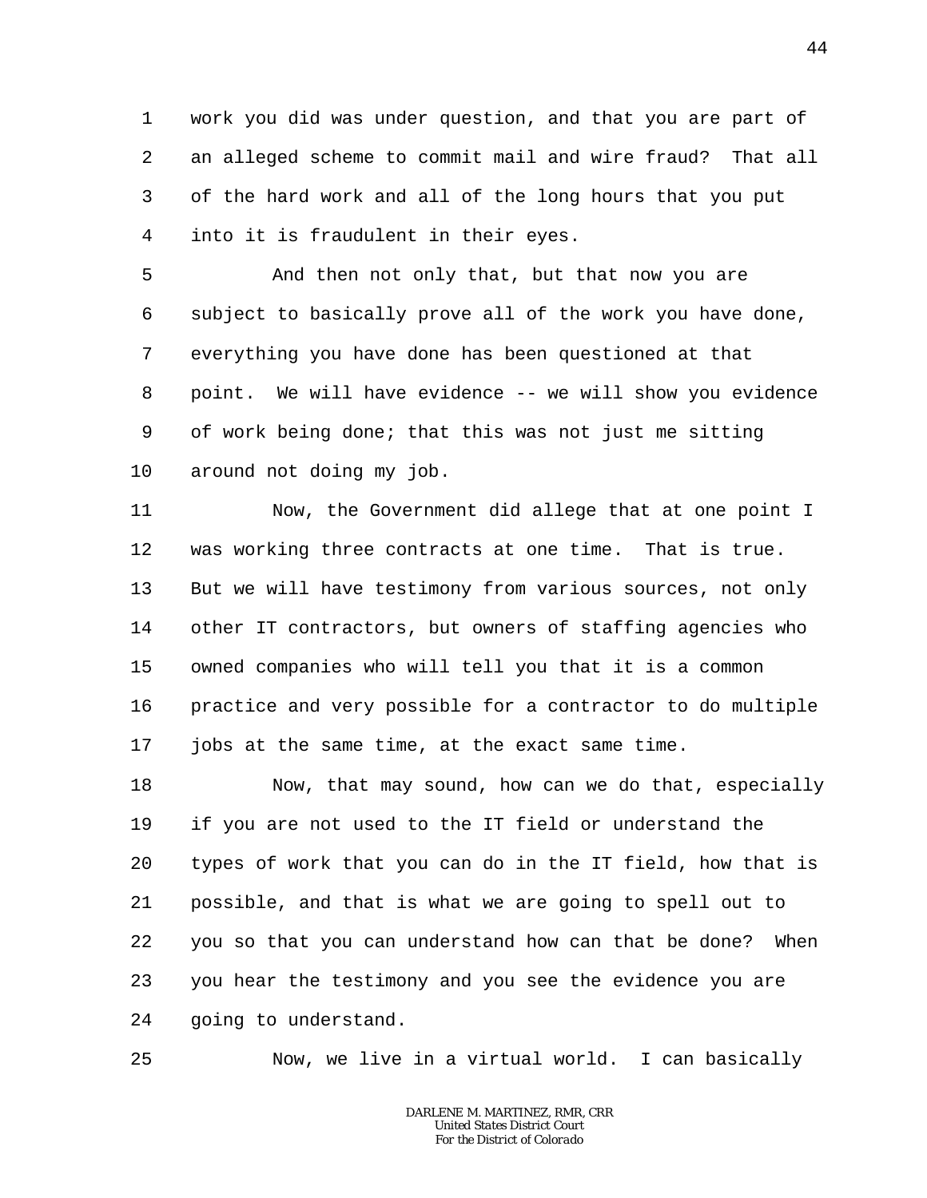work you did was under question, and that you are part of an alleged scheme to commit mail and wire fraud? That all of the hard work and all of the long hours that you put into it is fraudulent in their eyes.

And then not only that, but that now you are subject to basically prove all of the work you have done, everything you have done has been questioned at that point. We will have evidence -- we will show you evidence of work being done; that this was not just me sitting around not doing my job.

Now, the Government did allege that at one point I was working three contracts at one time. That is true. But we will have testimony from various sources, not only other IT contractors, but owners of staffing agencies who owned companies who will tell you that it is a common practice and very possible for a contractor to do multiple jobs at the same time, at the exact same time.

Now, that may sound, how can we do that, especially if you are not used to the IT field or understand the types of work that you can do in the IT field, how that is possible, and that is what we are going to spell out to you so that you can understand how can that be done? When you hear the testimony and you see the evidence you are going to understand.

Now, we live in a virtual world. I can basically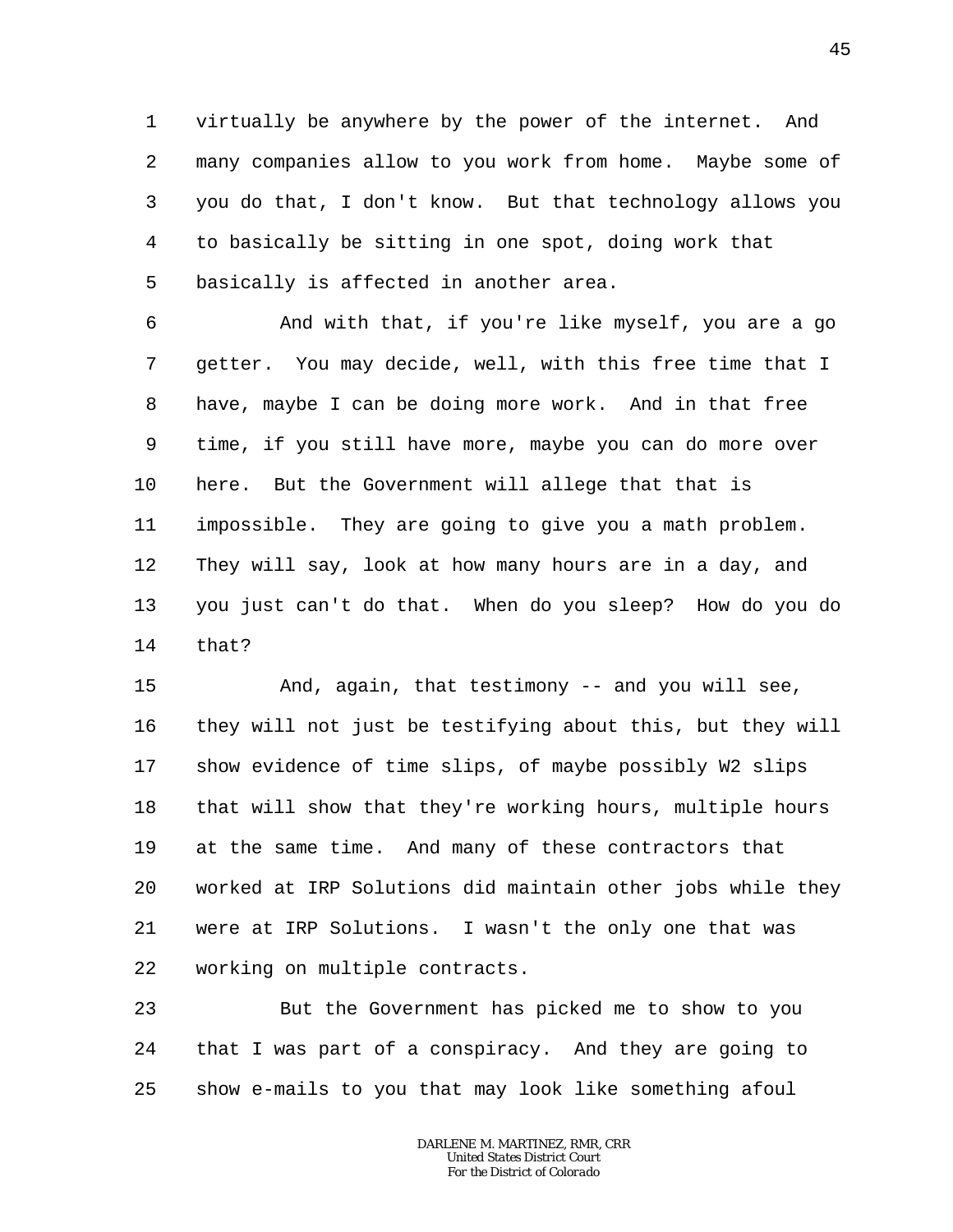virtually be anywhere by the power of the internet. And many companies allow to you work from home. Maybe some of you do that, I don't know. But that technology allows you to basically be sitting in one spot, doing work that basically is affected in another area.

And with that, if you're like myself, you are a go getter. You may decide, well, with this free time that I have, maybe I can be doing more work. And in that free time, if you still have more, maybe you can do more over here. But the Government will allege that that is impossible. They are going to give you a math problem. They will say, look at how many hours are in a day, and you just can't do that. When do you sleep? How do you do that?

And, again, that testimony -- and you will see, they will not just be testifying about this, but they will show evidence of time slips, of maybe possibly W2 slips that will show that they're working hours, multiple hours at the same time. And many of these contractors that worked at IRP Solutions did maintain other jobs while they were at IRP Solutions. I wasn't the only one that was working on multiple contracts.

But the Government has picked me to show to you that I was part of a conspiracy. And they are going to show e-mails to you that may look like something afoul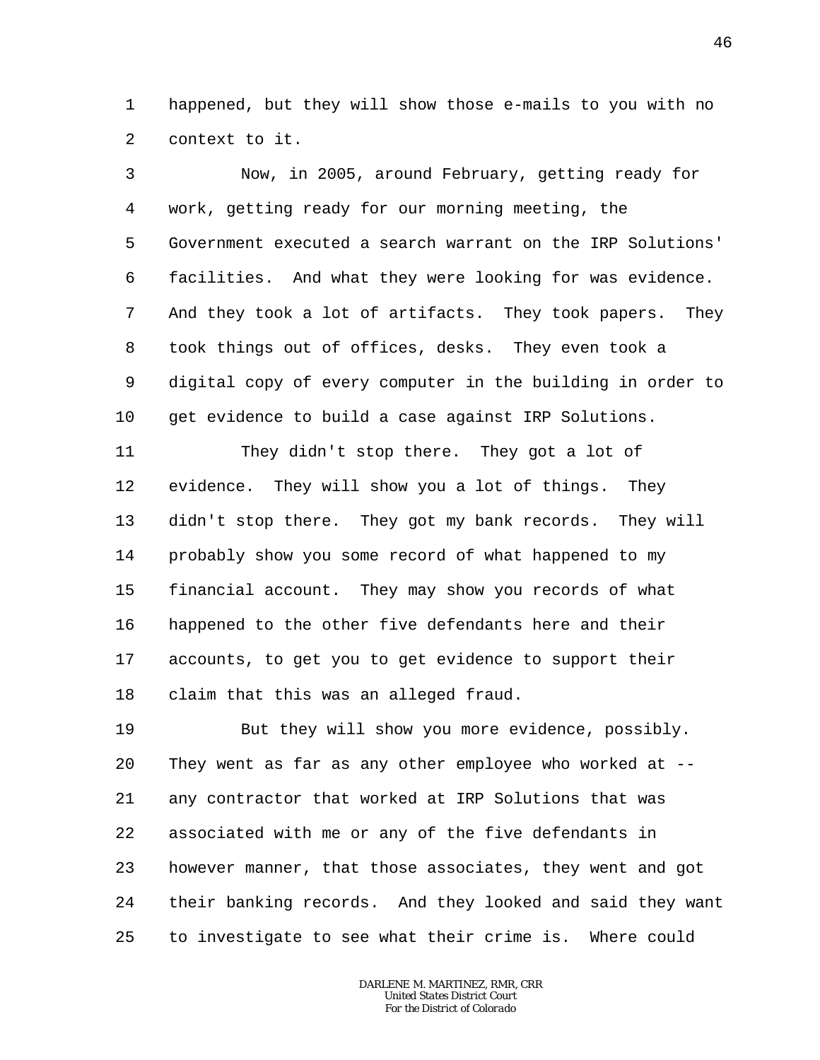happened, but they will show those e-mails to you with no context to it.

Now, in 2005, around February, getting ready for work, getting ready for our morning meeting, the Government executed a search warrant on the IRP Solutions' facilities. And what they were looking for was evidence. And they took a lot of artifacts. They took papers. They took things out of offices, desks. They even took a digital copy of every computer in the building in order to get evidence to build a case against IRP Solutions.

They didn't stop there. They got a lot of evidence. They will show you a lot of things. They didn't stop there. They got my bank records. They will probably show you some record of what happened to my financial account. They may show you records of what happened to the other five defendants here and their accounts, to get you to get evidence to support their claim that this was an alleged fraud.

But they will show you more evidence, possibly. They went as far as any other employee who worked at -- any contractor that worked at IRP Solutions that was associated with me or any of the five defendants in however manner, that those associates, they went and got their banking records. And they looked and said they want to investigate to see what their crime is. Where could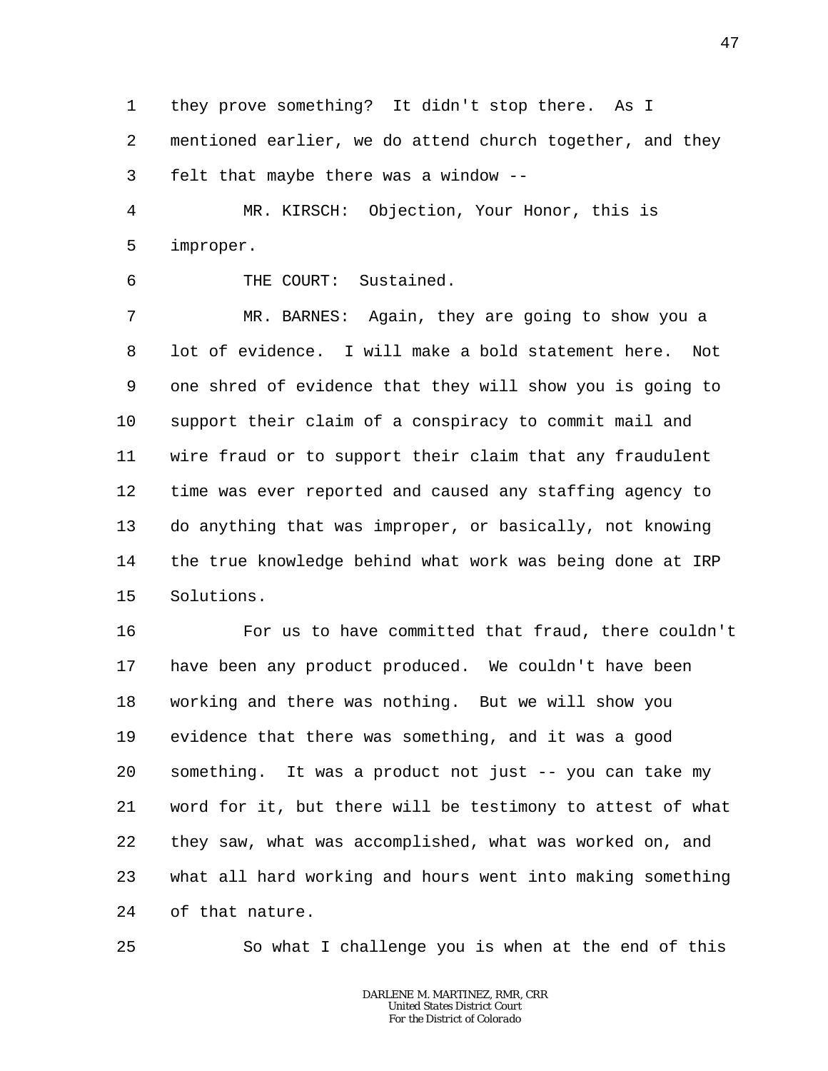they prove something? It didn't stop there. As I mentioned earlier, we do attend church together, and they felt that maybe there was a window --

MR. KIRSCH: Objection, Your Honor, this is improper.

THE COURT: Sustained.

MR. BARNES: Again, they are going to show you a lot of evidence. I will make a bold statement here. Not one shred of evidence that they will show you is going to support their claim of a conspiracy to commit mail and wire fraud or to support their claim that any fraudulent time was ever reported and caused any staffing agency to do anything that was improper, or basically, not knowing the true knowledge behind what work was being done at IRP Solutions.

For us to have committed that fraud, there couldn't have been any product produced. We couldn't have been working and there was nothing. But we will show you evidence that there was something, and it was a good something. It was a product not just -- you can take my word for it, but there will be testimony to attest of what they saw, what was accomplished, what was worked on, and what all hard working and hours went into making something of that nature.

So what I challenge you is when at the end of this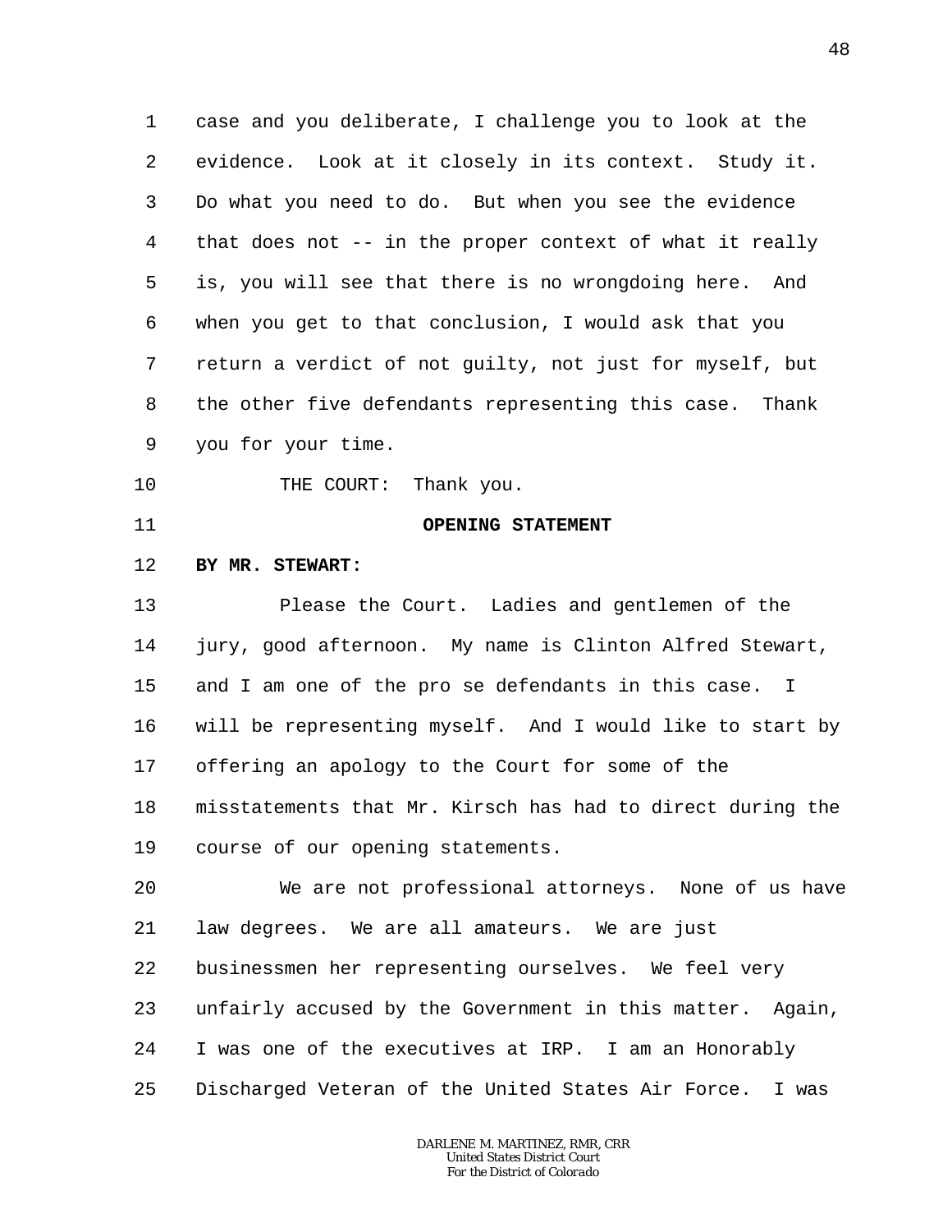1 case and you deliberate, I challenge you to look at the
2 evidence. Look at it closely in its context. Study it.
3 Do what you need to do. But when you see the evidence
4 that does not -- in the proper context of what it really
5 is, you will see that there is no wrongdoing here. And
6 when you get to that conclusion, I would ask that you
7 return a verdict of not guilty, not just for myself, but
8 the other five defendants representing this case. Thank
9 you for your time.

10 THE COURT: Thank you.

11 **OPENING STATEMENT**

12 **BY MR. STEWART:**

13 Please the Court. Ladies and gentlemen of the
14 jury, good afternoon. My name is Clinton Alfred Stewart,
15 and I am one of the pro se defendants in this case. I
16 will be representing myself. And I would like to start by
17 offering an apology to the Court for some of the
18 misstatements that Mr. Kirsch has had to direct during the
19 course of our opening statements.

20 We are not professional attorneys. None of us have
21 law degrees. We are all amateurs. We are just
22 businessmen her representing ourselves. We feel very
23 unfairly accused by the Government in this matter. Again,
24 I was one of the executives at IRP. I am an Honorably
25 Discharged Veteran of the United States Air Force. I was

DARLENE M. MARTINEZ, RMR, CRR
United States District Court
For the District of Colorado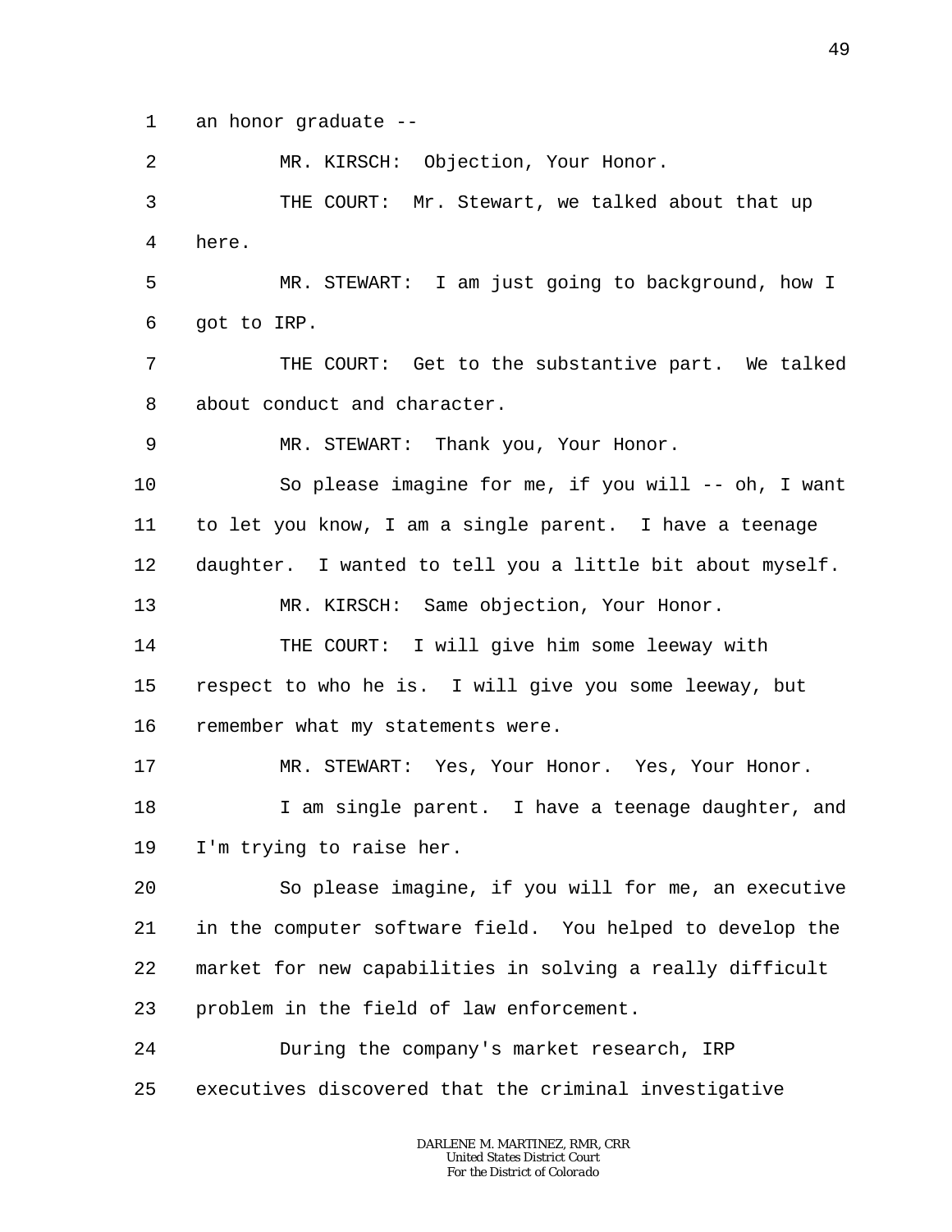1 an honor graduate --

2 MR. KIRSCH: Objection, Your Honor.

3 THE COURT: Mr. Stewart, we talked about that up

4 here.

5 MR. STEWART: I am just going to background, how I

6 got to IRP.

7 THE COURT: Get to the substantive part. We talked

8 about conduct and character.

9 MR. STEWART: Thank you, Your Honor.

10 So please imagine for me, if you will -- oh, I want

11 to let you know, I am a single parent. I have a teenage

12 daughter. I wanted to tell you a little bit about myself.

13 MR. KIRSCH: Same objection, Your Honor.

14 THE COURT: I will give him some leeway with

15 respect to who he is. I will give you some leeway, but

16 remember what my statements were.

17 MR. STEWART: Yes, Your Honor. Yes, Your Honor.

18 I am single parent. I have a teenage daughter, and

19 I'm trying to raise her.

20 So please imagine, if you will for me, an executive

21 in the computer software field. You helped to develop the

22 market for new capabilities in solving a really difficult

23 problem in the field of law enforcement.

24 During the company's market research, IRP

25 executives discovered that the criminal investigative

DARLENE M. MARTINEZ, RMR, CRR
United States District Court
For the District of Colorado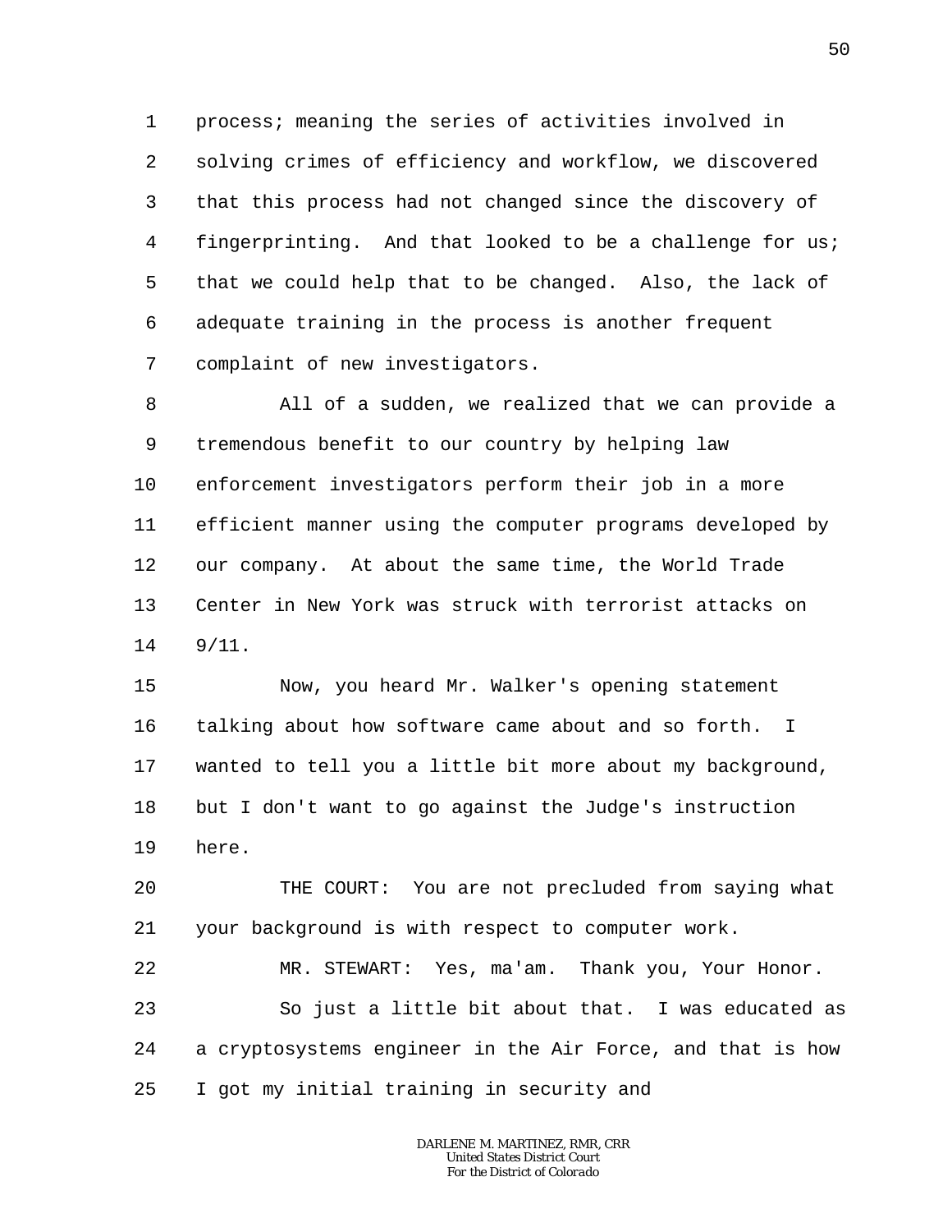process; meaning the series of activities involved in solving crimes of efficiency and workflow, we discovered that this process had not changed since the discovery of fingerprinting. And that looked to be a challenge for us; that we could help that to be changed. Also, the lack of adequate training in the process is another frequent complaint of new investigators.

All of a sudden, we realized that we can provide a tremendous benefit to our country by helping law enforcement investigators perform their job in a more efficient manner using the computer programs developed by our company. At about the same time, the World Trade Center in New York was struck with terrorist attacks on 9/11.

Now, you heard Mr. Walker's opening statement talking about how software came about and so forth. I wanted to tell you a little bit more about my background, but I don't want to go against the Judge's instruction here.

THE COURT: You are not precluded from saying what your background is with respect to computer work.

MR. STEWART: Yes, ma'am. Thank you, Your Honor.

So just a little bit about that. I was educated as a cryptosystems engineer in the Air Force, and that is how I got my initial training in security and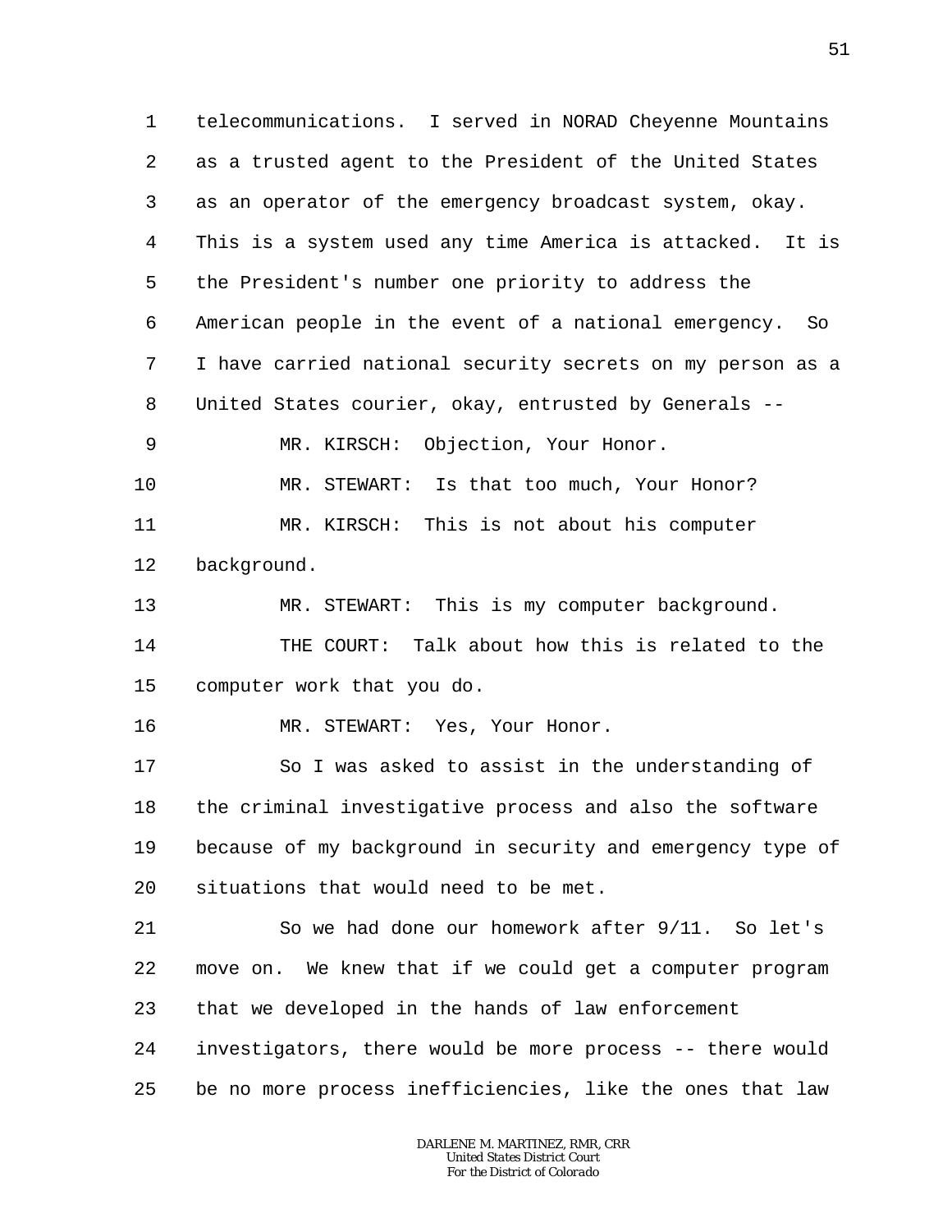1 telecommunications. I served in NORAD Cheyenne Mountains
2 as a trusted agent to the President of the United States
3 as an operator of the emergency broadcast system, okay.
4 This is a system used any time America is attacked. It is
5 the President's number one priority to address the
6 American people in the event of a national emergency. So
7 I have carried national security secrets on my person as a
8 United States courier, okay, entrusted by Generals --
9 MR. KIRSCH: Objection, Your Honor.
10 MR. STEWART: Is that too much, Your Honor?
11 MR. KIRSCH: This is not about his computer
12 background.
13 MR. STEWART: This is my computer background.
14 THE COURT: Talk about how this is related to the
15 computer work that you do.
16 MR. STEWART: Yes, Your Honor.
17 So I was asked to assist in the understanding of
18 the criminal investigative process and also the software
19 because of my background in security and emergency type of
20 situations that would need to be met.
21 So we had done our homework after 9/11. So let's
22 move on. We knew that if we could get a computer program
23 that we developed in the hands of law enforcement
24 investigators, there would be more process -- there would
25 be no more process inefficiencies, like the ones that law

DARLENE M. MARTINEZ, RMR, CRR
United States District Court
For the District of Colorado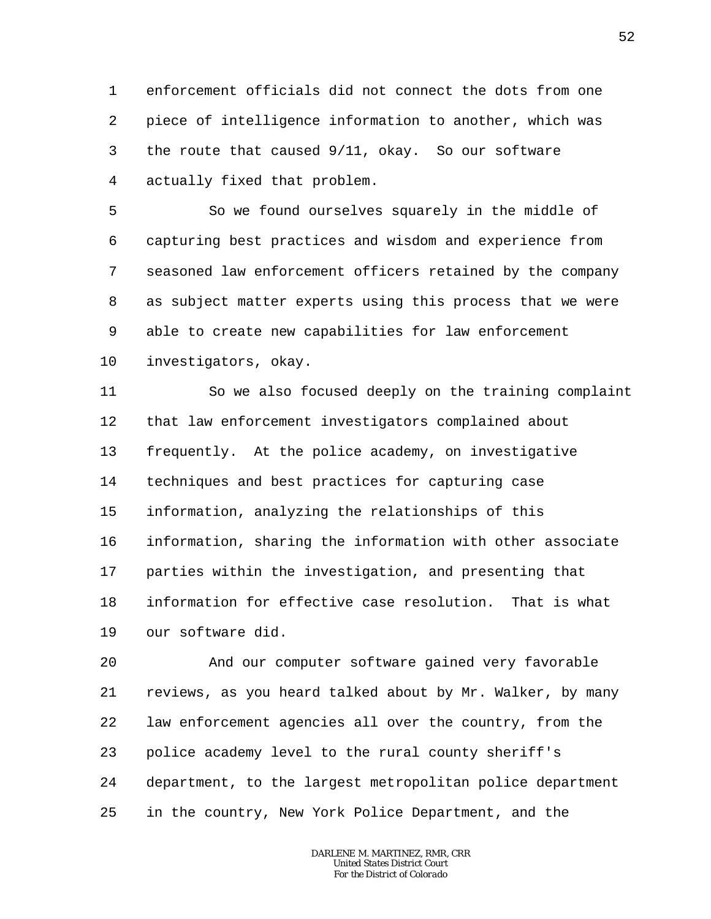enforcement officials did not connect the dots from one piece of intelligence information to another, which was the route that caused 9/11, okay. So our software actually fixed that problem.

So we found ourselves squarely in the middle of capturing best practices and wisdom and experience from seasoned law enforcement officers retained by the company as subject matter experts using this process that we were able to create new capabilities for law enforcement investigators, okay.

So we also focused deeply on the training complaint that law enforcement investigators complained about frequently. At the police academy, on investigative techniques and best practices for capturing case information, analyzing the relationships of this information, sharing the information with other associate parties within the investigation, and presenting that information for effective case resolution. That is what our software did.

And our computer software gained very favorable reviews, as you heard talked about by Mr. Walker, by many law enforcement agencies all over the country, from the police academy level to the rural county sheriff's department, to the largest metropolitan police department in the country, New York Police Department, and the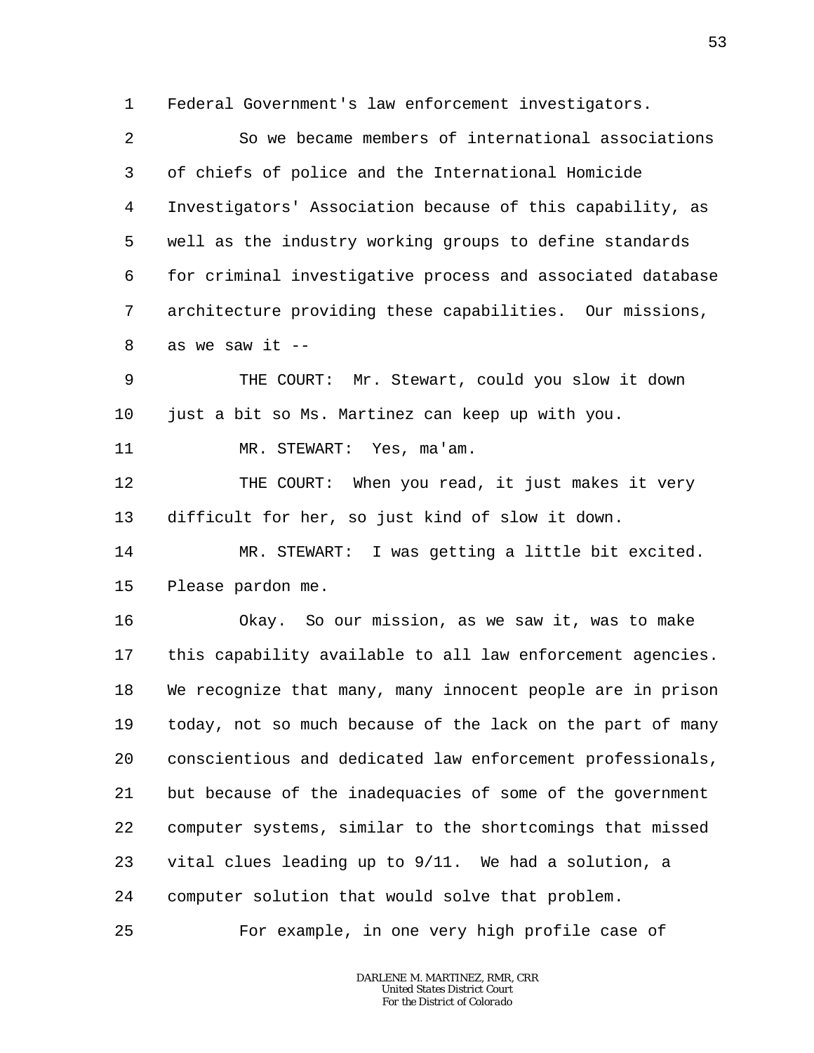Federal Government's law enforcement investigators.

So we became members of international associations of chiefs of police and the International Homicide Investigators' Association because of this capability, as well as the industry working groups to define standards for criminal investigative process and associated database architecture providing these capabilities. Our missions, as we saw it --

THE COURT: Mr. Stewart, could you slow it down just a bit so Ms. Martinez can keep up with you.

MR. STEWART: Yes, ma'am.

THE COURT: When you read, it just makes it very difficult for her, so just kind of slow it down.

MR. STEWART: I was getting a little bit excited. Please pardon me.

Okay. So our mission, as we saw it, was to make this capability available to all law enforcement agencies. We recognize that many, many innocent people are in prison today, not so much because of the lack on the part of many conscientious and dedicated law enforcement professionals, but because of the inadequacies of some of the government computer systems, similar to the shortcomings that missed vital clues leading up to 9/11. We had a solution, a computer solution that would solve that problem.

For example, in one very high profile case of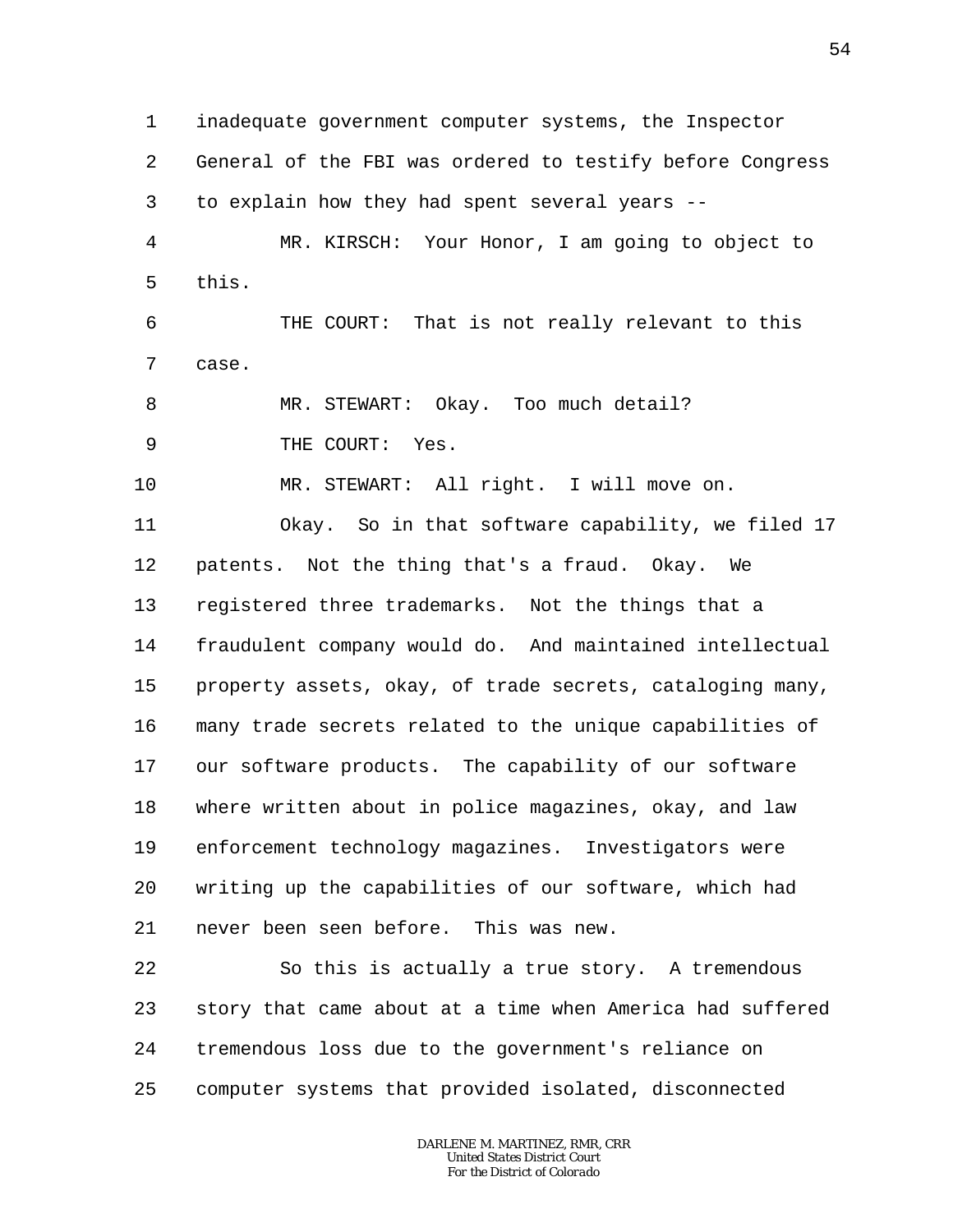inadequate government computer systems, the Inspector General of the FBI was ordered to testify before Congress to explain how they had spent several years --

MR. KIRSCH: Your Honor, I am going to object to this.

THE COURT: That is not really relevant to this case.

MR. STEWART: Okay. Too much detail?

THE COURT: Yes.

MR. STEWART: All right. I will move on.

Okay. So in that software capability, we filed 17 patents. Not the thing that's a fraud. Okay. We registered three trademarks. Not the things that a fraudulent company would do. And maintained intellectual property assets, okay, of trade secrets, cataloging many, many trade secrets related to the unique capabilities of our software products. The capability of our software where written about in police magazines, okay, and law enforcement technology magazines. Investigators were writing up the capabilities of our software, which had never been seen before. This was new.

So this is actually a true story. A tremendous story that came about at a time when America had suffered tremendous loss due to the government's reliance on computer systems that provided isolated, disconnected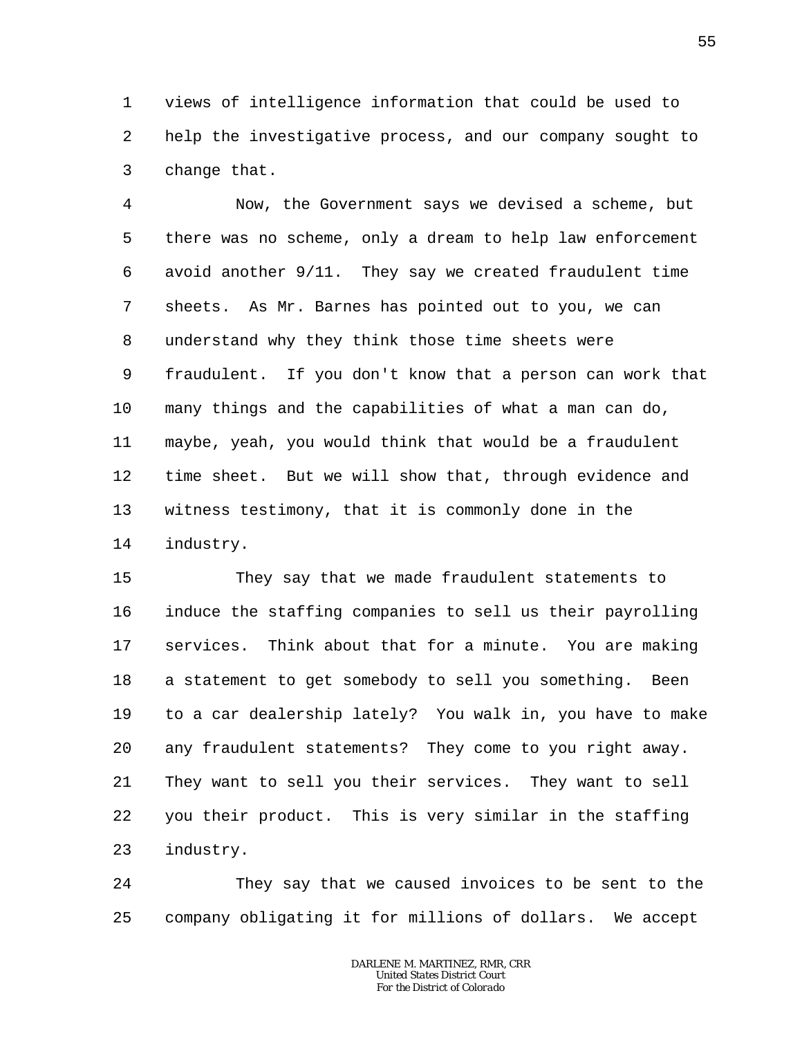views of intelligence information that could be used to help the investigative process, and our company sought to change that.

Now, the Government says we devised a scheme, but there was no scheme, only a dream to help law enforcement avoid another 9/11. They say we created fraudulent time sheets. As Mr. Barnes has pointed out to you, we can understand why they think those time sheets were fraudulent. If you don't know that a person can work that many things and the capabilities of what a man can do, maybe, yeah, you would think that would be a fraudulent time sheet. But we will show that, through evidence and witness testimony, that it is commonly done in the industry.

They say that we made fraudulent statements to induce the staffing companies to sell us their payrolling services. Think about that for a minute. You are making a statement to get somebody to sell you something. Been to a car dealership lately? You walk in, you have to make any fraudulent statements? They come to you right away. They want to sell you their services. They want to sell you their product. This is very similar in the staffing industry.

They say that we caused invoices to be sent to the company obligating it for millions of dollars. We accept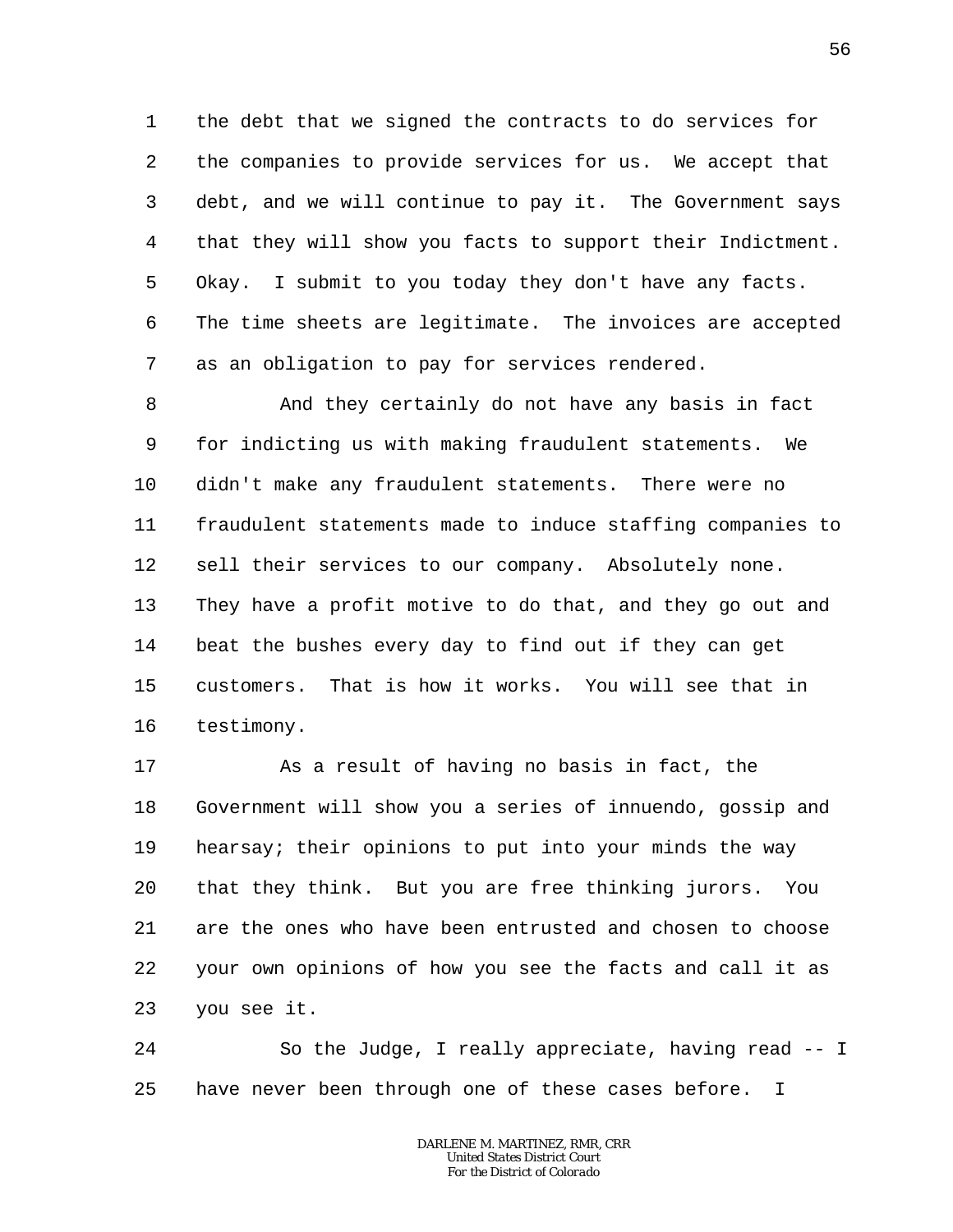the debt that we signed the contracts to do services for the companies to provide services for us. We accept that debt, and we will continue to pay it. The Government says that they will show you facts to support their Indictment. Okay. I submit to you today they don't have any facts. The time sheets are legitimate. The invoices are accepted as an obligation to pay for services rendered.

And they certainly do not have any basis in fact for indicting us with making fraudulent statements. We didn't make any fraudulent statements. There were no fraudulent statements made to induce staffing companies to sell their services to our company. Absolutely none. They have a profit motive to do that, and they go out and beat the bushes every day to find out if they can get customers. That is how it works. You will see that in testimony.

As a result of having no basis in fact, the Government will show you a series of innuendo, gossip and hearsay; their opinions to put into your minds the way that they think. But you are free thinking jurors. You are the ones who have been entrusted and chosen to choose your own opinions of how you see the facts and call it as you see it.

So the Judge, I really appreciate, having read -- I have never been through one of these cases before. I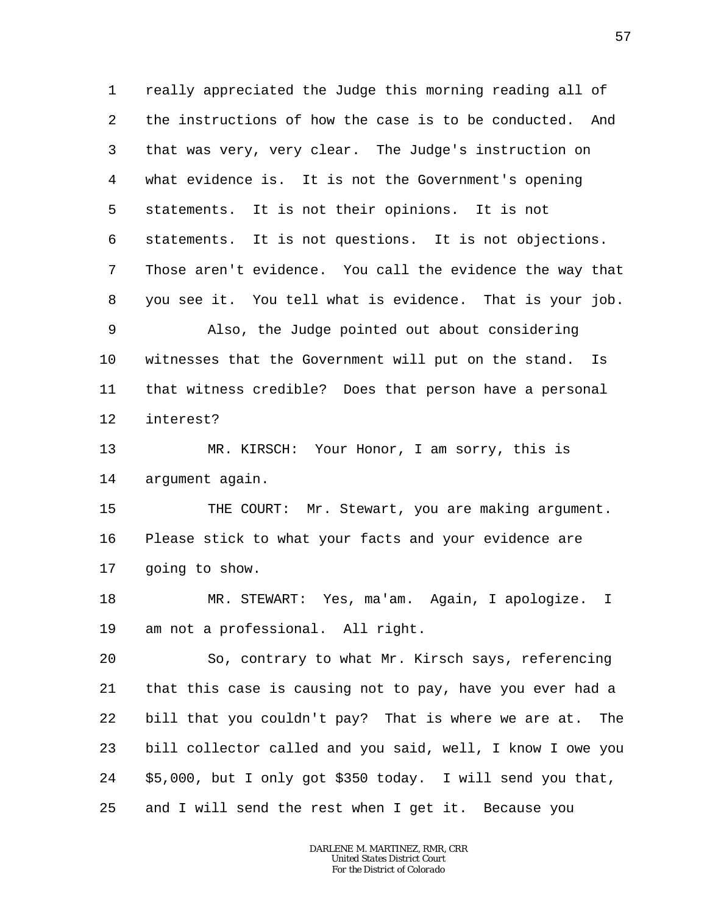really appreciated the Judge this morning reading all of the instructions of how the case is to be conducted. And that was very, very clear. The Judge's instruction on what evidence is. It is not the Government's opening statements. It is not their opinions. It is not statements. It is not questions. It is not objections. Those aren't evidence. You call the evidence the way that you see it. You tell what is evidence. That is your job.

Also, the Judge pointed out about considering witnesses that the Government will put on the stand. Is that witness credible? Does that person have a personal interest?

MR. KIRSCH: Your Honor, I am sorry, this is argument again.

THE COURT: Mr. Stewart, you are making argument. Please stick to what your facts and your evidence are going to show.

MR. STEWART: Yes, ma'am. Again, I apologize. I am not a professional. All right.

So, contrary to what Mr. Kirsch says, referencing that this case is causing not to pay, have you ever had a bill that you couldn't pay? That is where we are at. The bill collector called and you said, well, I know I owe you $5,000, but I only got $350 today. I will send you that, and I will send the rest when I get it. Because you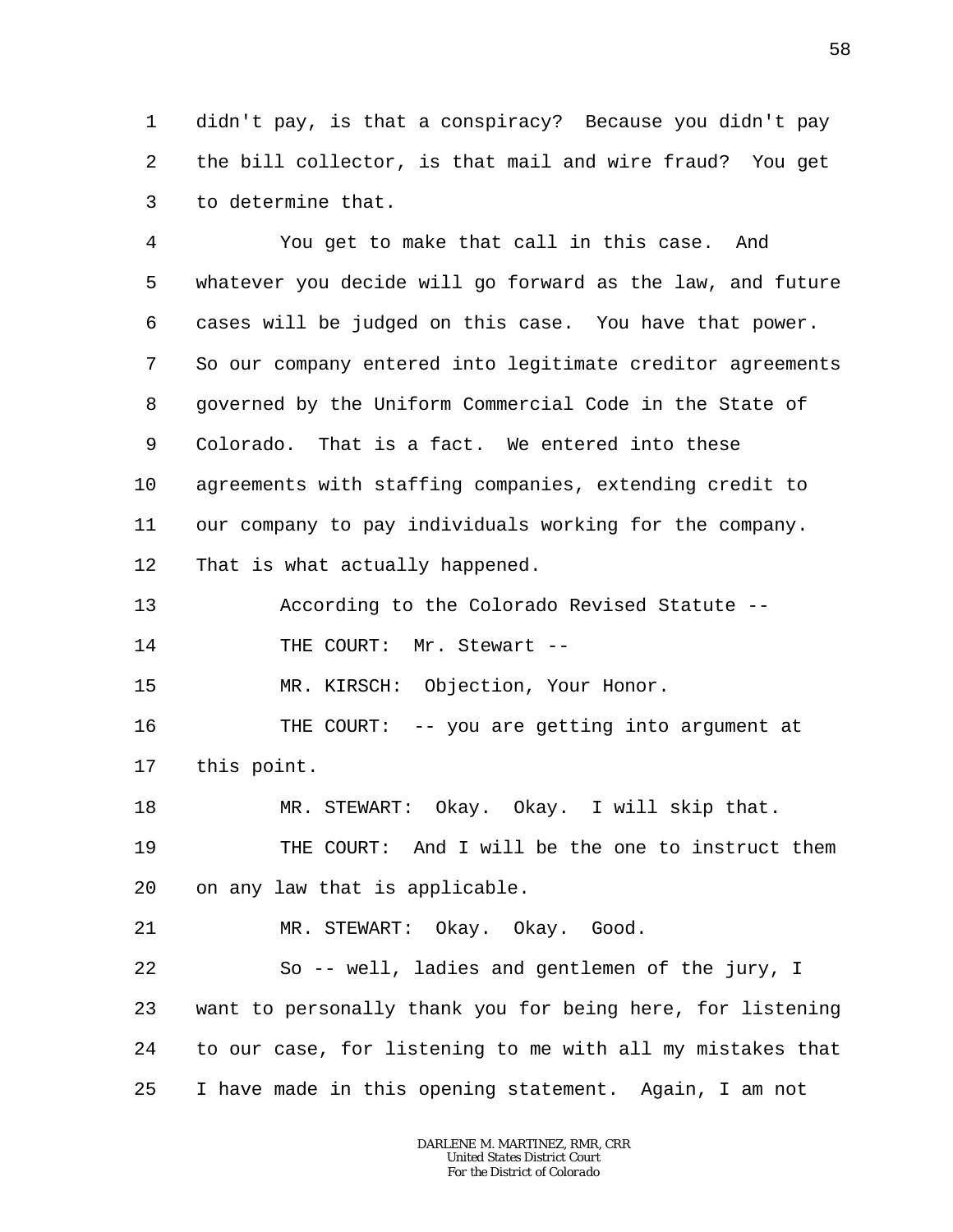didn't pay, is that a conspiracy? Because you didn't pay the bill collector, is that mail and wire fraud? You get to determine that.

You get to make that call in this case. And whatever you decide will go forward as the law, and future cases will be judged on this case. You have that power. So our company entered into legitimate creditor agreements governed by the Uniform Commercial Code in the State of Colorado. That is a fact. We entered into these agreements with staffing companies, extending credit to our company to pay individuals working for the company. That is what actually happened.

According to the Colorado Revised Statute --

THE COURT: Mr. Stewart --

MR. KIRSCH: Objection, Your Honor.

THE COURT: -- you are getting into argument at this point.

MR. STEWART: Okay. Okay. I will skip that.

THE COURT: And I will be the one to instruct them on any law that is applicable.

MR. STEWART: Okay. Okay. Good.

So -- well, ladies and gentlemen of the jury, I want to personally thank you for being here, for listening to our case, for listening to me with all my mistakes that I have made in this opening statement. Again, I am not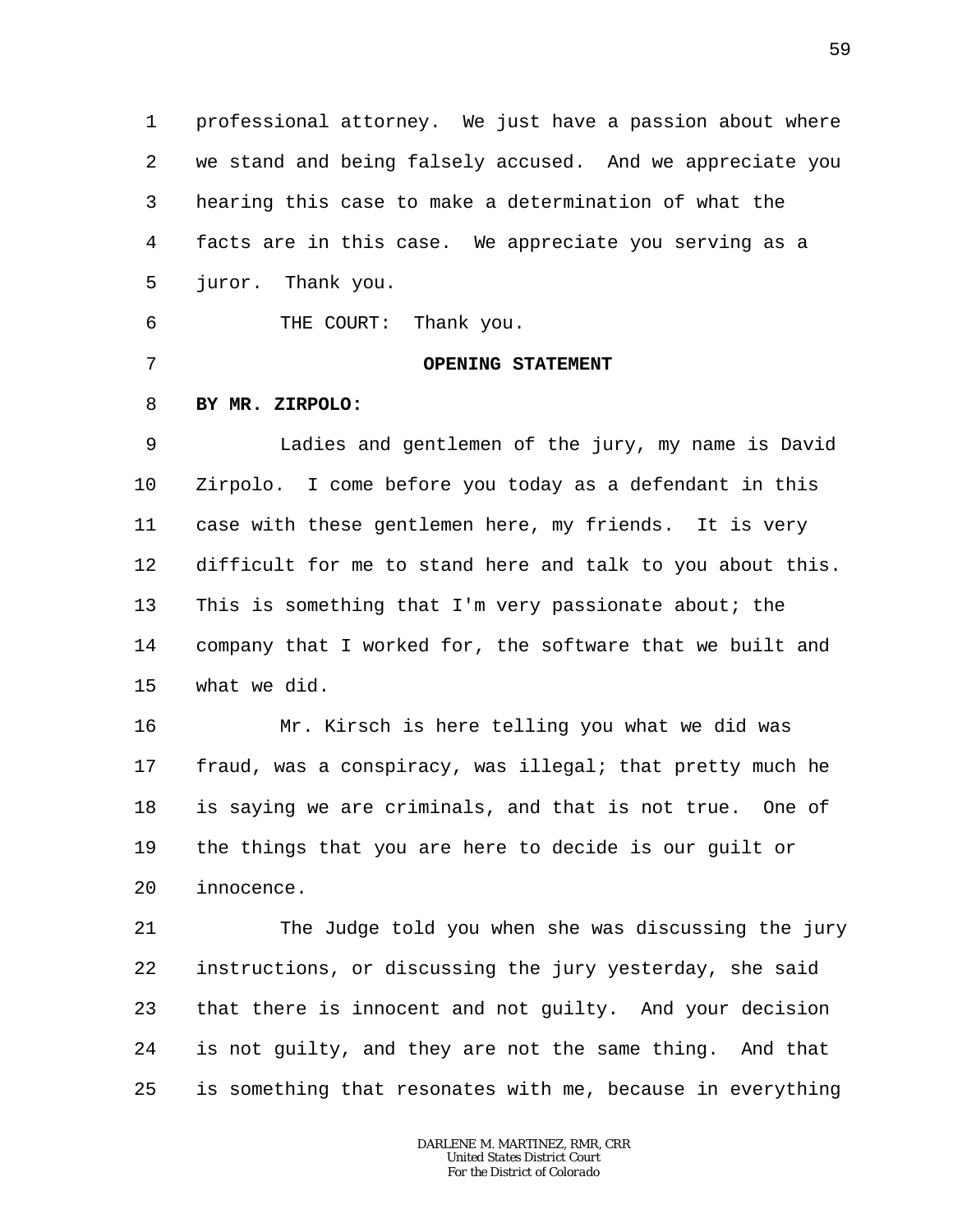professional attorney. We just have a passion about where we stand and being falsely accused. And we appreciate you hearing this case to make a determination of what the facts are in this case. We appreciate you serving as a juror. Thank you.

THE COURT: Thank you.

**OPENING STATEMENT**

**BY MR. ZIRPOLO:**

Ladies and gentlemen of the jury, my name is David Zirpolo. I come before you today as a defendant in this case with these gentlemen here, my friends. It is very difficult for me to stand here and talk to you about this. This is something that I'm very passionate about; the company that I worked for, the software that we built and what we did.

Mr. Kirsch is here telling you what we did was fraud, was a conspiracy, was illegal; that pretty much he is saying we are criminals, and that is not true. One of the things that you are here to decide is our guilt or innocence.

The Judge told you when she was discussing the jury instructions, or discussing the jury yesterday, she said that there is innocent and not guilty. And your decision is not guilty, and they are not the same thing. And that is something that resonates with me, because in everything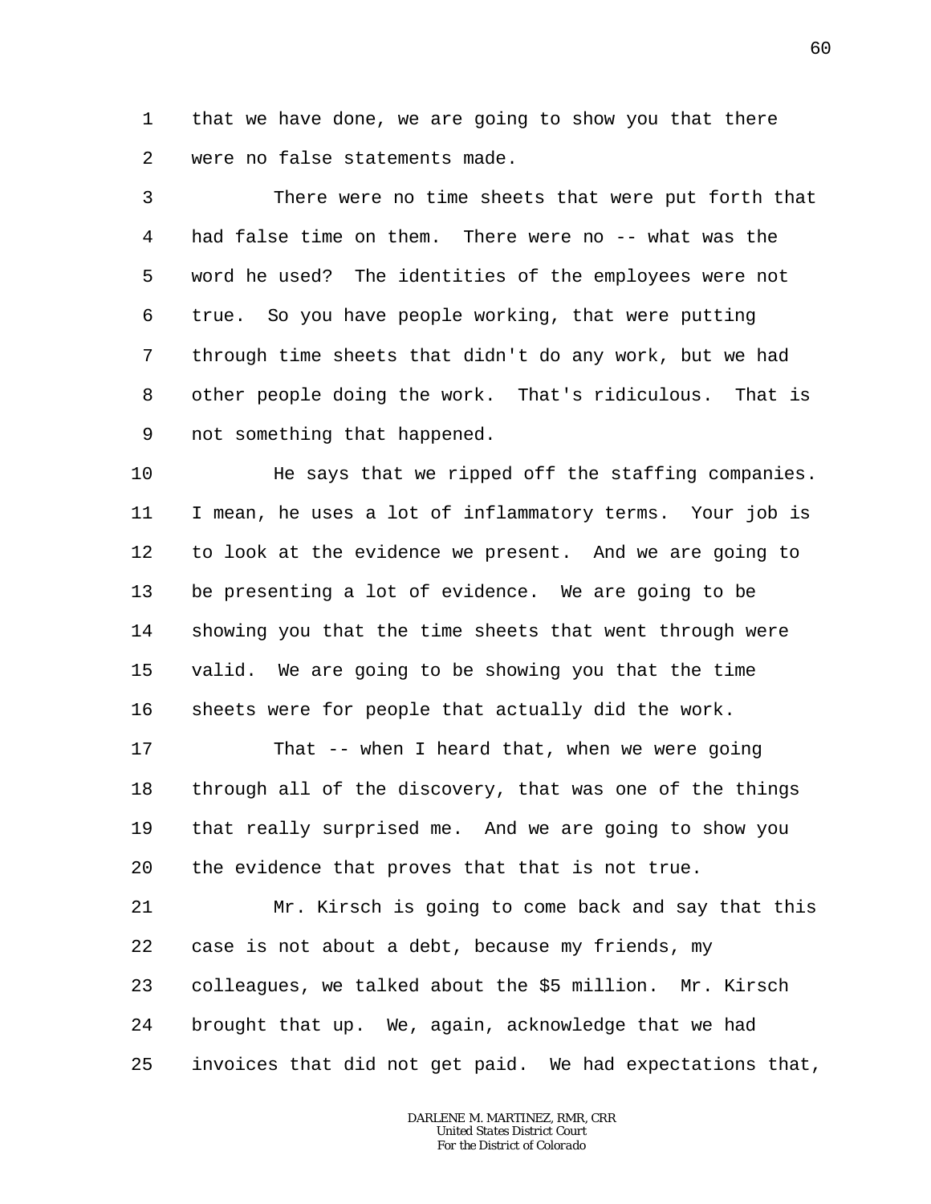that we have done, we are going to show you that there were no false statements made.

There were no time sheets that were put forth that had false time on them. There were no -- what was the word he used? The identities of the employees were not true. So you have people working, that were putting through time sheets that didn't do any work, but we had other people doing the work. That's ridiculous. That is not something that happened.

He says that we ripped off the staffing companies. I mean, he uses a lot of inflammatory terms. Your job is to look at the evidence we present. And we are going to be presenting a lot of evidence. We are going to be showing you that the time sheets that went through were valid. We are going to be showing you that the time sheets were for people that actually did the work.

That -- when I heard that, when we were going through all of the discovery, that was one of the things that really surprised me. And we are going to show you the evidence that proves that that is not true.

Mr. Kirsch is going to come back and say that this case is not about a debt, because my friends, my colleagues, we talked about the $5 million. Mr. Kirsch brought that up. We, again, acknowledge that we had invoices that did not get paid. We had expectations that,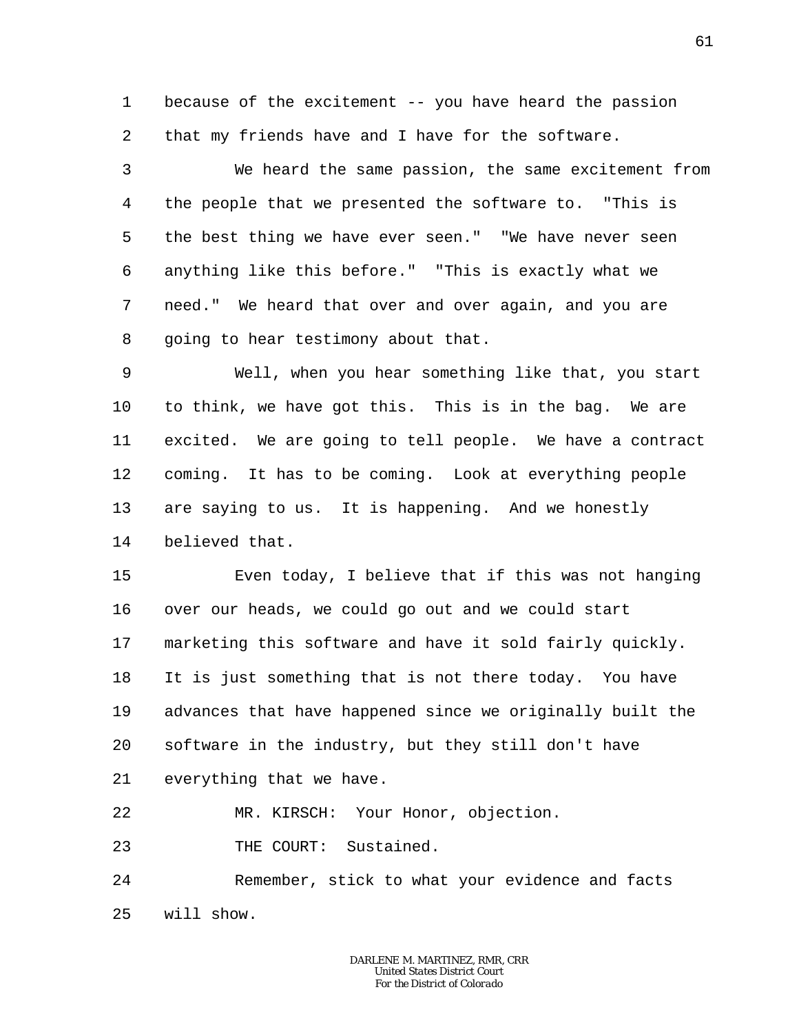because of the excitement -- you have heard the passion that my friends have and I have for the software.

We heard the same passion, the same excitement from the people that we presented the software to. "This is the best thing we have ever seen." "We have never seen anything like this before." "This is exactly what we need." We heard that over and over again, and you are going to hear testimony about that.

Well, when you hear something like that, you start to think, we have got this. This is in the bag. We are excited. We are going to tell people. We have a contract coming. It has to be coming. Look at everything people are saying to us. It is happening. And we honestly believed that.

Even today, I believe that if this was not hanging over our heads, we could go out and we could start marketing this software and have it sold fairly quickly. It is just something that is not there today. You have advances that have happened since we originally built the software in the industry, but they still don't have everything that we have.

MR. KIRSCH: Your Honor, objection.

THE COURT: Sustained.

Remember, stick to what your evidence and facts will show.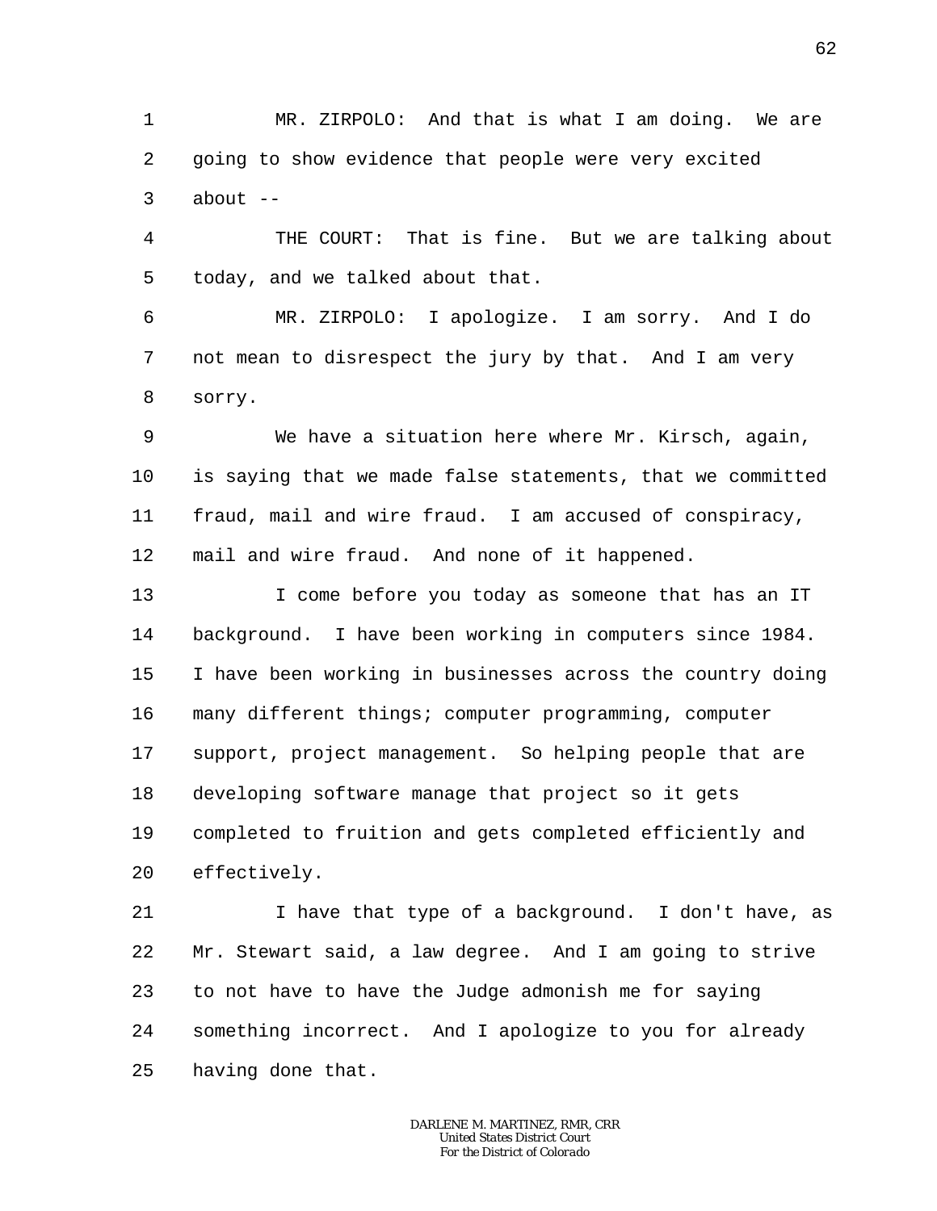MR. ZIRPOLO: And that is what I am doing. We are going to show evidence that people were very excited about --

THE COURT: That is fine. But we are talking about today, and we talked about that.

MR. ZIRPOLO: I apologize. I am sorry. And I do not mean to disrespect the jury by that. And I am very sorry.

We have a situation here where Mr. Kirsch, again, is saying that we made false statements, that we committed fraud, mail and wire fraud. I am accused of conspiracy, mail and wire fraud. And none of it happened.

I come before you today as someone that has an IT background. I have been working in computers since 1984. I have been working in businesses across the country doing many different things; computer programming, computer support, project management. So helping people that are developing software manage that project so it gets completed to fruition and gets completed efficiently and effectively.

I have that type of a background. I don't have, as Mr. Stewart said, a law degree. And I am going to strive to not have to have the Judge admonish me for saying something incorrect. And I apologize to you for already having done that.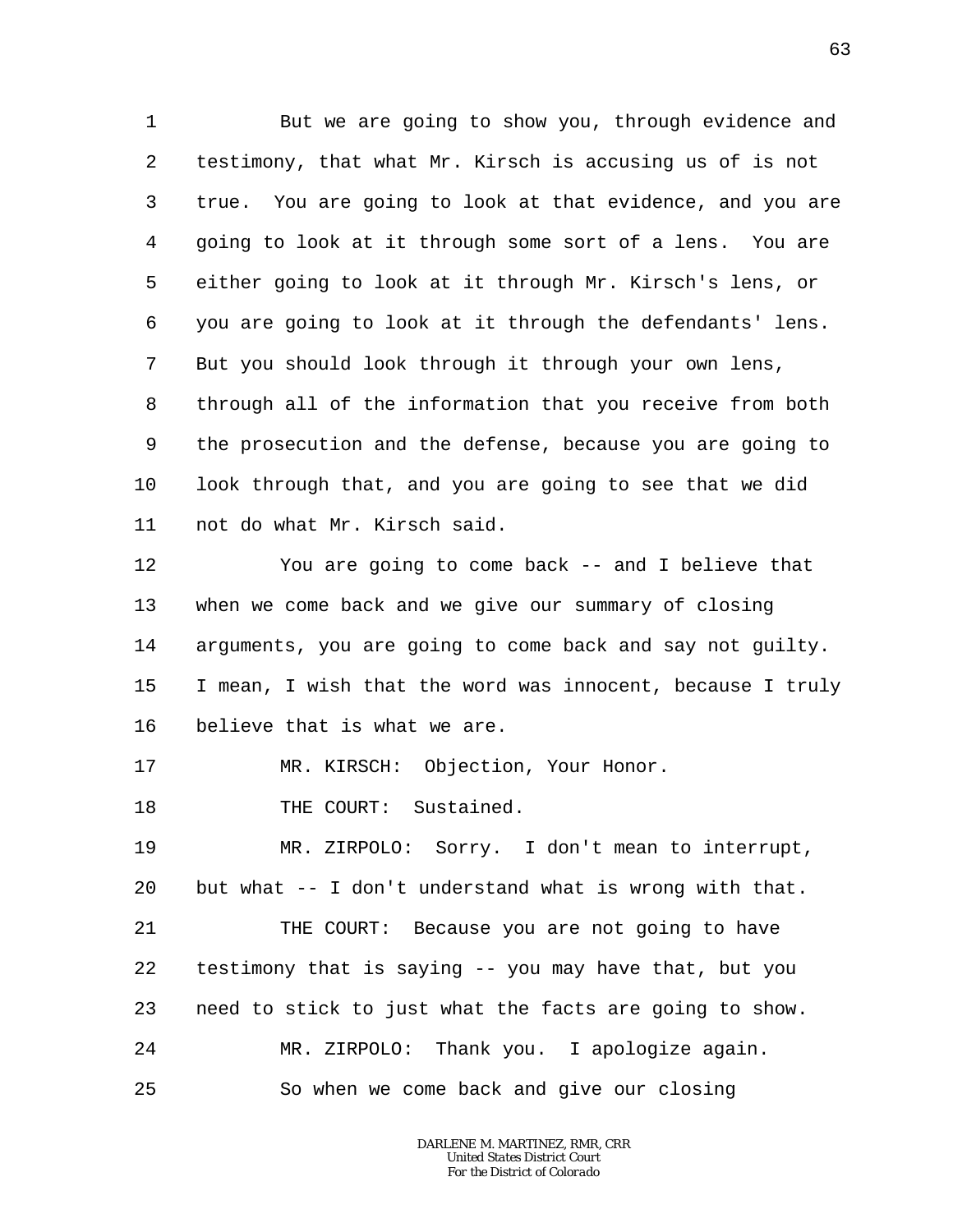But we are going to show you, through evidence and testimony, that what Mr. Kirsch is accusing us of is not true. You are going to look at that evidence, and you are going to look at it through some sort of a lens. You are either going to look at it through Mr. Kirsch's lens, or you are going to look at it through the defendants' lens. But you should look through it through your own lens, through all of the information that you receive from both the prosecution and the defense, because you are going to look through that, and you are going to see that we did not do what Mr. Kirsch said.

You are going to come back -- and I believe that when we come back and we give our summary of closing arguments, you are going to come back and say not guilty. I mean, I wish that the word was innocent, because I truly believe that is what we are.

MR. KIRSCH: Objection, Your Honor.

THE COURT: Sustained.

MR. ZIRPOLO: Sorry. I don't mean to interrupt, but what -- I don't understand what is wrong with that.

THE COURT: Because you are not going to have testimony that is saying -- you may have that, but you need to stick to just what the facts are going to show.

MR. ZIRPOLO: Thank you. I apologize again.

So when we come back and give our closing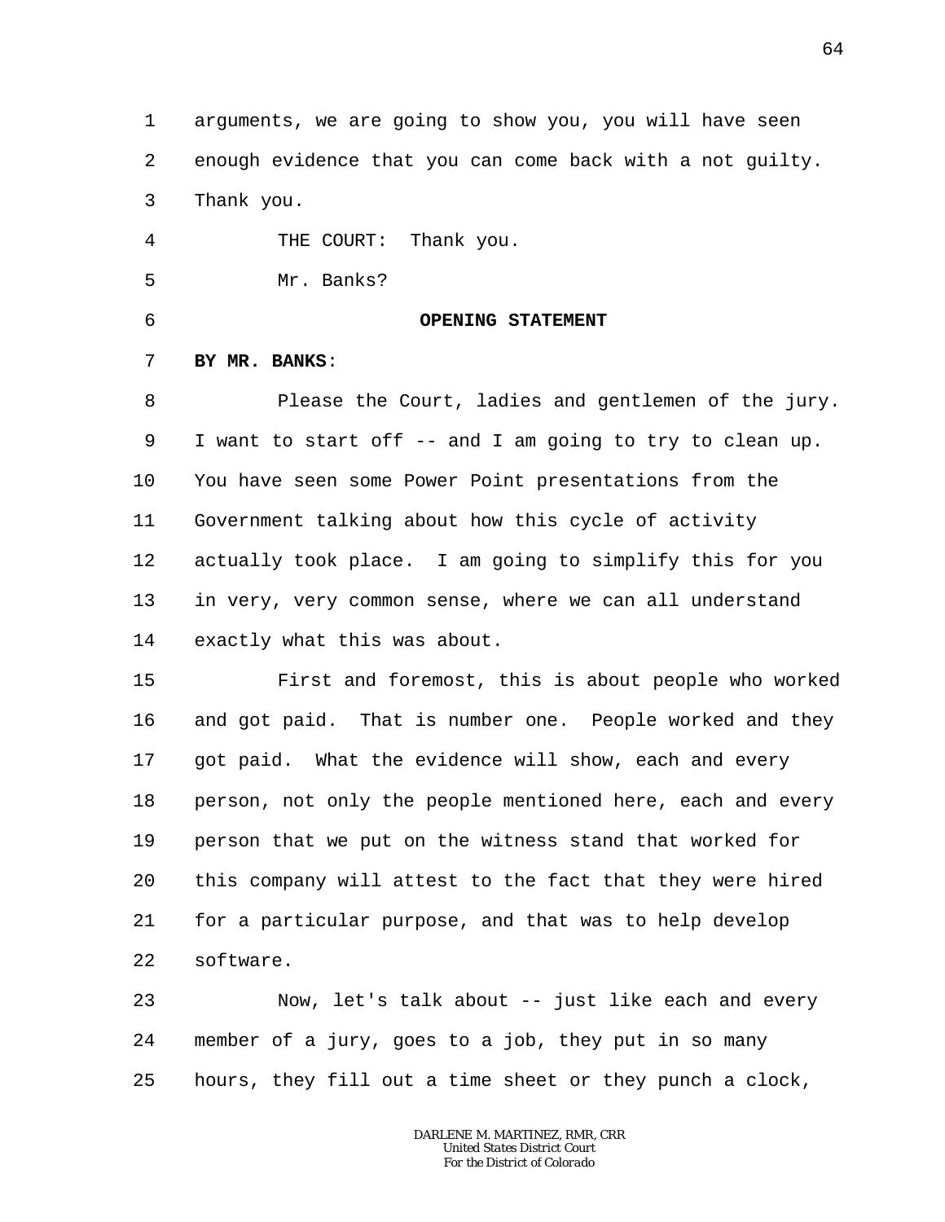arguments, we are going to show you, you will have seen enough evidence that you can come back with a not guilty. Thank you.

THE COURT: Thank you.

Mr. Banks?

## OPENING STATEMENT

**BY MR. BANKS**:

Please the Court, ladies and gentlemen of the jury. I want to start off -- and I am going to try to clean up. You have seen some Power Point presentations from the Government talking about how this cycle of activity actually took place. I am going to simplify this for you in very, very common sense, where we can all understand exactly what this was about.

First and foremost, this is about people who worked and got paid. That is number one. People worked and they got paid. What the evidence will show, each and every person, not only the people mentioned here, each and every person that we put on the witness stand that worked for this company will attest to the fact that they were hired for a particular purpose, and that was to help develop software.

Now, let's talk about -- just like each and every member of a jury, goes to a job, they put in so many hours, they fill out a time sheet or they punch a clock,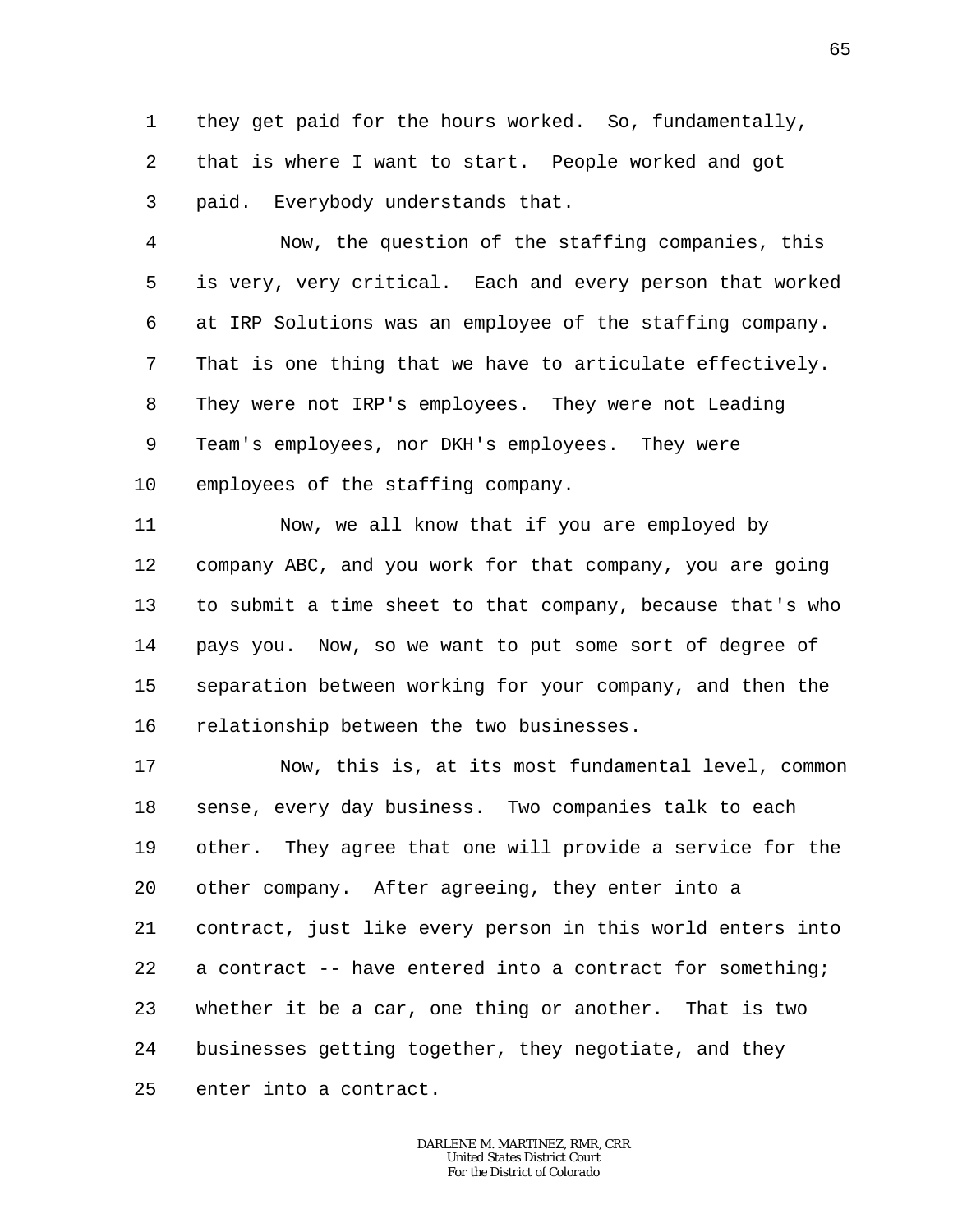they get paid for the hours worked. So, fundamentally, that is where I want to start. People worked and got paid. Everybody understands that.

Now, the question of the staffing companies, this is very, very critical. Each and every person that worked at IRP Solutions was an employee of the staffing company. That is one thing that we have to articulate effectively. They were not IRP's employees. They were not Leading Team's employees, nor DKH's employees. They were employees of the staffing company.

Now, we all know that if you are employed by company ABC, and you work for that company, you are going to submit a time sheet to that company, because that's who pays you. Now, so we want to put some sort of degree of separation between working for your company, and then the relationship between the two businesses.

Now, this is, at its most fundamental level, common sense, every day business. Two companies talk to each other. They agree that one will provide a service for the other company. After agreeing, they enter into a contract, just like every person in this world enters into a contract -- have entered into a contract for something; whether it be a car, one thing or another. That is two businesses getting together, they negotiate, and they enter into a contract.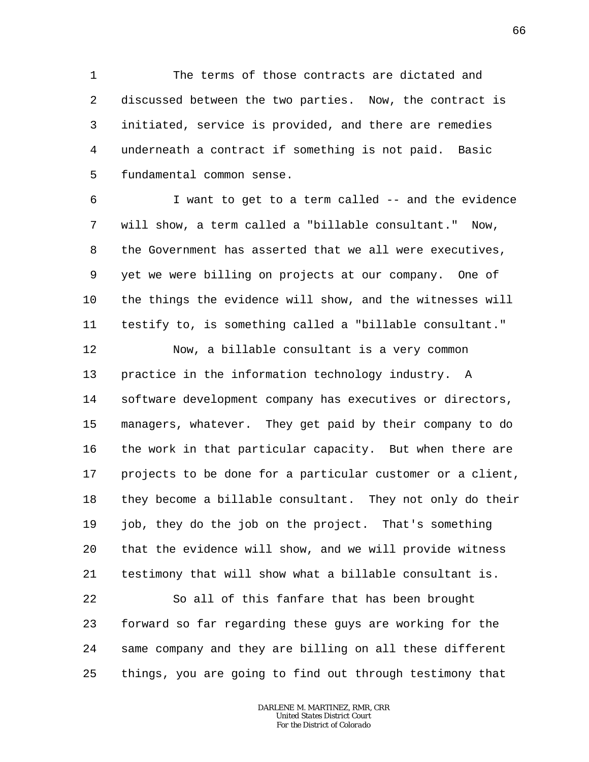The terms of those contracts are dictated and discussed between the two parties. Now, the contract is initiated, service is provided, and there are remedies underneath a contract if something is not paid. Basic fundamental common sense.

I want to get to a term called -- and the evidence will show, a term called a "billable consultant." Now, the Government has asserted that we all were executives, yet we were billing on projects at our company. One of the things the evidence will show, and the witnesses will testify to, is something called a "billable consultant."

Now, a billable consultant is a very common practice in the information technology industry. A software development company has executives or directors, managers, whatever. They get paid by their company to do the work in that particular capacity. But when there are projects to be done for a particular customer or a client, they become a billable consultant. They not only do their job, they do the job on the project. That's something that the evidence will show, and we will provide witness testimony that will show what a billable consultant is.

So all of this fanfare that has been brought forward so far regarding these guys are working for the same company and they are billing on all these different things, you are going to find out through testimony that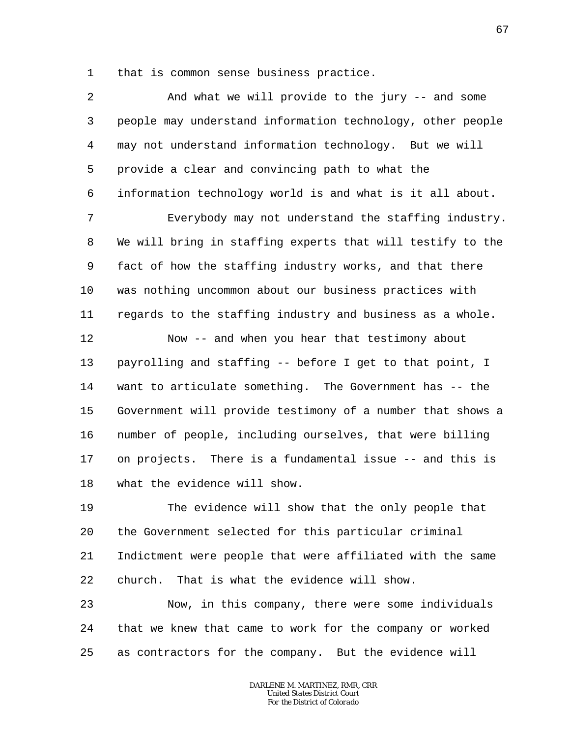that is common sense business practice.

And what we will provide to the jury -- and some people may understand information technology, other people may not understand information technology. But we will provide a clear and convincing path to what the information technology world is and what is it all about.

Everybody may not understand the staffing industry. We will bring in staffing experts that will testify to the fact of how the staffing industry works, and that there was nothing uncommon about our business practices with regards to the staffing industry and business as a whole.

Now -- and when you hear that testimony about payrolling and staffing -- before I get to that point, I want to articulate something. The Government has -- the Government will provide testimony of a number that shows a number of people, including ourselves, that were billing on projects. There is a fundamental issue -- and this is what the evidence will show.

The evidence will show that the only people that the Government selected for this particular criminal Indictment were people that were affiliated with the same church. That is what the evidence will show.

Now, in this company, there were some individuals that we knew that came to work for the company or worked as contractors for the company. But the evidence will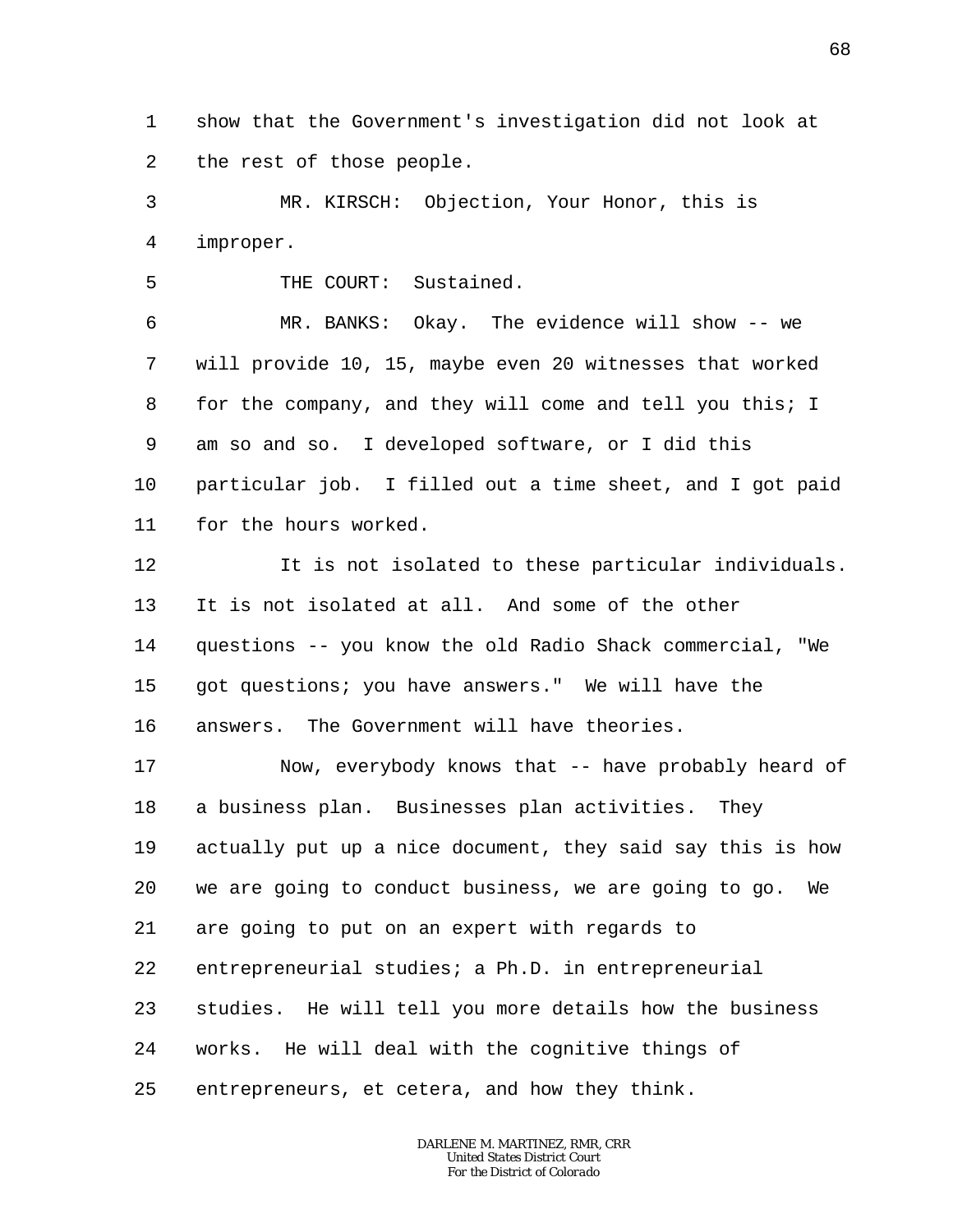show that the Government's investigation did not look at the rest of those people.

MR. KIRSCH: Objection, Your Honor, this is improper.

THE COURT: Sustained.

MR. BANKS: Okay. The evidence will show -- we will provide 10, 15, maybe even 20 witnesses that worked for the company, and they will come and tell you this; I am so and so. I developed software, or I did this particular job. I filled out a time sheet, and I got paid for the hours worked.

It is not isolated to these particular individuals. It is not isolated at all. And some of the other questions -- you know the old Radio Shack commercial, "We got questions; you have answers." We will have the answers. The Government will have theories.

Now, everybody knows that -- have probably heard of a business plan. Businesses plan activities. They actually put up a nice document, they said say this is how we are going to conduct business, we are going to go. We are going to put on an expert with regards to entrepreneurial studies; a Ph.D. in entrepreneurial studies. He will tell you more details how the business works. He will deal with the cognitive things of entrepreneurs, et cetera, and how they think.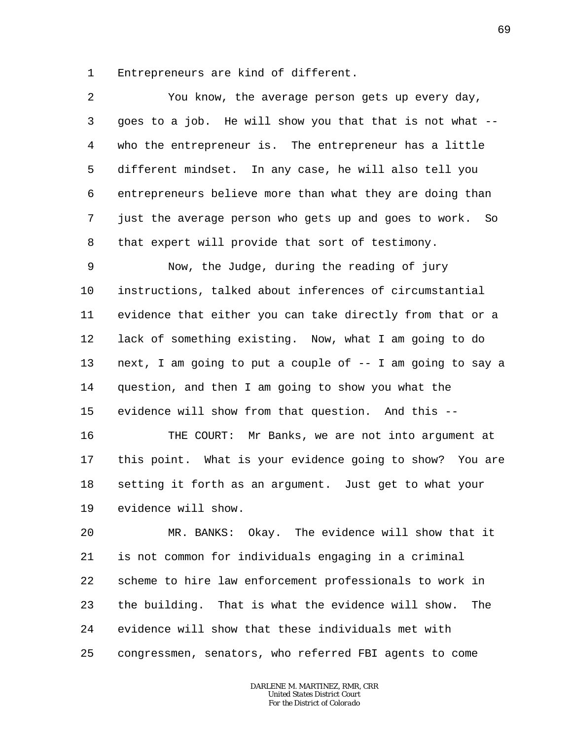Entrepreneurs are kind of different.

You know, the average person gets up every day, goes to a job. He will show you that that is not what -- who the entrepreneur is. The entrepreneur has a little different mindset. In any case, he will also tell you entrepreneurs believe more than what they are doing than just the average person who gets up and goes to work. So that expert will provide that sort of testimony.

Now, the Judge, during the reading of jury instructions, talked about inferences of circumstantial evidence that either you can take directly from that or a lack of something existing. Now, what I am going to do next, I am going to put a couple of -- I am going to say a question, and then I am going to show you what the evidence will show from that question. And this --

THE COURT: Mr Banks, we are not into argument at this point. What is your evidence going to show? You are setting it forth as an argument. Just get to what your evidence will show.

MR. BANKS: Okay. The evidence will show that it is not common for individuals engaging in a criminal scheme to hire law enforcement professionals to work in the building. That is what the evidence will show. The evidence will show that these individuals met with congressmen, senators, who referred FBI agents to come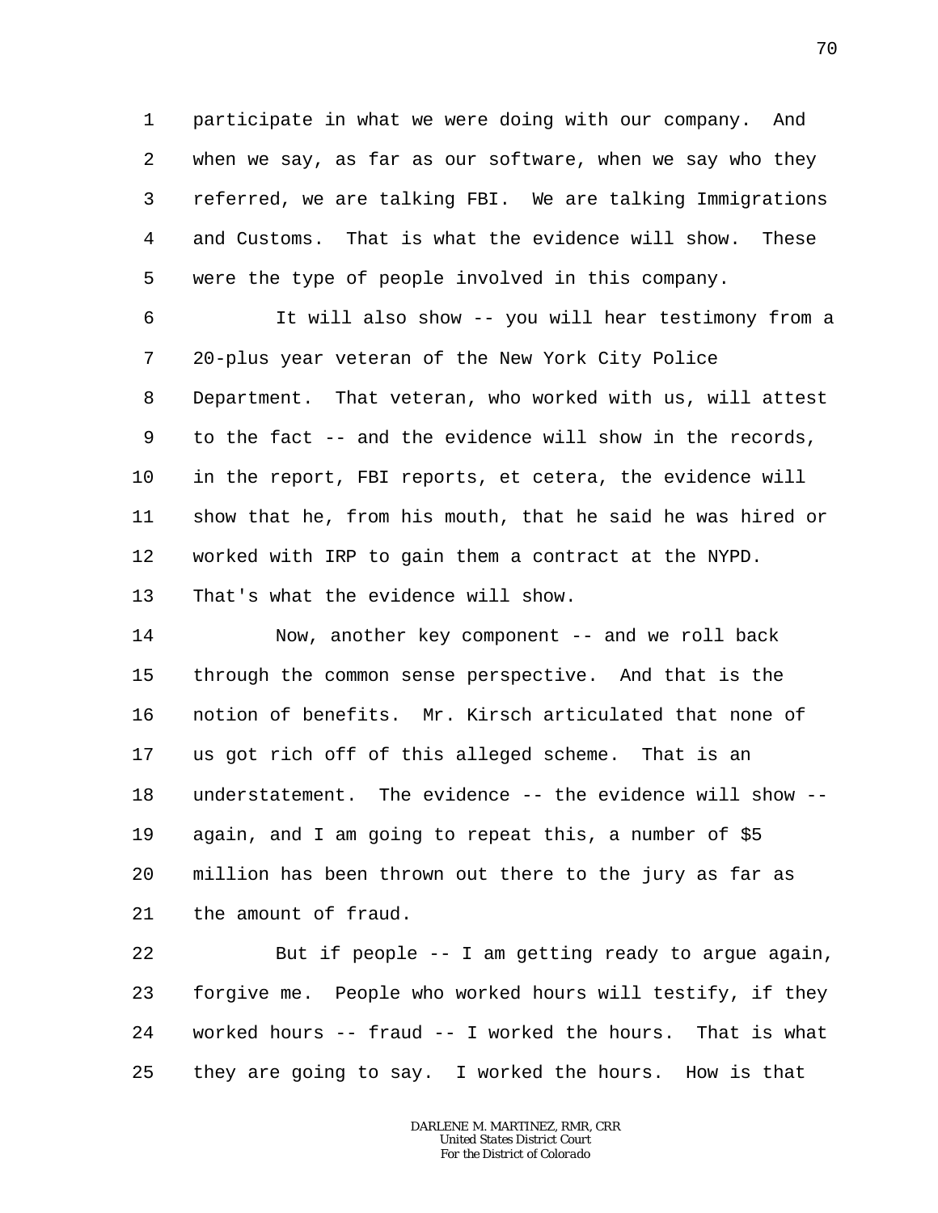participate in what we were doing with our company. And when we say, as far as our software, when we say who they referred, we are talking FBI. We are talking Immigrations and Customs. That is what the evidence will show. These were the type of people involved in this company.

It will also show -- you will hear testimony from a 20-plus year veteran of the New York City Police Department. That veteran, who worked with us, will attest to the fact -- and the evidence will show in the records, in the report, FBI reports, et cetera, the evidence will show that he, from his mouth, that he said he was hired or worked with IRP to gain them a contract at the NYPD. That's what the evidence will show.

Now, another key component -- and we roll back through the common sense perspective. And that is the notion of benefits. Mr. Kirsch articulated that none of us got rich off of this alleged scheme. That is an understatement. The evidence -- the evidence will show -- again, and I am going to repeat this, a number of $5 million has been thrown out there to the jury as far as the amount of fraud.

But if people -- I am getting ready to argue again, forgive me. People who worked hours will testify, if they worked hours -- fraud -- I worked the hours. That is what they are going to say. I worked the hours. How is that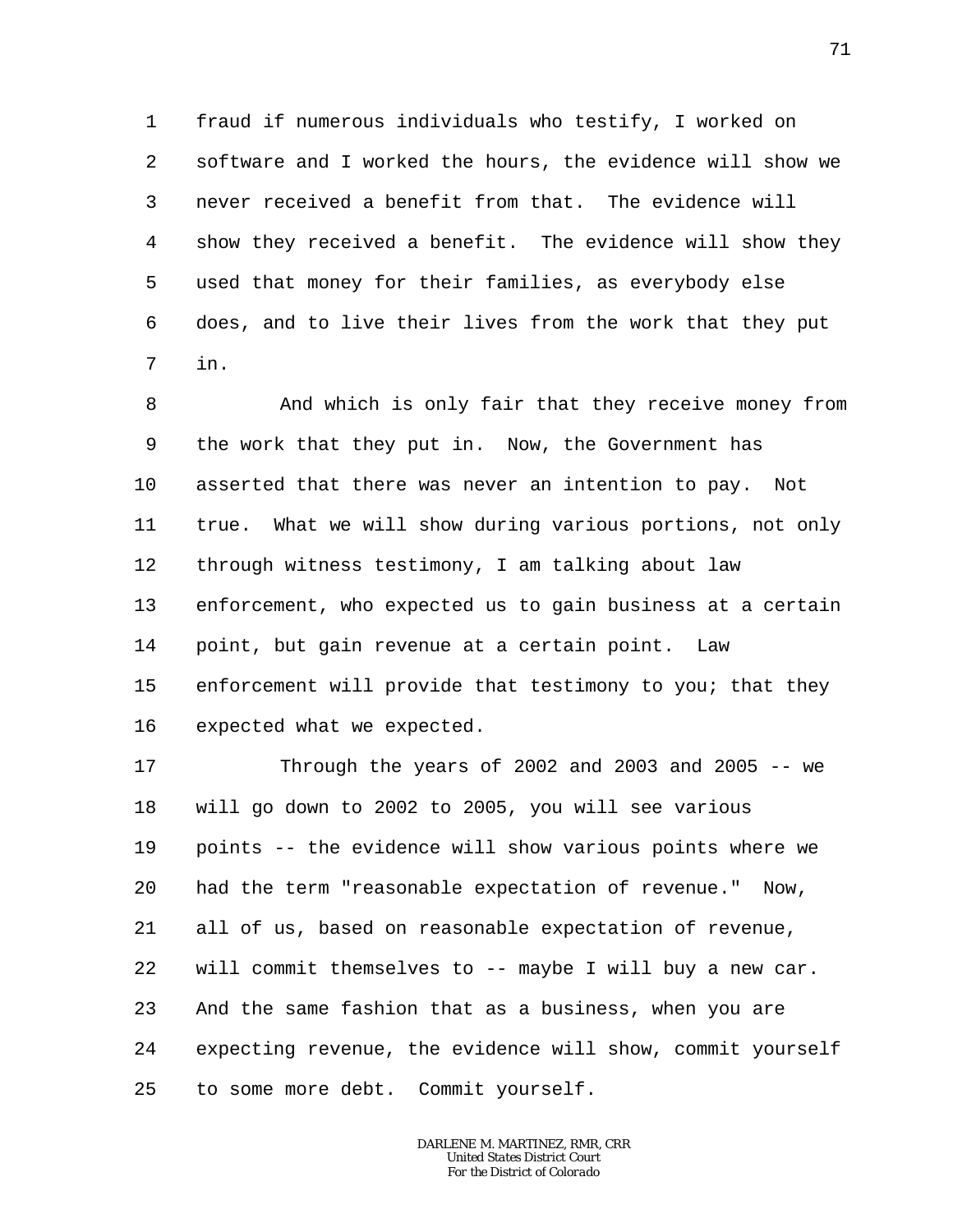fraud if numerous individuals who testify, I worked on software and I worked the hours, the evidence will show we never received a benefit from that. The evidence will show they received a benefit. The evidence will show they used that money for their families, as everybody else does, and to live their lives from the work that they put in.

And which is only fair that they receive money from the work that they put in. Now, the Government has asserted that there was never an intention to pay. Not true. What we will show during various portions, not only through witness testimony, I am talking about law enforcement, who expected us to gain business at a certain point, but gain revenue at a certain point. Law enforcement will provide that testimony to you; that they expected what we expected.

Through the years of 2002 and 2003 and 2005 -- we will go down to 2002 to 2005, you will see various points -- the evidence will show various points where we had the term "reasonable expectation of revenue." Now, all of us, based on reasonable expectation of revenue, will commit themselves to -- maybe I will buy a new car. And the same fashion that as a business, when you are expecting revenue, the evidence will show, commit yourself to some more debt. Commit yourself.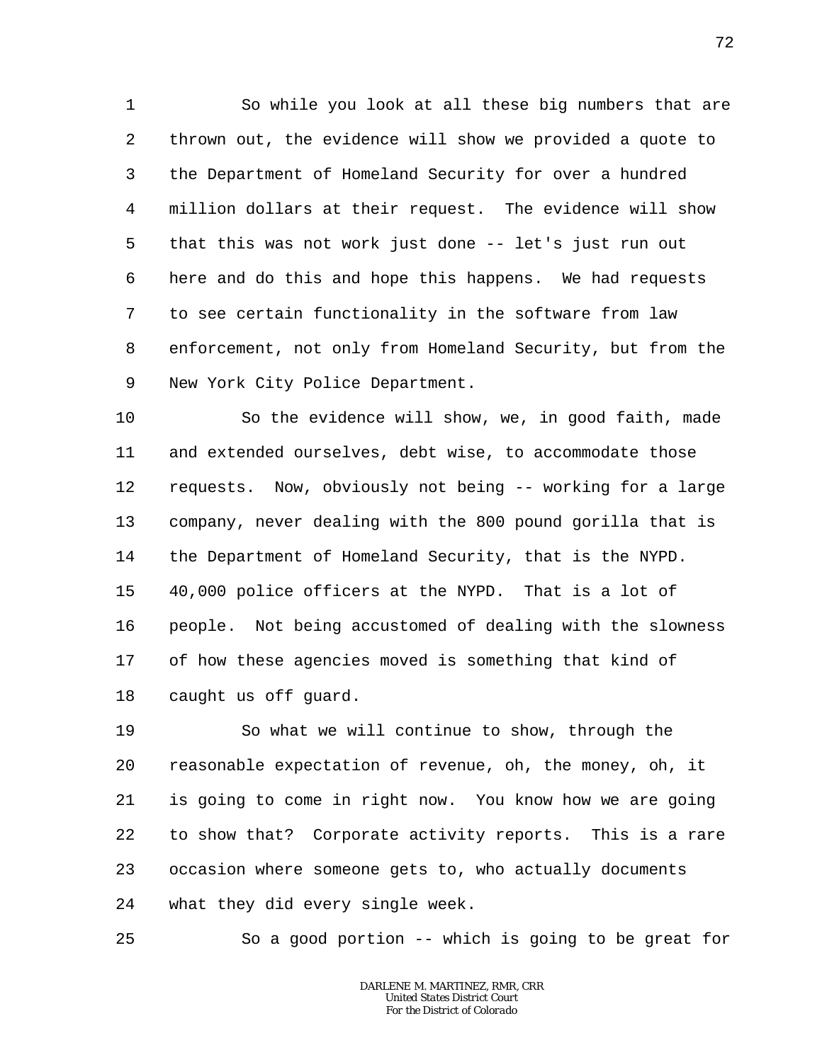So while you look at all these big numbers that are thrown out, the evidence will show we provided a quote to the Department of Homeland Security for over a hundred million dollars at their request. The evidence will show that this was not work just done -- let's just run out here and do this and hope this happens. We had requests to see certain functionality in the software from law enforcement, not only from Homeland Security, but from the New York City Police Department.

So the evidence will show, we, in good faith, made and extended ourselves, debt wise, to accommodate those requests. Now, obviously not being -- working for a large company, never dealing with the 800 pound gorilla that is the Department of Homeland Security, that is the NYPD. 40,000 police officers at the NYPD. That is a lot of people. Not being accustomed of dealing with the slowness of how these agencies moved is something that kind of caught us off guard.

So what we will continue to show, through the reasonable expectation of revenue, oh, the money, oh, it is going to come in right now. You know how we are going to show that? Corporate activity reports. This is a rare occasion where someone gets to, who actually documents what they did every single week.

So a good portion -- which is going to be great for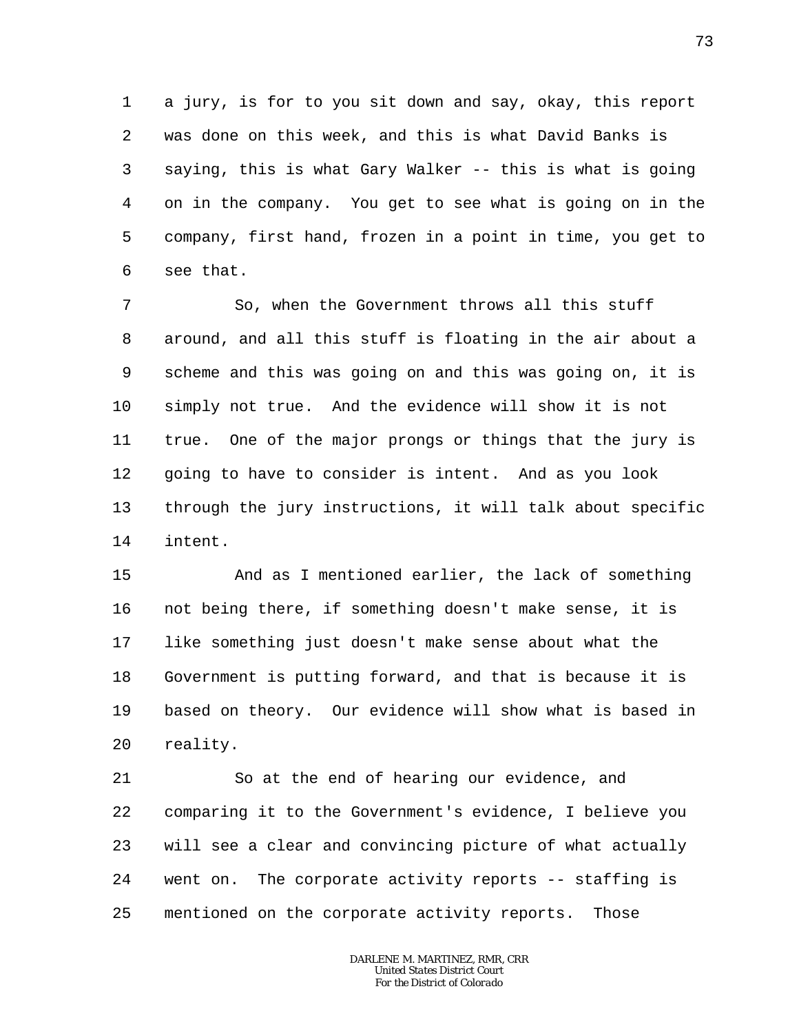a jury, is for to you sit down and say, okay, this report was done on this week, and this is what David Banks is saying, this is what Gary Walker -- this is what is going on in the company. You get to see what is going on in the company, first hand, frozen in a point in time, you get to see that.

So, when the Government throws all this stuff around, and all this stuff is floating in the air about a scheme and this was going on and this was going on, it is simply not true. And the evidence will show it is not true. One of the major prongs or things that the jury is going to have to consider is intent. And as you look through the jury instructions, it will talk about specific intent.

And as I mentioned earlier, the lack of something not being there, if something doesn't make sense, it is like something just doesn't make sense about what the Government is putting forward, and that is because it is based on theory. Our evidence will show what is based in reality.

So at the end of hearing our evidence, and comparing it to the Government's evidence, I believe you will see a clear and convincing picture of what actually went on. The corporate activity reports -- staffing is mentioned on the corporate activity reports. Those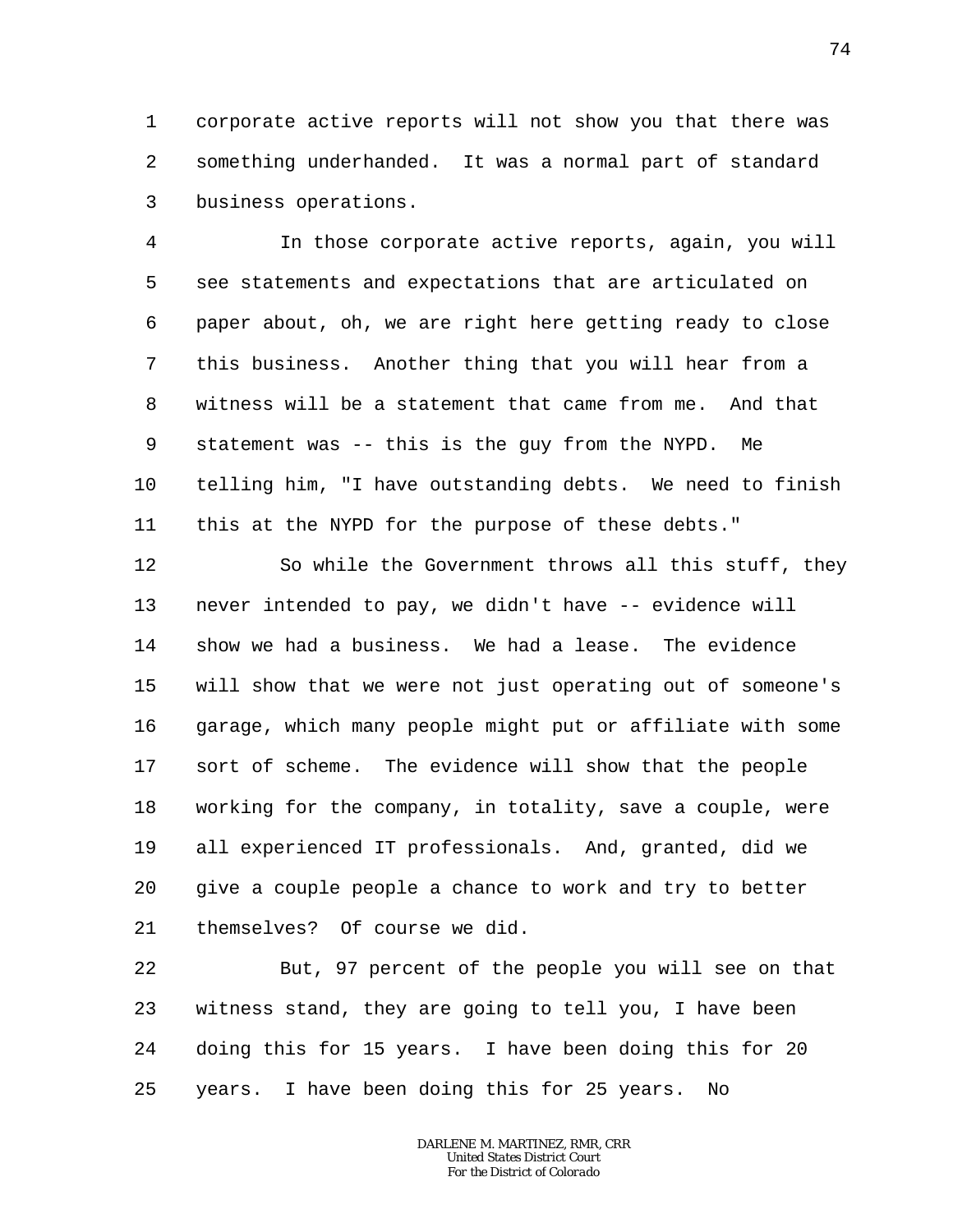1 corporate active reports will not show you that there was
2 something underhanded. It was a normal part of standard
3 business operations.

4 In those corporate active reports, again, you will
5 see statements and expectations that are articulated on
6 paper about, oh, we are right here getting ready to close
7 this business. Another thing that you will hear from a
8 witness will be a statement that came from me. And that
9 statement was -- this is the guy from the NYPD. Me
10 telling him, "I have outstanding debts. We need to finish
11 this at the NYPD for the purpose of these debts."

12 So while the Government throws all this stuff, they
13 never intended to pay, we didn't have -- evidence will
14 show we had a business. We had a lease. The evidence
15 will show that we were not just operating out of someone's
16 garage, which many people might put or affiliate with some
17 sort of scheme. The evidence will show that the people
18 working for the company, in totality, save a couple, were
19 all experienced IT professionals. And, granted, did we
20 give a couple people a chance to work and try to better
21 themselves? Of course we did.

22 But, 97 percent of the people you will see on that
23 witness stand, they are going to tell you, I have been
24 doing this for 15 years. I have been doing this for 20
25 years. I have been doing this for 25 years. No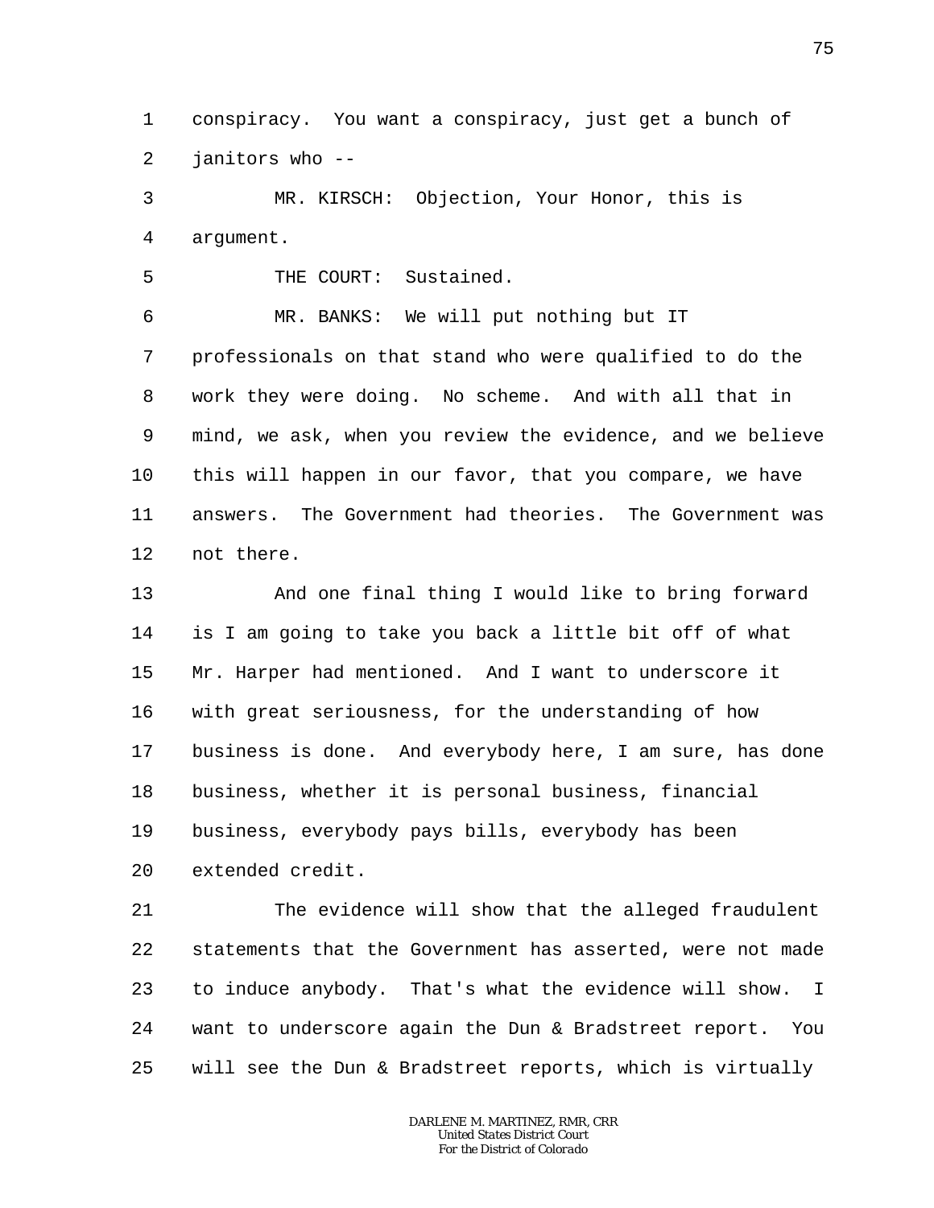conspiracy. You want a conspiracy, just get a bunch of janitors who --

MR. KIRSCH: Objection, Your Honor, this is argument.

THE COURT: Sustained.

MR. BANKS: We will put nothing but IT professionals on that stand who were qualified to do the work they were doing. No scheme. And with all that in mind, we ask, when you review the evidence, and we believe this will happen in our favor, that you compare, we have answers. The Government had theories. The Government was not there.

And one final thing I would like to bring forward is I am going to take you back a little bit off of what Mr. Harper had mentioned. And I want to underscore it with great seriousness, for the understanding of how business is done. And everybody here, I am sure, has done business, whether it is personal business, financial business, everybody pays bills, everybody has been extended credit.

The evidence will show that the alleged fraudulent statements that the Government has asserted, were not made to induce anybody. That's what the evidence will show. I want to underscore again the Dun & Bradstreet report. You will see the Dun & Bradstreet reports, which is virtually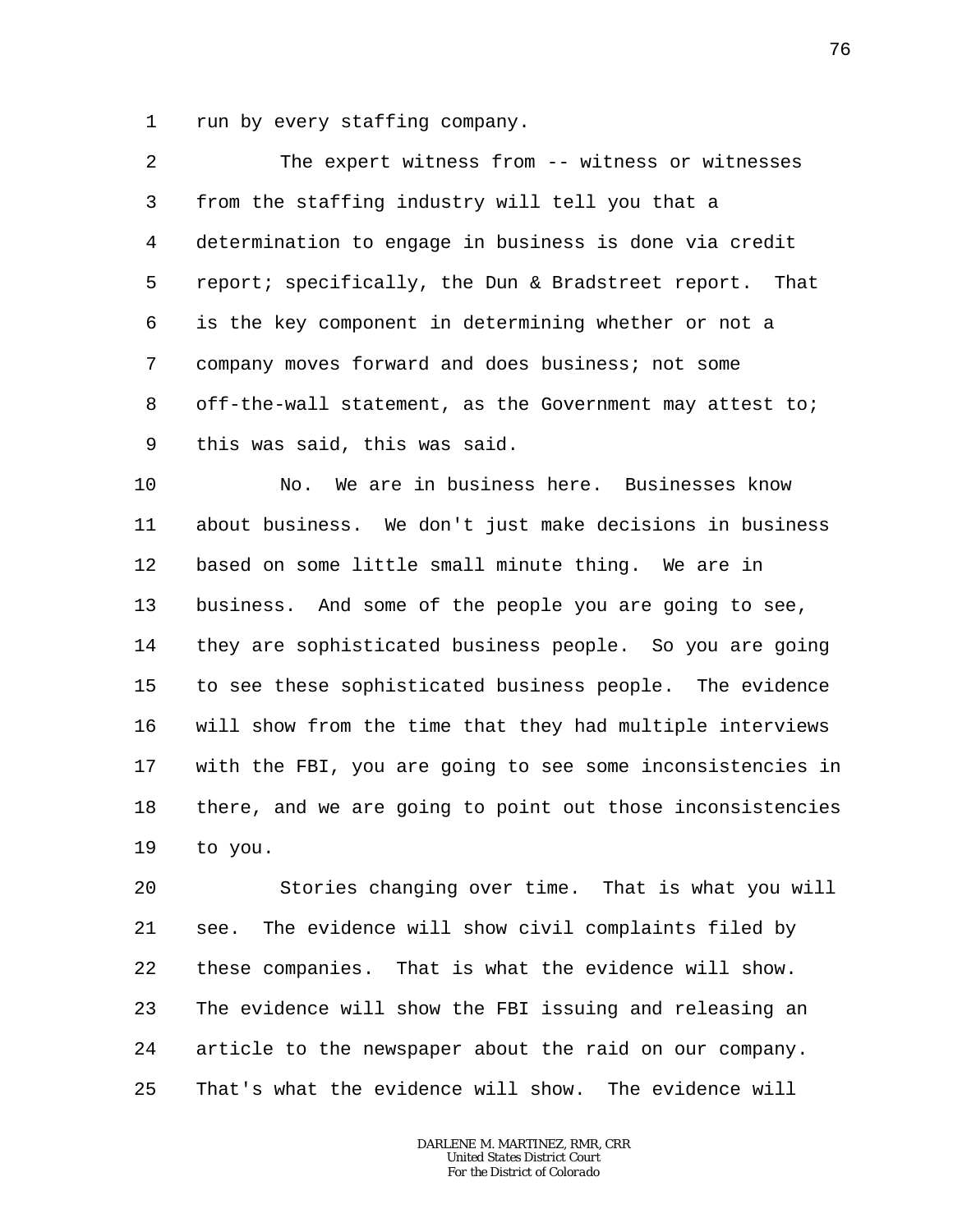run by every staffing company.

The expert witness from -- witness or witnesses from the staffing industry will tell you that a determination to engage in business is done via credit report; specifically, the Dun & Bradstreet report. That is the key component in determining whether or not a company moves forward and does business; not some off-the-wall statement, as the Government may attest to; this was said, this was said.

No. We are in business here. Businesses know about business. We don't just make decisions in business based on some little small minute thing. We are in business. And some of the people you are going to see, they are sophisticated business people. So you are going to see these sophisticated business people. The evidence will show from the time that they had multiple interviews with the FBI, you are going to see some inconsistencies in there, and we are going to point out those inconsistencies to you.

Stories changing over time. That is what you will see. The evidence will show civil complaints filed by these companies. That is what the evidence will show. The evidence will show the FBI issuing and releasing an article to the newspaper about the raid on our company. That's what the evidence will show. The evidence will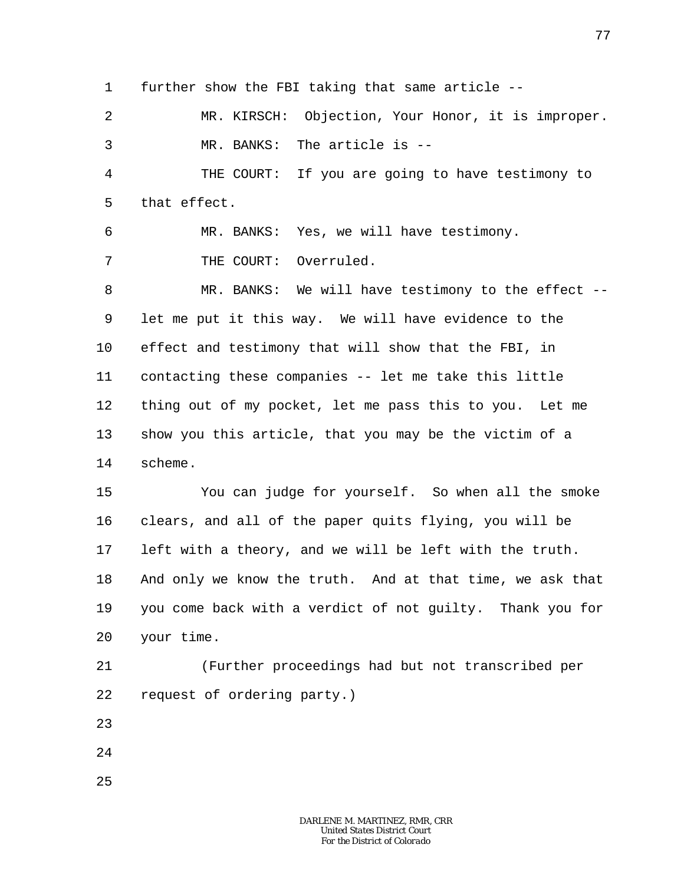further show the FBI taking that same article --

MR. KIRSCH: Objection, Your Honor, it is improper.

MR. BANKS: The article is --

THE COURT: If you are going to have testimony to that effect.

MR. BANKS: Yes, we will have testimony.

THE COURT: Overruled.

MR. BANKS: We will have testimony to the effect -- let me put it this way. We will have evidence to the effect and testimony that will show that the FBI, in contacting these companies -- let me take this little thing out of my pocket, let me pass this to you. Let me show you this article, that you may be the victim of a scheme.

You can judge for yourself. So when all the smoke clears, and all of the paper quits flying, you will be left with a theory, and we will be left with the truth. And only we know the truth. And at that time, we ask that you come back with a verdict of not guilty. Thank you for your time.

(Further proceedings had but not transcribed per request of ordering party.)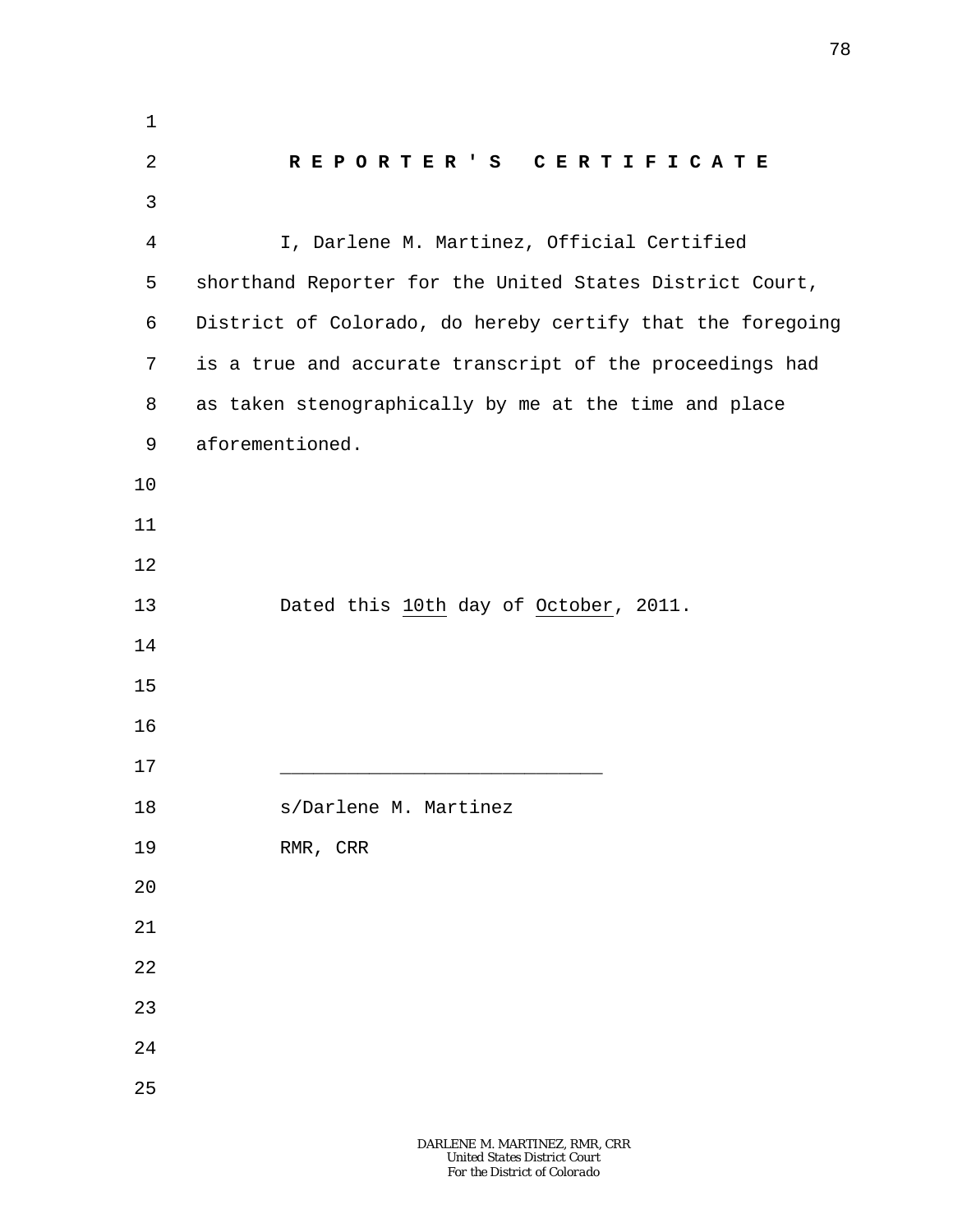# R E P O R T E R ' S   C E R T I F I C A T E

I, Darlene M. Martinez, Official Certified shorthand Reporter for the United States District Court, District of Colorado, do hereby certify that the foregoing is a true and accurate transcript of the proceedings had as taken stenographically by me at the time and place aforementioned.

Dated this 10th day of October, 2011.

_____________________________

s/Darlene M. Martinez

RMR, CRR

DARLENE M. MARTINEZ, RMR, CRR
United States District Court
For the District of Colorado